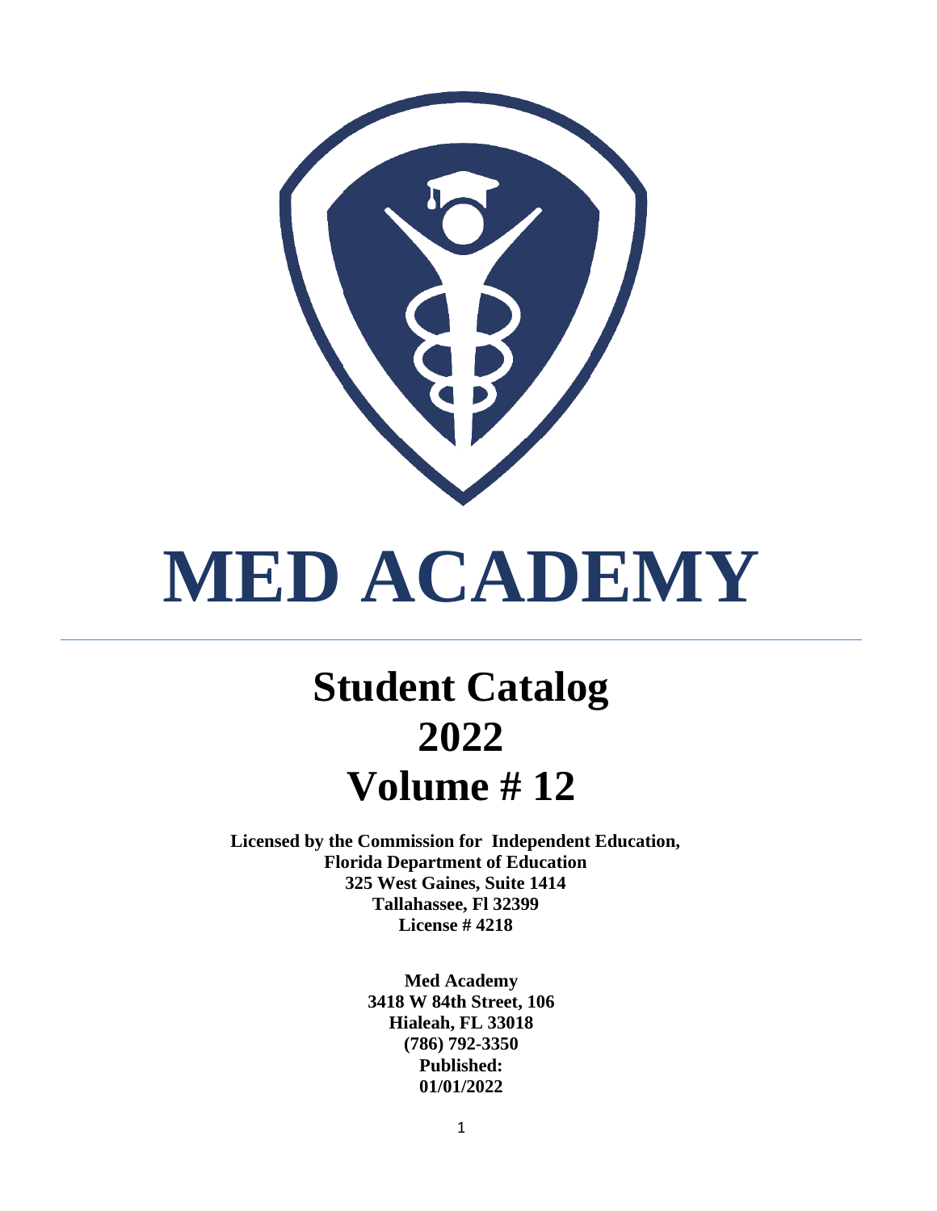# MED ACADEMY

## Student Catalog 2022 Volume # 12

**Licensed by the Commission for Independent Education,**
**Florida Department of Education**
**325 West Gaines, Suite 1414**
**Tallahassee, Fl 32399**
**License # 4218**

**Med Academy**
**3418 W 84th Street, 106**
**Hialeah, FL 33018**
**(786) 792-3350**
**Published:**
**01/01/2022**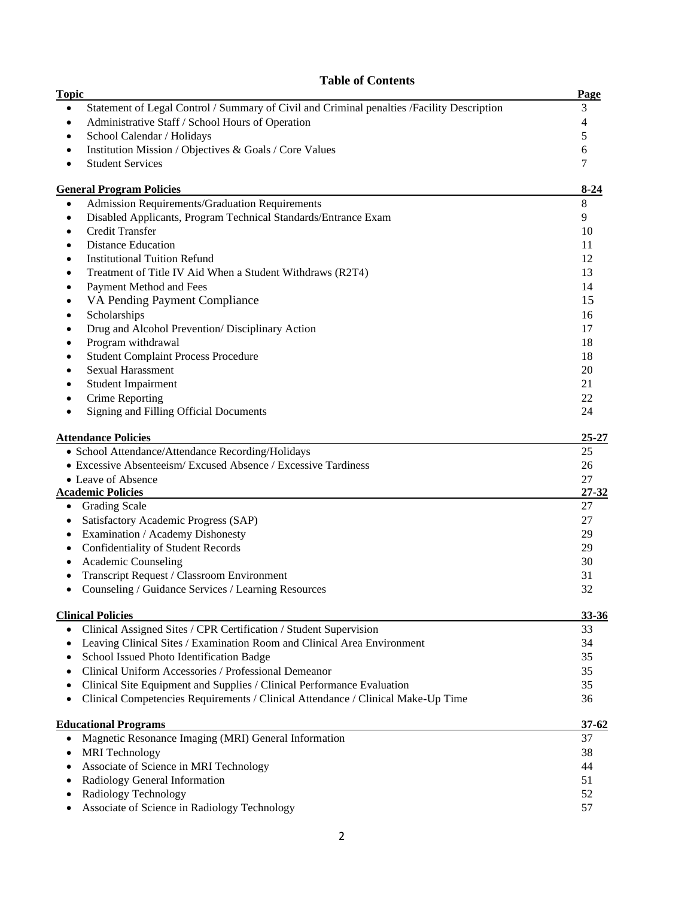# Table of Contents

| Topic | Page |
|---|---|
| • Statement of Legal Control / Summary of Civil and Criminal penalties /Facility Description | 3 |
| • Administrative Staff / School Hours of Operation | 4 |
| • School Calendar / Holidays | 5 |
| • Institution Mission / Objectives & Goals / Core Values | 6 |
| • Student Services | 7 |
| **General Program Policies** | **8-24** |
| • Admission Requirements/Graduation Requirements | 8 |
| • Disabled Applicants, Program Technical Standards/Entrance Exam | 9 |
| • Credit Transfer | 10 |
| • Distance Education | 11 |
| • Institutional Tuition Refund | 12 |
| • Treatment of Title IV Aid When a Student Withdraws (R2T4) | 13 |
| • Payment Method and Fees | 14 |
| • VA Pending Payment Compliance | 15 |
| • Scholarships | 16 |
| • Drug and Alcohol Prevention/ Disciplinary Action | 17 |
| • Program withdrawal | 18 |
| • Student Complaint Process Procedure | 18 |
| • Sexual Harassment | 20 |
| • Student Impairment | 21 |
| • Crime Reporting | 22 |
| • Signing and Filling Official Documents | 24 |
| **Attendance Policies** | **25-27** |
| • School Attendance/Attendance Recording/Holidays | 25 |
| • Excessive Absenteeism/ Excused Absence / Excessive Tardiness | 26 |
| • Leave of Absence | 27 |
| **Academic Policies** | **27-32** |
| • Grading Scale | 27 |
| • Satisfactory Academic Progress (SAP) | 27 |
| • Examination / Academy Dishonesty | 29 |
| • Confidentiality of Student Records | 29 |
| • Academic Counseling | 30 |
| • Transcript Request / Classroom Environment | 31 |
| • Counseling / Guidance Services / Learning Resources | 32 |
| **Clinical Policies** | **33-36** |
| • Clinical Assigned Sites / CPR Certification / Student Supervision | 33 |
| • Leaving Clinical Sites / Examination Room and Clinical Area Environment | 34 |
| • School Issued Photo Identification Badge | 35 |
| • Clinical Uniform Accessories / Professional Demeanor | 35 |
| • Clinical Site Equipment and Supplies / Clinical Performance Evaluation | 35 |
| • Clinical Competencies Requirements / Clinical Attendance / Clinical Make-Up Time | 36 |
| **Educational Programs** | **37-62** |
| • Magnetic Resonance Imaging (MRI) General Information | 37 |
| • MRI Technology | 38 |
| • Associate of Science in MRI Technology | 44 |
| • Radiology General Information | 51 |
| • Radiology Technology | 52 |
| • Associate of Science in Radiology Technology | 57 |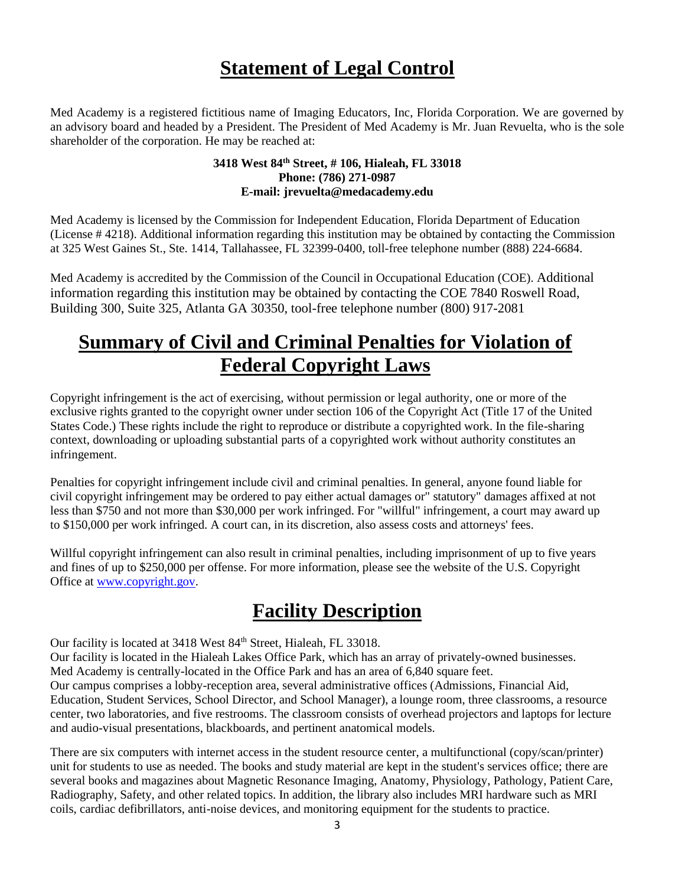# Statement of Legal Control

Med Academy is a registered fictitious name of Imaging Educators, Inc, Florida Corporation. We are governed by an advisory board and headed by a President. The President of Med Academy is Mr. Juan Revuelta, who is the sole shareholder of the corporation. He may be reached at:

**3418 West 84th Street, # 106, Hialeah, FL 33018**
**Phone: (786) 271-0987**
**E-mail: jrevuelta@medacademy.edu**

Med Academy is licensed by the Commission for Independent Education, Florida Department of Education (License # 4218). Additional information regarding this institution may be obtained by contacting the Commission at 325 West Gaines St., Ste. 1414, Tallahassee, FL 32399-0400, toll-free telephone number (888) 224-6684.

Med Academy is accredited by the Commission of the Council in Occupational Education (COE). Additional information regarding this institution may be obtained by contacting the COE 7840 Roswell Road, Building 300, Suite 325, Atlanta GA 30350, tool-free telephone number (800) 917-2081

# Summary of Civil and Criminal Penalties for Violation of Federal Copyright Laws

Copyright infringement is the act of exercising, without permission or legal authority, one or more of the exclusive rights granted to the copyright owner under section 106 of the Copyright Act (Title 17 of the United States Code.) These rights include the right to reproduce or distribute a copyrighted work. In the file-sharing context, downloading or uploading substantial parts of a copyrighted work without authority constitutes an infringement.

Penalties for copyright infringement include civil and criminal penalties. In general, anyone found liable for civil copyright infringement may be ordered to pay either actual damages or" statutory" damages affixed at not less than $750 and not more than $30,000 per work infringed. For "willful" infringement, a court may award up to $150,000 per work infringed. A court can, in its discretion, also assess costs and attorneys' fees.

Willful copyright infringement can also result in criminal penalties, including imprisonment of up to five years and fines of up to $250,000 per offense. For more information, please see the website of the U.S. Copyright Office at www.copyright.gov.

# Facility Description

Our facility is located at 3418 West 84th Street, Hialeah, FL 33018.
Our facility is located in the Hialeah Lakes Office Park, which has an array of privately-owned businesses.
Med Academy is centrally-located in the Office Park and has an area of 6,840 square feet.
Our campus comprises a lobby-reception area, several administrative offices (Admissions, Financial Aid, Education, Student Services, School Director, and School Manager), a lounge room, three classrooms, a resource center, two laboratories, and five restrooms. The classroom consists of overhead projectors and laptops for lecture and audio-visual presentations, blackboards, and pertinent anatomical models.

There are six computers with internet access in the student resource center, a multifunctional (copy/scan/printer) unit for students to use as needed. The books and study material are kept in the student's services office; there are several books and magazines about Magnetic Resonance Imaging, Anatomy, Physiology, Pathology, Patient Care, Radiography, Safety, and other related topics. In addition, the library also includes MRI hardware such as MRI coils, cardiac defibrillators, anti-noise devices, and monitoring equipment for the students to practice.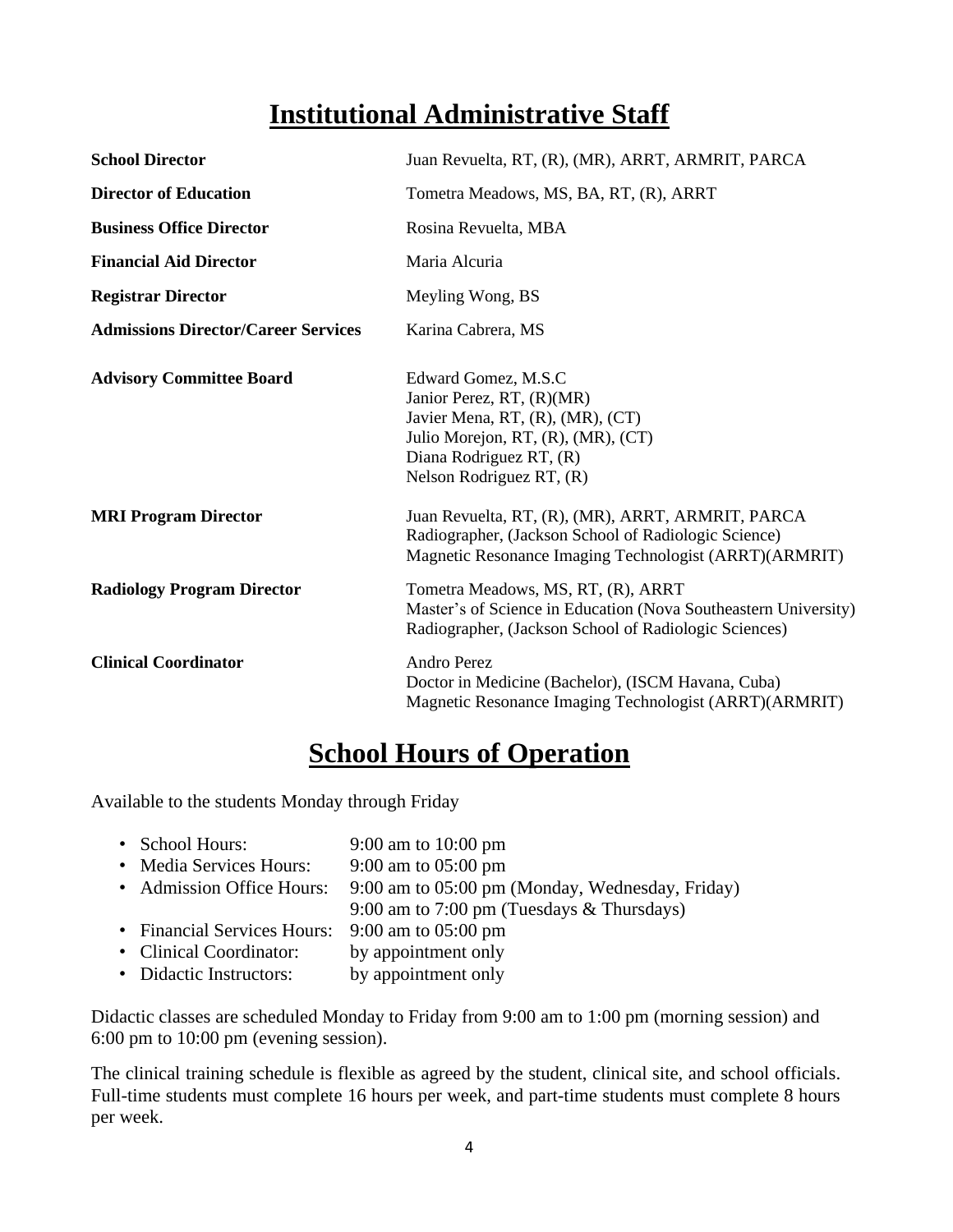# Institutional Administrative Staff

| | |
|---|---|
| **School Director** | Juan Revuelta, RT, (R), (MR), ARRT, ARMRIT, PARCA |
| **Director of Education** | Tometra Meadows, MS, BA, RT, (R), ARRT |
| **Business Office Director** | Rosina Revuelta, MBA |
| **Financial Aid Director** | Maria Alcuria |
| **Registrar Director** | Meyling Wong, BS |
| **Admissions Director/Career Services** | Karina Cabrera, MS |
| **Advisory Committee Board** | Edward Gomez, M.S.C<br>Janior Perez, RT, (R)(MR)<br>Javier Mena, RT, (R), (MR), (CT)<br>Julio Morejon, RT, (R), (MR), (CT)<br>Diana Rodriguez RT, (R)<br>Nelson Rodriguez RT, (R) |
| **MRI Program Director** | Juan Revuelta, RT, (R), (MR), ARRT, ARMRIT, PARCA<br>Radiographer, (Jackson School of Radiologic Science)<br>Magnetic Resonance Imaging Technologist (ARRT)(ARMRIT) |
| **Radiology Program Director** | Tometra Meadows, MS, RT, (R), ARRT<br>Master's of Science in Education (Nova Southeastern University)<br>Radiographer, (Jackson School of Radiologic Sciences) |
| **Clinical Coordinator** | Andro Perez<br>Doctor in Medicine (Bachelor), (ISCM Havana, Cuba)<br>Magnetic Resonance Imaging Technologist (ARRT)(ARMRIT) |

# School Hours of Operation

Available to the students Monday through Friday

- School Hours: 9:00 am to 10:00 pm
- Media Services Hours: 9:00 am to 05:00 pm
- Admission Office Hours: 9:00 am to 05:00 pm (Monday, Wednesday, Friday)
  9:00 am to 7:00 pm (Tuesdays & Thursdays)
- Financial Services Hours: 9:00 am to 05:00 pm
- Clinical Coordinator: by appointment only
- Didactic Instructors: by appointment only

Didactic classes are scheduled Monday to Friday from 9:00 am to 1:00 pm (morning session) and 6:00 pm to 10:00 pm (evening session).

The clinical training schedule is flexible as agreed by the student, clinical site, and school officials. Full-time students must complete 16 hours per week, and part-time students must complete 8 hours per week.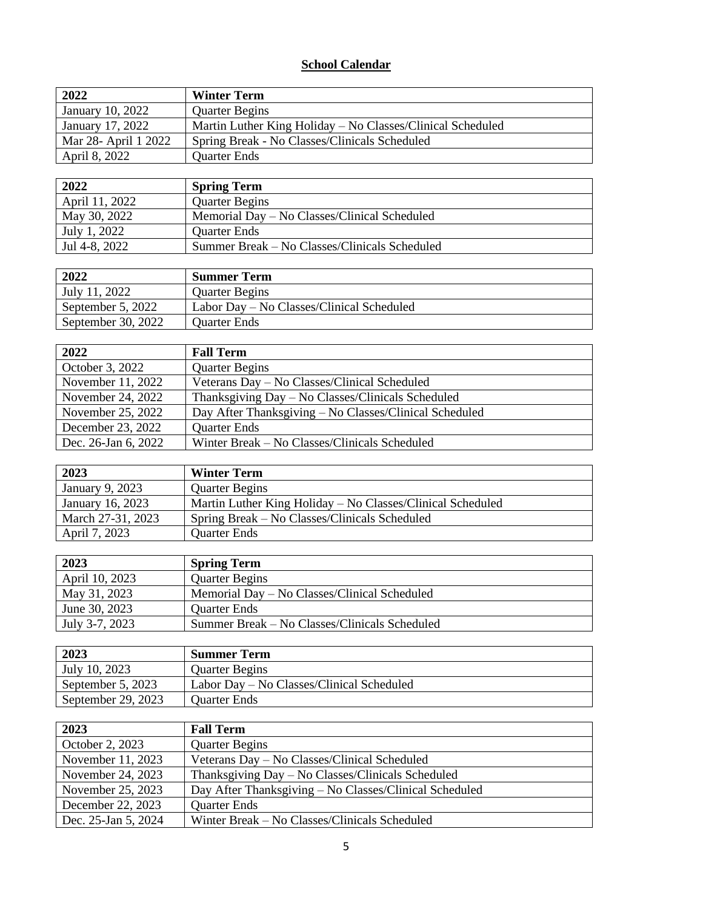## School Calendar

| 2022 | Winter Term |
|---|---|
| January 10, 2022 | Quarter Begins |
| January 17, 2022 | Martin Luther King Holiday – No Classes/Clinical Scheduled |
| Mar 28- April 1 2022 | Spring Break - No Classes/Clinicals Scheduled |
| April 8, 2022 | Quarter Ends |

| 2022 | Spring Term |
|---|---|
| April 11, 2022 | Quarter Begins |
| May 30, 2022 | Memorial Day – No Classes/Clinical Scheduled |
| July 1, 2022 | Quarter Ends |
| Jul 4-8, 2022 | Summer Break – No Classes/Clinicals Scheduled |

| 2022 | Summer Term |
|---|---|
| July 11, 2022 | Quarter Begins |
| September 5, 2022 | Labor Day – No Classes/Clinical Scheduled |
| September 30, 2022 | Quarter Ends |

| 2022 | Fall Term |
|---|---|
| October 3, 2022 | Quarter Begins |
| November 11, 2022 | Veterans Day – No Classes/Clinical Scheduled |
| November 24, 2022 | Thanksgiving Day – No Classes/Clinicals Scheduled |
| November 25, 2022 | Day After Thanksgiving – No Classes/Clinical Scheduled |
| December 23, 2022 | Quarter Ends |
| Dec. 26-Jan 6, 2022 | Winter Break – No Classes/Clinicals Scheduled |

| 2023 | Winter Term |
|---|---|
| January 9, 2023 | Quarter Begins |
| January 16, 2023 | Martin Luther King Holiday – No Classes/Clinical Scheduled |
| March 27-31, 2023 | Spring Break – No Classes/Clinicals Scheduled |
| April 7, 2023 | Quarter Ends |

| 2023 | Spring Term |
|---|---|
| April 10, 2023 | Quarter Begins |
| May 31, 2023 | Memorial Day – No Classes/Clinical Scheduled |
| June 30, 2023 | Quarter Ends |
| July 3-7, 2023 | Summer Break – No Classes/Clinicals Scheduled |

| 2023 | Summer Term |
|---|---|
| July 10, 2023 | Quarter Begins |
| September 5, 2023 | Labor Day – No Classes/Clinical Scheduled |
| September 29, 2023 | Quarter Ends |

| 2023 | Fall Term |
|---|---|
| October 2, 2023 | Quarter Begins |
| November 11, 2023 | Veterans Day – No Classes/Clinical Scheduled |
| November 24, 2023 | Thanksgiving Day – No Classes/Clinicals Scheduled |
| November 25, 2023 | Day After Thanksgiving – No Classes/Clinical Scheduled |
| December 22, 2023 | Quarter Ends |
| Dec. 25-Jan 5, 2024 | Winter Break – No Classes/Clinicals Scheduled |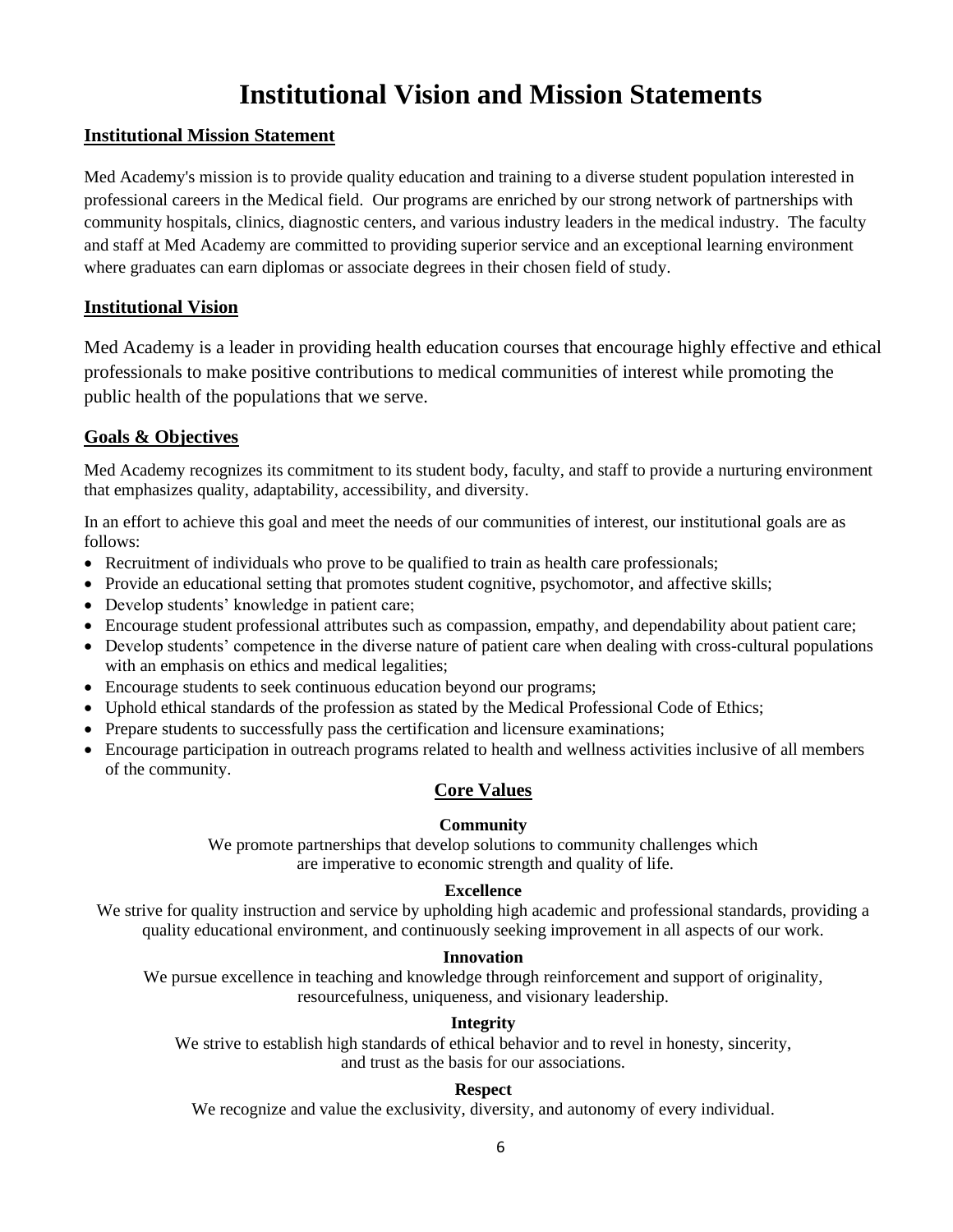# Institutional Vision and Mission Statements

## Institutional Mission Statement

Med Academy's mission is to provide quality education and training to a diverse student population interested in professional careers in the Medical field. Our programs are enriched by our strong network of partnerships with community hospitals, clinics, diagnostic centers, and various industry leaders in the medical industry. The faculty and staff at Med Academy are committed to providing superior service and an exceptional learning environment where graduates can earn diplomas or associate degrees in their chosen field of study.

## Institutional Vision

Med Academy is a leader in providing health education courses that encourage highly effective and ethical professionals to make positive contributions to medical communities of interest while promoting the public health of the populations that we serve.

## Goals & Objectives

Med Academy recognizes its commitment to its student body, faculty, and staff to provide a nurturing environment that emphasizes quality, adaptability, accessibility, and diversity.

In an effort to achieve this goal and meet the needs of our communities of interest, our institutional goals are as follows:

- Recruitment of individuals who prove to be qualified to train as health care professionals;
- Provide an educational setting that promotes student cognitive, psychomotor, and affective skills;
- Develop students' knowledge in patient care;
- Encourage student professional attributes such as compassion, empathy, and dependability about patient care;
- Develop students' competence in the diverse nature of patient care when dealing with cross-cultural populations with an emphasis on ethics and medical legalities;
- Encourage students to seek continuous education beyond our programs;
- Uphold ethical standards of the profession as stated by the Medical Professional Code of Ethics;
- Prepare students to successfully pass the certification and licensure examinations;
- Encourage participation in outreach programs related to health and wellness activities inclusive of all members of the community.

## Core Values

**Community**

We promote partnerships that develop solutions to community challenges which are imperative to economic strength and quality of life.

**Excellence**

We strive for quality instruction and service by upholding high academic and professional standards, providing a quality educational environment, and continuously seeking improvement in all aspects of our work.

**Innovation**

We pursue excellence in teaching and knowledge through reinforcement and support of originality, resourcefulness, uniqueness, and visionary leadership.

**Integrity**

We strive to establish high standards of ethical behavior and to revel in honesty, sincerity, and trust as the basis for our associations.

**Respect**

We recognize and value the exclusivity, diversity, and autonomy of every individual.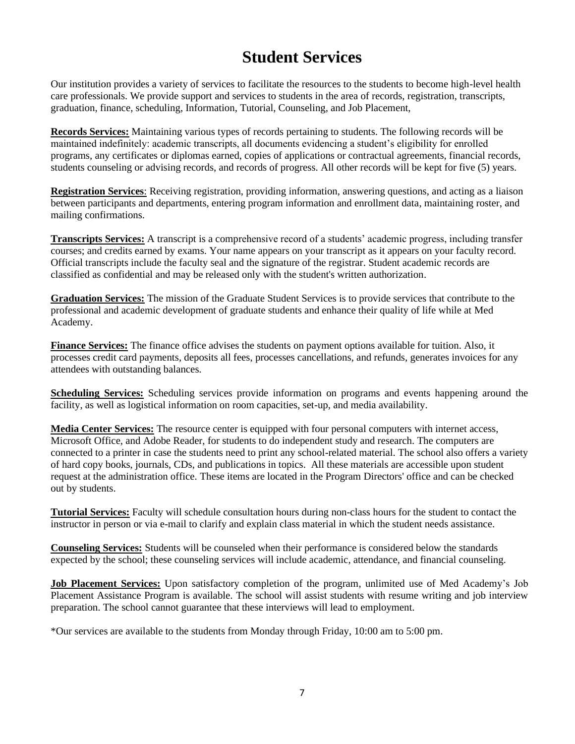# Student Services

Our institution provides a variety of services to facilitate the resources to the students to become high-level health care professionals. We provide support and services to students in the area of records, registration, transcripts, graduation, finance, scheduling, Information, Tutorial, Counseling, and Job Placement,

**Records Services:** Maintaining various types of records pertaining to students. The following records will be maintained indefinitely: academic transcripts, all documents evidencing a student's eligibility for enrolled programs, any certificates or diplomas earned, copies of applications or contractual agreements, financial records, students counseling or advising records, and records of progress. All other records will be kept for five (5) years.

**Registration Services**: Receiving registration, providing information, answering questions, and acting as a liaison between participants and departments, entering program information and enrollment data, maintaining roster, and mailing confirmations.

**Transcripts Services:** A transcript is a comprehensive record of a students' academic progress, including transfer courses; and credits earned by exams. Your name appears on your transcript as it appears on your faculty record. Official transcripts include the faculty seal and the signature of the registrar. Student academic records are classified as confidential and may be released only with the student's written authorization.

**Graduation Services:** The mission of the Graduate Student Services is to provide services that contribute to the professional and academic development of graduate students and enhance their quality of life while at Med Academy.

**Finance Services:** The finance office advises the students on payment options available for tuition. Also, it processes credit card payments, deposits all fees, processes cancellations, and refunds, generates invoices for any attendees with outstanding balances.

**Scheduling Services:** Scheduling services provide information on programs and events happening around the facility, as well as logistical information on room capacities, set-up, and media availability.

**Media Center Services:** The resource center is equipped with four personal computers with internet access, Microsoft Office, and Adobe Reader, for students to do independent study and research. The computers are connected to a printer in case the students need to print any school-related material. The school also offers a variety of hard copy books, journals, CDs, and publications in topics. All these materials are accessible upon student request at the administration office. These items are located in the Program Directors' office and can be checked out by students.

**Tutorial Services:** Faculty will schedule consultation hours during non-class hours for the student to contact the instructor in person or via e-mail to clarify and explain class material in which the student needs assistance.

**Counseling Services:** Students will be counseled when their performance is considered below the standards expected by the school; these counseling services will include academic, attendance, and financial counseling.

**Job Placement Services:** Upon satisfactory completion of the program, unlimited use of Med Academy's Job Placement Assistance Program is available. The school will assist students with resume writing and job interview preparation. The school cannot guarantee that these interviews will lead to employment.

*Our services are available to the students from Monday through Friday, 10:00 am to 5:00 pm.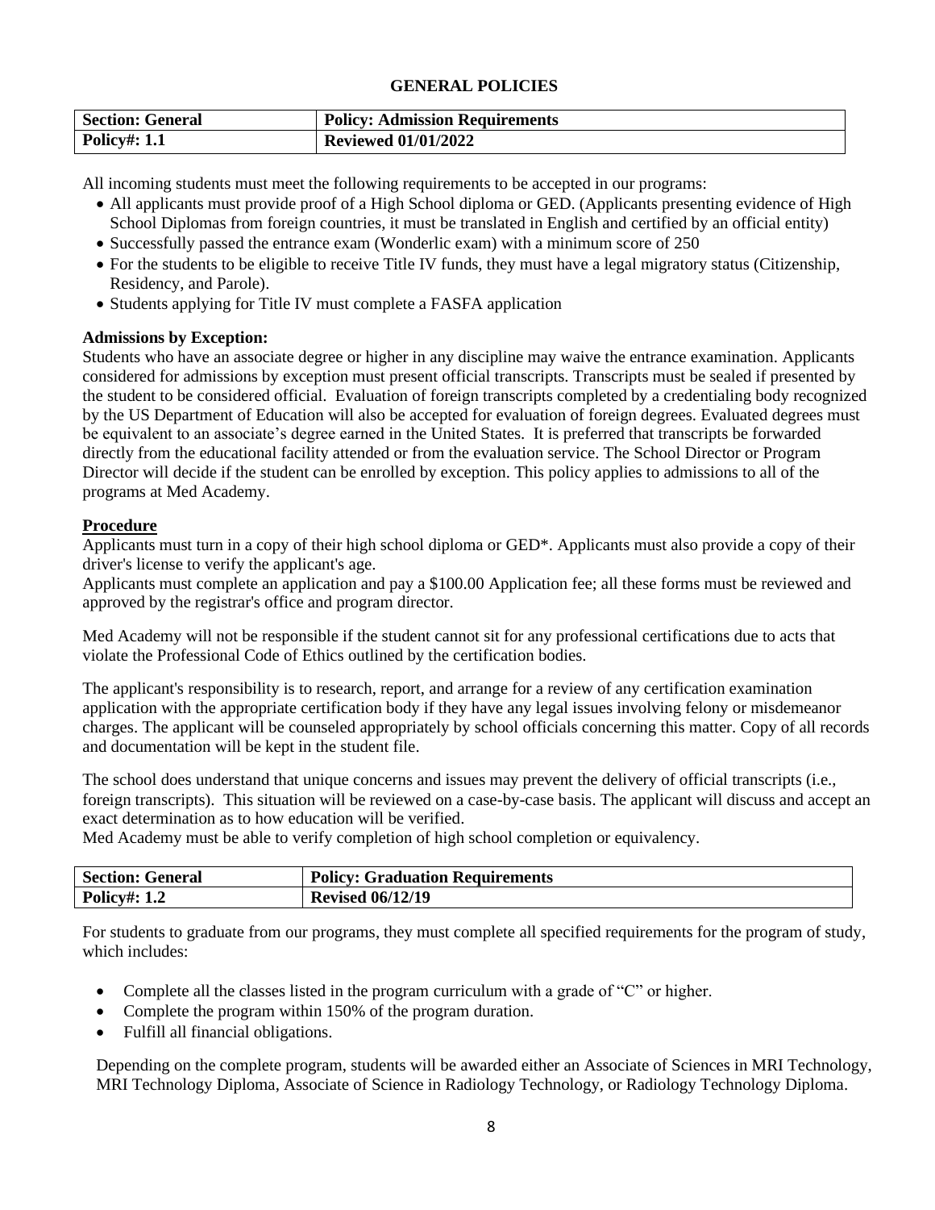# GENERAL POLICIES

| Section: General | Policy: Admission Requirements |
| --- | --- |
| Policy#: 1.1 | Reviewed 01/01/2022 |

All incoming students must meet the following requirements to be accepted in our programs:

- All applicants must provide proof of a High School diploma or GED. (Applicants presenting evidence of High School Diplomas from foreign countries, it must be translated in English and certified by an official entity)
- Successfully passed the entrance exam (Wonderlic exam) with a minimum score of 250
- For the students to be eligible to receive Title IV funds, they must have a legal migratory status (Citizenship, Residency, and Parole).
- Students applying for Title IV must complete a FASFA application

**Admissions by Exception:**
Students who have an associate degree or higher in any discipline may waive the entrance examination. Applicants considered for admissions by exception must present official transcripts. Transcripts must be sealed if presented by the student to be considered official. Evaluation of foreign transcripts completed by a credentialing body recognized by the US Department of Education will also be accepted for evaluation of foreign degrees. Evaluated degrees must be equivalent to an associate's degree earned in the United States. It is preferred that transcripts be forwarded directly from the educational facility attended or from the evaluation service. The School Director or Program Director will decide if the student can be enrolled by exception. This policy applies to admissions to all of the programs at Med Academy.

**Procedure**
Applicants must turn in a copy of their high school diploma or GED*. Applicants must also provide a copy of their driver's license to verify the applicant's age.
Applicants must complete an application and pay a $100.00 Application fee; all these forms must be reviewed and approved by the registrar's office and program director.

Med Academy will not be responsible if the student cannot sit for any professional certifications due to acts that violate the Professional Code of Ethics outlined by the certification bodies.

The applicant's responsibility is to research, report, and arrange for a review of any certification examination application with the appropriate certification body if they have any legal issues involving felony or misdemeanor charges. The applicant will be counseled appropriately by school officials concerning this matter. Copy of all records and documentation will be kept in the student file.

The school does understand that unique concerns and issues may prevent the delivery of official transcripts (i.e., foreign transcripts). This situation will be reviewed on a case-by-case basis. The applicant will discuss and accept an exact determination as to how education will be verified.
Med Academy must be able to verify completion of high school completion or equivalency.

| Section: General | Policy: Graduation Requirements |
| --- | --- |
| Policy#: 1.2 | Revised 06/12/19 |

For students to graduate from our programs, they must complete all specified requirements for the program of study, which includes:

- Complete all the classes listed in the program curriculum with a grade of "C" or higher.
- Complete the program within 150% of the program duration.
- Fulfill all financial obligations.

Depending on the complete program, students will be awarded either an Associate of Sciences in MRI Technology, MRI Technology Diploma, Associate of Science in Radiology Technology, or Radiology Technology Diploma.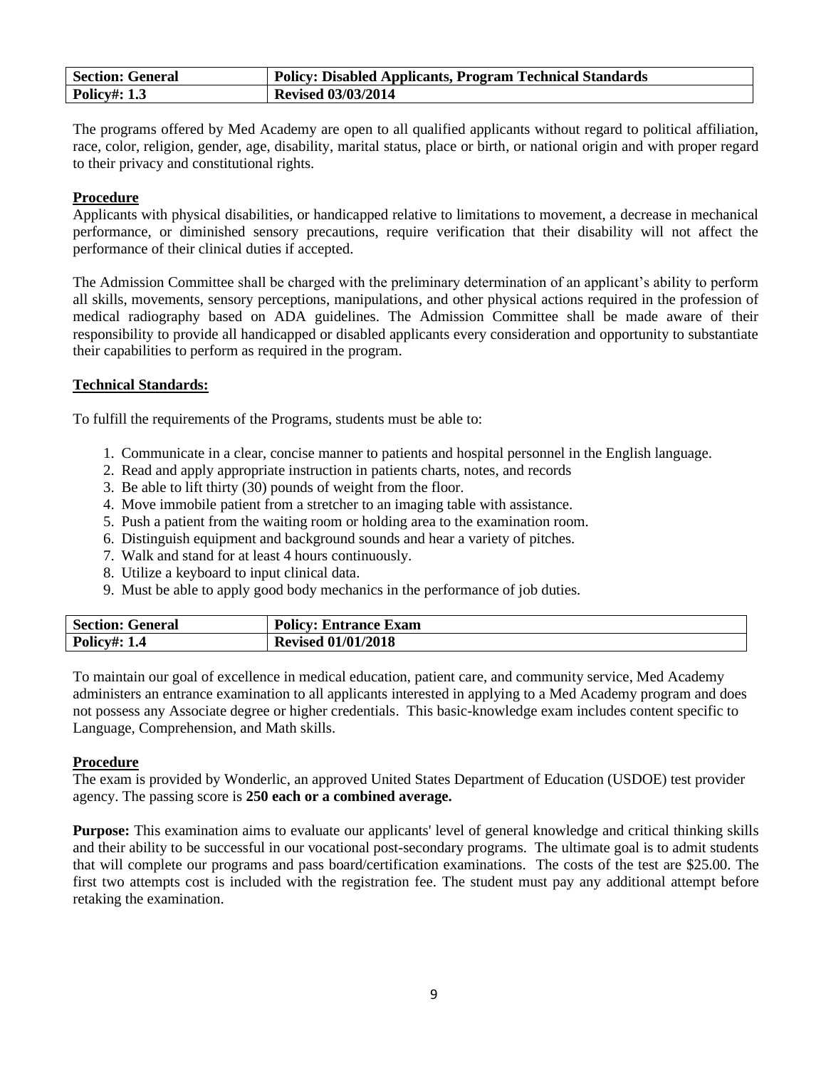| Section: General | Policy: Disabled Applicants, Program Technical Standards |
|---|---|
| Policy#: 1.3 | Revised 03/03/2014 |

The programs offered by Med Academy are open to all qualified applicants without regard to political affiliation, race, color, religion, gender, age, disability, marital status, place or birth, or national origin and with proper regard to their privacy and constitutional rights.

**Procedure**

Applicants with physical disabilities, or handicapped relative to limitations to movement, a decrease in mechanical performance, or diminished sensory precautions, require verification that their disability will not affect the performance of their clinical duties if accepted.

The Admission Committee shall be charged with the preliminary determination of an applicant's ability to perform all skills, movements, sensory perceptions, manipulations, and other physical actions required in the profession of medical radiography based on ADA guidelines. The Admission Committee shall be made aware of their responsibility to provide all handicapped or disabled applicants every consideration and opportunity to substantiate their capabilities to perform as required in the program.

**Technical Standards:**

To fulfill the requirements of the Programs, students must be able to:

1. Communicate in a clear, concise manner to patients and hospital personnel in the English language.
2. Read and apply appropriate instruction in patients charts, notes, and records
3. Be able to lift thirty (30) pounds of weight from the floor.
4. Move immobile patient from a stretcher to an imaging table with assistance.
5. Push a patient from the waiting room or holding area to the examination room.
6. Distinguish equipment and background sounds and hear a variety of pitches.
7. Walk and stand for at least 4 hours continuously.
8. Utilize a keyboard to input clinical data.
9. Must be able to apply good body mechanics in the performance of job duties.

| Section: General | Policy: Entrance Exam |
|---|---|
| Policy#: 1.4 | Revised 01/01/2018 |

To maintain our goal of excellence in medical education, patient care, and community service, Med Academy administers an entrance examination to all applicants interested in applying to a Med Academy program and does not possess any Associate degree or higher credentials. This basic-knowledge exam includes content specific to Language, Comprehension, and Math skills.

**Procedure**

The exam is provided by Wonderlic, an approved United States Department of Education (USDOE) test provider agency. The passing score is **250 each or a combined average.**

**Purpose:** This examination aims to evaluate our applicants' level of general knowledge and critical thinking skills and their ability to be successful in our vocational post-secondary programs. The ultimate goal is to admit students that will complete our programs and pass board/certification examinations. The costs of the test are $25.00. The first two attempts cost is included with the registration fee. The student must pay any additional attempt before retaking the examination.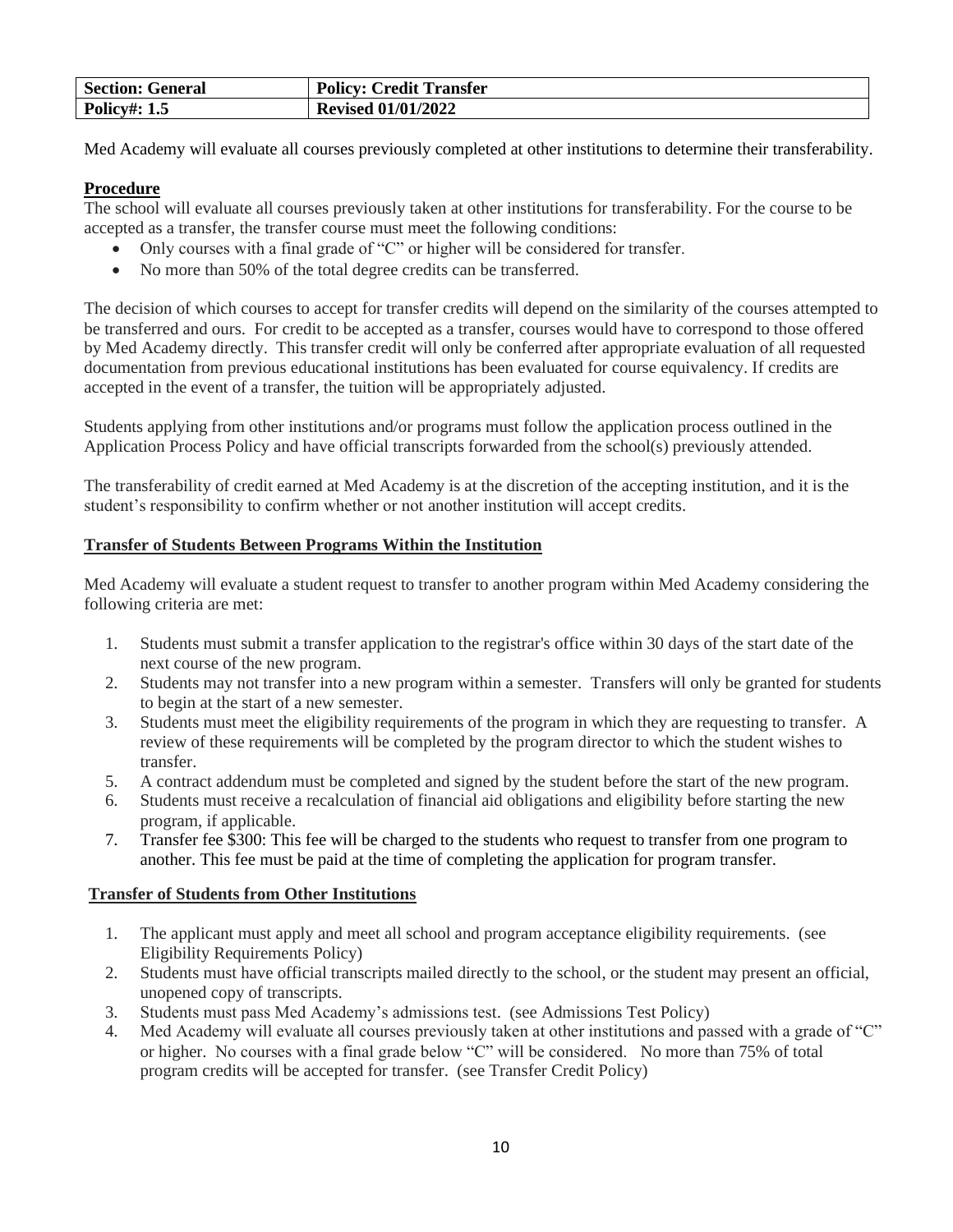| Section: General | Policy: Credit Transfer |
|---|---|
| Policy#: 1.5 | Revised 01/01/2022 |

Med Academy will evaluate all courses previously completed at other institutions to determine their transferability.

**Procedure**

The school will evaluate all courses previously taken at other institutions for transferability. For the course to be accepted as a transfer, the transfer course must meet the following conditions:

- Only courses with a final grade of "C" or higher will be considered for transfer.
- No more than 50% of the total degree credits can be transferred.

The decision of which courses to accept for transfer credits will depend on the similarity of the courses attempted to be transferred and ours. For credit to be accepted as a transfer, courses would have to correspond to those offered by Med Academy directly. This transfer credit will only be conferred after appropriate evaluation of all requested documentation from previous educational institutions has been evaluated for course equivalency. If credits are accepted in the event of a transfer, the tuition will be appropriately adjusted.

Students applying from other institutions and/or programs must follow the application process outlined in the Application Process Policy and have official transcripts forwarded from the school(s) previously attended.

The transferability of credit earned at Med Academy is at the discretion of the accepting institution, and it is the student's responsibility to confirm whether or not another institution will accept credits.

**Transfer of Students Between Programs Within the Institution**

Med Academy will evaluate a student request to transfer to another program within Med Academy considering the following criteria are met:

1. Students must submit a transfer application to the registrar's office within 30 days of the start date of the next course of the new program.
2. Students may not transfer into a new program within a semester. Transfers will only be granted for students to begin at the start of a new semester.
3. Students must meet the eligibility requirements of the program in which they are requesting to transfer. A review of these requirements will be completed by the program director to which the student wishes to transfer.
5. A contract addendum must be completed and signed by the student before the start of the new program.
6. Students must receive a recalculation of financial aid obligations and eligibility before starting the new program, if applicable.
7. Transfer fee $300: This fee will be charged to the students who request to transfer from one program to another. This fee must be paid at the time of completing the application for program transfer.

**Transfer of Students from Other Institutions**

1. The applicant must apply and meet all school and program acceptance eligibility requirements. (see Eligibility Requirements Policy)
2. Students must have official transcripts mailed directly to the school, or the student may present an official, unopened copy of transcripts.
3. Students must pass Med Academy's admissions test. (see Admissions Test Policy)
4. Med Academy will evaluate all courses previously taken at other institutions and passed with a grade of "C" or higher. No courses with a final grade below "C" will be considered. No more than 75% of total program credits will be accepted for transfer. (see Transfer Credit Policy)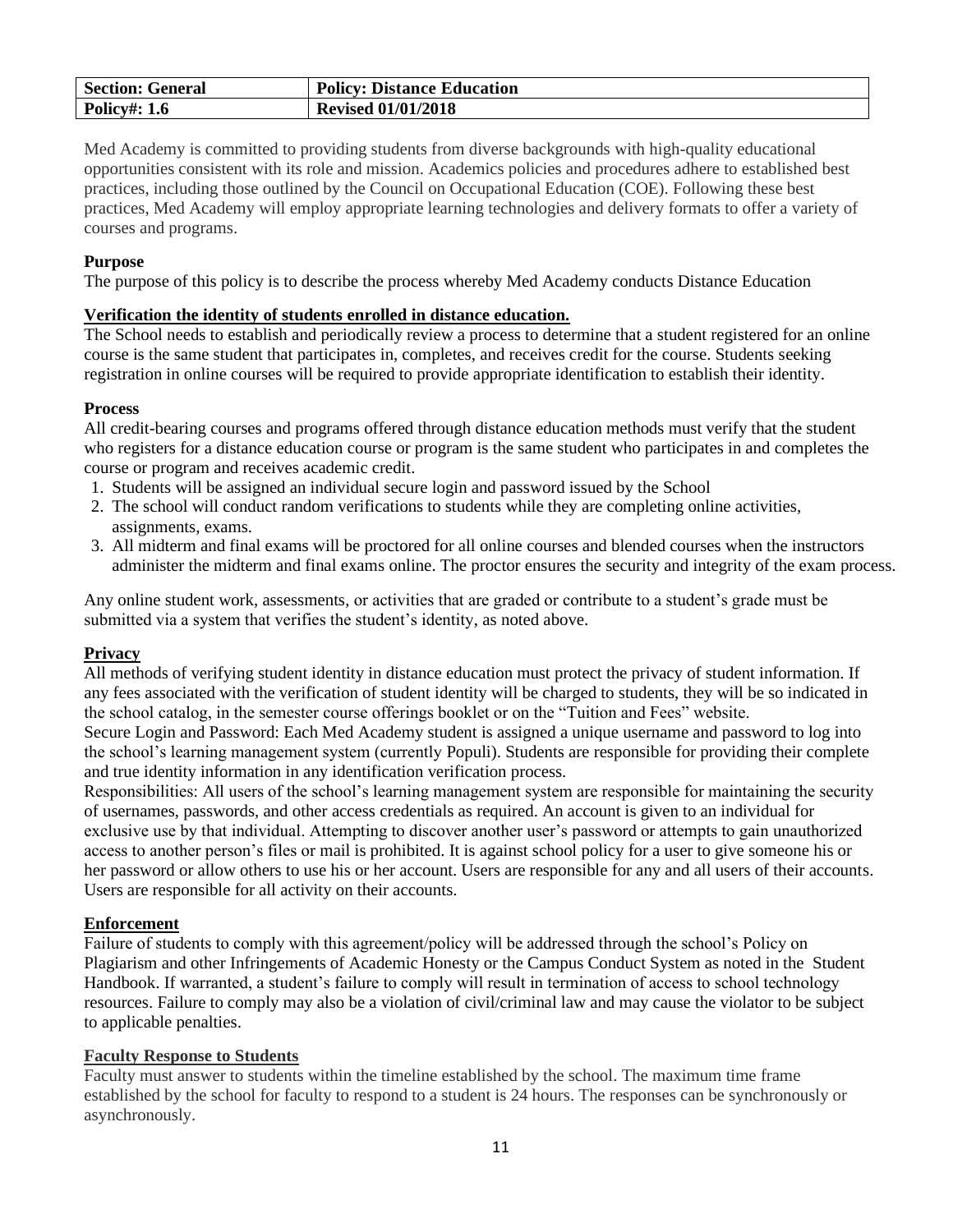| Section: General | Policy: Distance Education |
| --- | --- |
| Policy#: 1.6 | Revised 01/01/2018 |

Med Academy is committed to providing students from diverse backgrounds with high-quality educational opportunities consistent with its role and mission. Academics policies and procedures adhere to established best practices, including those outlined by the Council on Occupational Education (COE). Following these best practices, Med Academy will employ appropriate learning technologies and delivery formats to offer a variety of courses and programs.

**Purpose**

The purpose of this policy is to describe the process whereby Med Academy conducts Distance Education

**Verification the identity of students enrolled in distance education.**

The School needs to establish and periodically review a process to determine that a student registered for an online course is the same student that participates in, completes, and receives credit for the course. Students seeking registration in online courses will be required to provide appropriate identification to establish their identity.

**Process**

All credit-bearing courses and programs offered through distance education methods must verify that the student who registers for a distance education course or program is the same student who participates in and completes the course or program and receives academic credit.

1. Students will be assigned an individual secure login and password issued by the School
2. The school will conduct random verifications to students while they are completing online activities, assignments, exams.
3. All midterm and final exams will be proctored for all online courses and blended courses when the instructors administer the midterm and final exams online. The proctor ensures the security and integrity of the exam process.

Any online student work, assessments, or activities that are graded or contribute to a student's grade must be submitted via a system that verifies the student's identity, as noted above.

**Privacy**

All methods of verifying student identity in distance education must protect the privacy of student information. If any fees associated with the verification of student identity will be charged to students, they will be so indicated in the school catalog, in the semester course offerings booklet or on the "Tuition and Fees" website.

Secure Login and Password: Each Med Academy student is assigned a unique username and password to log into the school's learning management system (currently Populi). Students are responsible for providing their complete and true identity information in any identification verification process.

Responsibilities: All users of the school's learning management system are responsible for maintaining the security of usernames, passwords, and other access credentials as required. An account is given to an individual for exclusive use by that individual. Attempting to discover another user's password or attempts to gain unauthorized access to another person's files or mail is prohibited. It is against school policy for a user to give someone his or her password or allow others to use his or her account. Users are responsible for any and all users of their accounts. Users are responsible for all activity on their accounts.

**Enforcement**

Failure of students to comply with this agreement/policy will be addressed through the school's Policy on Plagiarism and other Infringements of Academic Honesty or the Campus Conduct System as noted in the Student Handbook. If warranted, a student's failure to comply will result in termination of access to school technology resources. Failure to comply may also be a violation of civil/criminal law and may cause the violator to be subject to applicable penalties.

**Faculty Response to Students**

Faculty must answer to students within the timeline established by the school. The maximum time frame established by the school for faculty to respond to a student is 24 hours. The responses can be synchronously or asynchronously.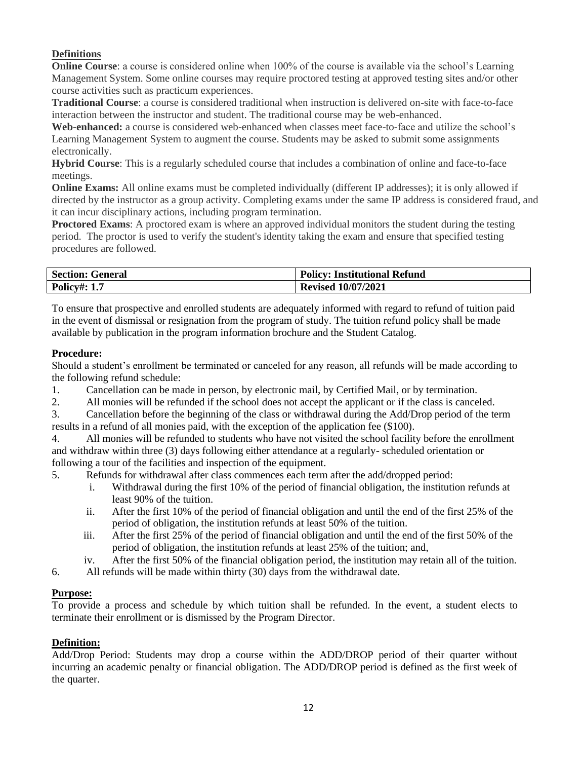## Definitions

**Online Course**: a course is considered online when 100% of the course is available via the school's Learning Management System. Some online courses may require proctored testing at approved testing sites and/or other course activities such as practicum experiences.

**Traditional Course**: a course is considered traditional when instruction is delivered on-site with face-to-face interaction between the instructor and student. The traditional course may be web-enhanced.

**Web-enhanced:** a course is considered web-enhanced when classes meet face-to-face and utilize the school's Learning Management System to augment the course. Students may be asked to submit some assignments electronically.

**Hybrid Course**: This is a regularly scheduled course that includes a combination of online and face-to-face meetings.

**Online Exams:** All online exams must be completed individually (different IP addresses); it is only allowed if directed by the instructor as a group activity. Completing exams under the same IP address is considered fraud, and it can incur disciplinary actions, including program termination.

**Proctored Exams**: A proctored exam is where an approved individual monitors the student during the testing period. The proctor is used to verify the student's identity taking the exam and ensure that specified testing procedures are followed.

| **Section: General** | **Policy: Institutional Refund** |
|---|---|
| **Policy#: 1.7** | **Revised 10/07/2021** |

To ensure that prospective and enrolled students are adequately informed with regard to refund of tuition paid in the event of dismissal or resignation from the program of study. The tuition refund policy shall be made available by publication in the program information brochure and the Student Catalog.

**Procedure:**

Should a student's enrollment be terminated or canceled for any reason, all refunds will be made according to the following refund schedule:

1. Cancellation can be made in person, by electronic mail, by Certified Mail, or by termination.
2. All monies will be refunded if the school does not accept the applicant or if the class is canceled.
3. Cancellation before the beginning of the class or withdrawal during the Add/Drop period of the term results in a refund of all monies paid, with the exception of the application fee ($100).
4. All monies will be refunded to students who have not visited the school facility before the enrollment and withdraw within three (3) days following either attendance at a regularly- scheduled orientation or following a tour of the facilities and inspection of the equipment.
5. Refunds for withdrawal after class commences each term after the add/dropped period:
   i. Withdrawal during the first 10% of the period of financial obligation, the institution refunds at least 90% of the tuition.
   ii. After the first 10% of the period of financial obligation and until the end of the first 25% of the period of obligation, the institution refunds at least 50% of the tuition.
   iii. After the first 25% of the period of financial obligation and until the end of the first 50% of the period of obligation, the institution refunds at least 25% of the tuition; and,
   iv. After the first 50% of the financial obligation period, the institution may retain all of the tuition.
6. All refunds will be made within thirty (30) days from the withdrawal date.

## Purpose:

To provide a process and schedule by which tuition shall be refunded. In the event, a student elects to terminate their enrollment or is dismissed by the Program Director.

## Definition:

Add/Drop Period: Students may drop a course within the ADD/DROP period of their quarter without incurring an academic penalty or financial obligation. The ADD/DROP period is defined as the first week of the quarter.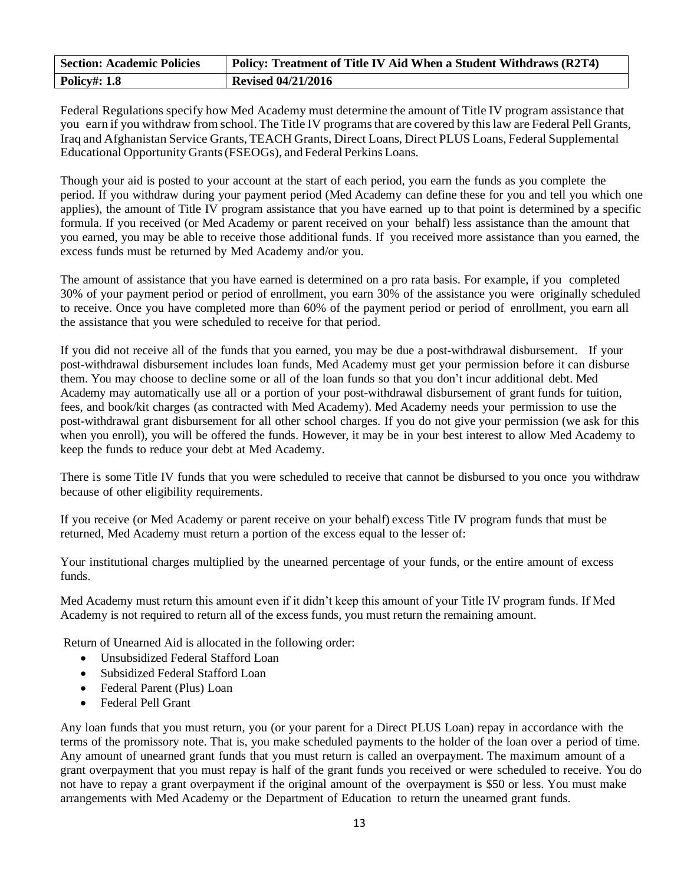| Section: Academic Policies | Policy: Treatment of Title IV Aid When a Student Withdraws (R2T4) |
| --- | --- |
| Policy#: 1.8 | Revised 04/21/2016 |

Federal Regulations specify how Med Academy must determine the amount of Title IV program assistance that you earn if you withdraw from school. The Title IV programs that are covered by this law are Federal Pell Grants, Iraq and Afghanistan Service Grants, TEACH Grants, Direct Loans, Direct PLUS Loans, Federal Supplemental Educational Opportunity Grants (FSEOGs), and Federal Perkins Loans.

Though your aid is posted to your account at the start of each period, you earn the funds as you complete the period. If you withdraw during your payment period (Med Academy can define these for you and tell you which one applies), the amount of Title IV program assistance that you have earned up to that point is determined by a specific formula. If you received (or Med Academy or parent received on your behalf) less assistance than the amount that you earned, you may be able to receive those additional funds. If you received more assistance than you earned, the excess funds must be returned by Med Academy and/or you.

The amount of assistance that you have earned is determined on a pro rata basis. For example, if you completed 30% of your payment period or period of enrollment, you earn 30% of the assistance you were originally scheduled to receive. Once you have completed more than 60% of the payment period or period of enrollment, you earn all the assistance that you were scheduled to receive for that period.

If you did not receive all of the funds that you earned, you may be due a post-withdrawal disbursement. If your post-withdrawal disbursement includes loan funds, Med Academy must get your permission before it can disburse them. You may choose to decline some or all of the loan funds so that you don't incur additional debt. Med Academy may automatically use all or a portion of your post-withdrawal disbursement of grant funds for tuition, fees, and book/kit charges (as contracted with Med Academy). Med Academy needs your permission to use the post-withdrawal grant disbursement for all other school charges. If you do not give your permission (we ask for this when you enroll), you will be offered the funds. However, it may be in your best interest to allow Med Academy to keep the funds to reduce your debt at Med Academy.

There is some Title IV funds that you were scheduled to receive that cannot be disbursed to you once you withdraw because of other eligibility requirements.

If you receive (or Med Academy or parent receive on your behalf) excess Title IV program funds that must be returned, Med Academy must return a portion of the excess equal to the lesser of:

Your institutional charges multiplied by the unearned percentage of your funds, or the entire amount of excess funds.

Med Academy must return this amount even if it didn't keep this amount of your Title IV program funds. If Med Academy is not required to return all of the excess funds, you must return the remaining amount.

Return of Unearned Aid is allocated in the following order:

- Unsubsidized Federal Stafford Loan
- Subsidized Federal Stafford Loan
- Federal Parent (Plus) Loan
- Federal Pell Grant

Any loan funds that you must return, you (or your parent for a Direct PLUS Loan) repay in accordance with the terms of the promissory note. That is, you make scheduled payments to the holder of the loan over a period of time. Any amount of unearned grant funds that you must return is called an overpayment. The maximum amount of a grant overpayment that you must repay is half of the grant funds you received or were scheduled to receive. You do not have to repay a grant overpayment if the original amount of the overpayment is $50 or less. You must make arrangements with Med Academy or the Department of Education to return the unearned grant funds.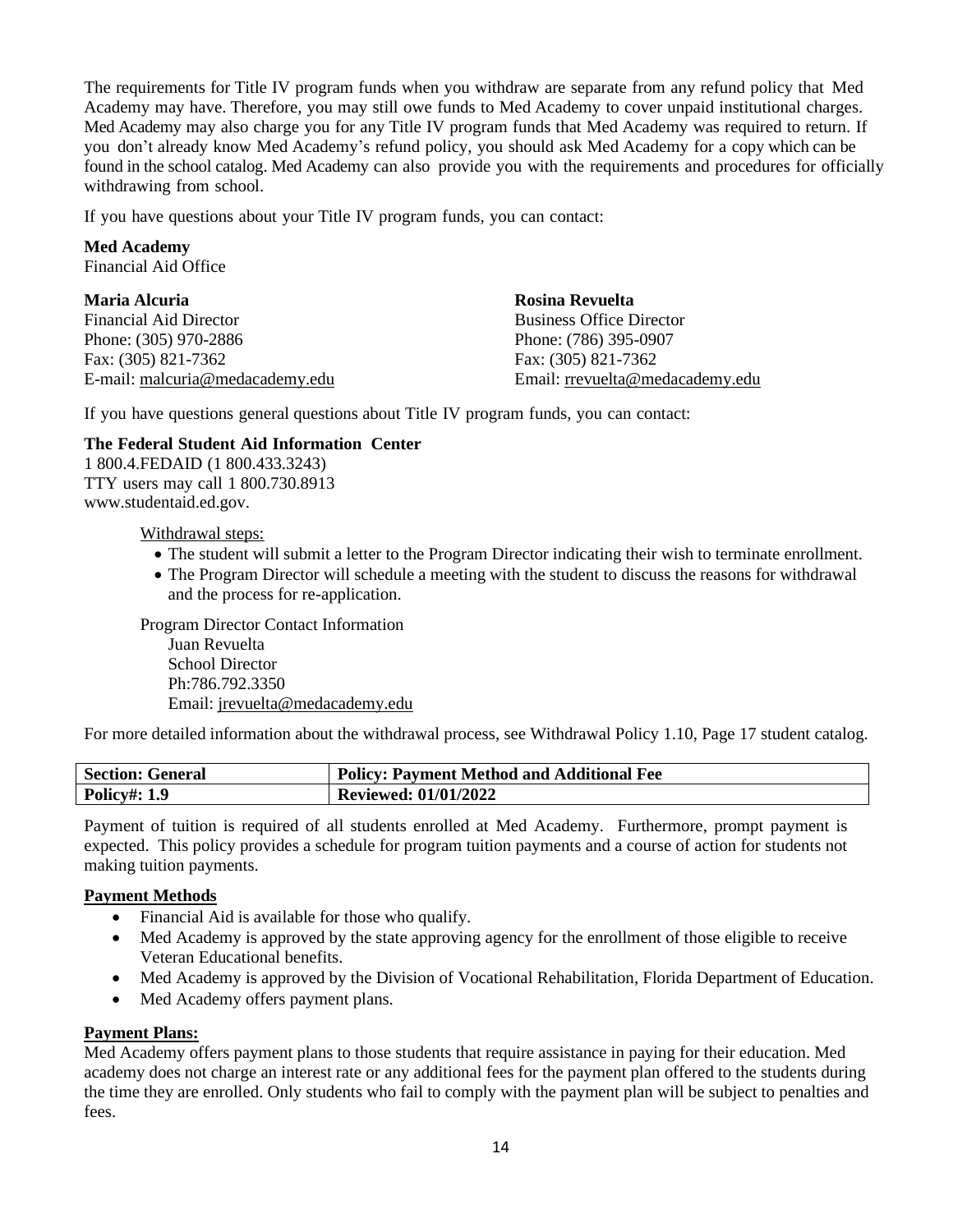The requirements for Title IV program funds when you withdraw are separate from any refund policy that Med Academy may have. Therefore, you may still owe funds to Med Academy to cover unpaid institutional charges. Med Academy may also charge you for any Title IV program funds that Med Academy was required to return. If you don't already know Med Academy's refund policy, you should ask Med Academy for a copy which can be found in the school catalog. Med Academy can also provide you with the requirements and procedures for officially withdrawing from school.

If you have questions about your Title IV program funds, you can contact:

**Med Academy**
Financial Aid Office

**Maria Alcuria**
Financial Aid Director
Phone: (305) 970-2886
Fax: (305) 821-7362
E-mail: malcuria@medacademy.edu

**Rosina Revuelta**
Business Office Director
Phone: (786) 395-0907
Fax: (305) 821-7362
Email: rrevuelta@medacademy.edu

If you have questions general questions about Title IV program funds, you can contact:

**The Federal Student Aid Information Center**
1 800.4.FEDAID (1 800.433.3243)
TTY users may call 1 800.730.8913
www.studentaid.ed.gov.

Withdrawal steps:

- The student will submit a letter to the Program Director indicating their wish to terminate enrollment.
- The Program Director will schedule a meeting with the student to discuss the reasons for withdrawal and the process for re-application.

Program Director Contact Information
Juan Revuelta
School Director
Ph:786.792.3350
Email: jrevuelta@medacademy.edu

For more detailed information about the withdrawal process, see Withdrawal Policy 1.10, Page 17 student catalog.

| **Section: General** | **Policy: Payment Method and Additional Fee** |
|---|---|
| **Policy#: 1.9** | **Reviewed: 01/01/2022** |

Payment of tuition is required of all students enrolled at Med Academy. Furthermore, prompt payment is expected. This policy provides a schedule for program tuition payments and a course of action for students not making tuition payments.

**Payment Methods**

- Financial Aid is available for those who qualify.
- Med Academy is approved by the state approving agency for the enrollment of those eligible to receive Veteran Educational benefits.
- Med Academy is approved by the Division of Vocational Rehabilitation, Florida Department of Education.
- Med Academy offers payment plans.

**Payment Plans:**

Med Academy offers payment plans to those students that require assistance in paying for their education. Med academy does not charge an interest rate or any additional fees for the payment plan offered to the students during the time they are enrolled. Only students who fail to comply with the payment plan will be subject to penalties and fees.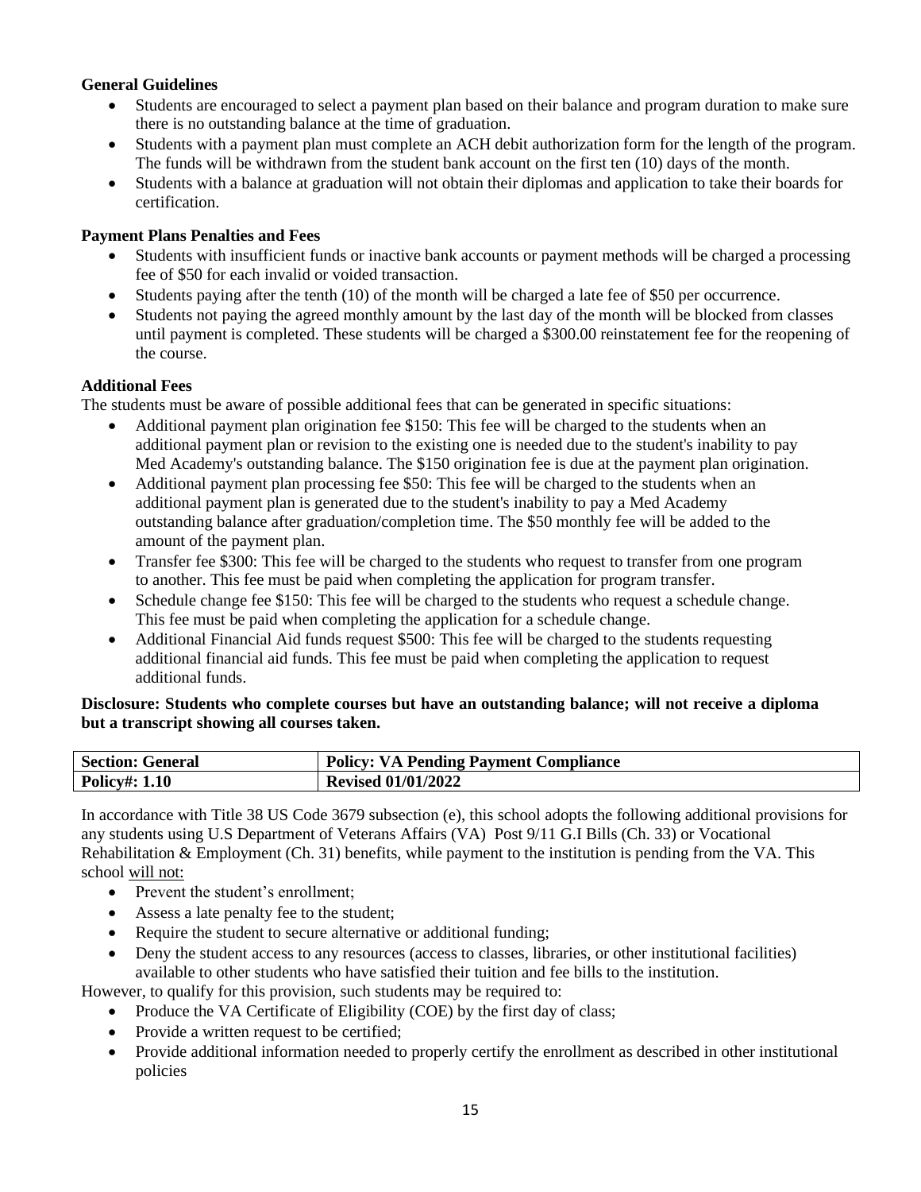**General Guidelines**

- Students are encouraged to select a payment plan based on their balance and program duration to make sure there is no outstanding balance at the time of graduation.
- Students with a payment plan must complete an ACH debit authorization form for the length of the program. The funds will be withdrawn from the student bank account on the first ten (10) days of the month.
- Students with a balance at graduation will not obtain their diplomas and application to take their boards for certification.

**Payment Plans Penalties and Fees**

- Students with insufficient funds or inactive bank accounts or payment methods will be charged a processing fee of $50 for each invalid or voided transaction.
- Students paying after the tenth (10) of the month will be charged a late fee of $50 per occurrence.
- Students not paying the agreed monthly amount by the last day of the month will be blocked from classes until payment is completed. These students will be charged a $300.00 reinstatement fee for the reopening of the course.

**Additional Fees**

The students must be aware of possible additional fees that can be generated in specific situations:

- Additional payment plan origination fee $150: This fee will be charged to the students when an additional payment plan or revision to the existing one is needed due to the student's inability to pay Med Academy's outstanding balance. The $150 origination fee is due at the payment plan origination.
- Additional payment plan processing fee $50: This fee will be charged to the students when an additional payment plan is generated due to the student's inability to pay a Med Academy outstanding balance after graduation/completion time. The $50 monthly fee will be added to the amount of the payment plan.
- Transfer fee $300: This fee will be charged to the students who request to transfer from one program to another. This fee must be paid when completing the application for program transfer.
- Schedule change fee $150: This fee will be charged to the students who request a schedule change. This fee must be paid when completing the application for a schedule change.
- Additional Financial Aid funds request $500: This fee will be charged to the students requesting additional financial aid funds. This fee must be paid when completing the application to request additional funds.

**Disclosure: Students who complete courses but have an outstanding balance; will not receive a diploma but a transcript showing all courses taken.**

| **Section: General** | **Policy: VA Pending Payment Compliance** |
|---|---|
| **Policy#: 1.10** | **Revised 01/01/2022** |

In accordance with Title 38 US Code 3679 subsection (e), this school adopts the following additional provisions for any students using U.S Department of Veterans Affairs (VA) Post 9/11 G.I Bills (Ch. 33) or Vocational Rehabilitation & Employment (Ch. 31) benefits, while payment to the institution is pending from the VA. This school will not:

- Prevent the student's enrollment;
- Assess a late penalty fee to the student;
- Require the student to secure alternative or additional funding;
- Deny the student access to any resources (access to classes, libraries, or other institutional facilities) available to other students who have satisfied their tuition and fee bills to the institution.

However, to qualify for this provision, such students may be required to:

- Produce the VA Certificate of Eligibility (COE) by the first day of class;
- Provide a written request to be certified;
- Provide additional information needed to properly certify the enrollment as described in other institutional policies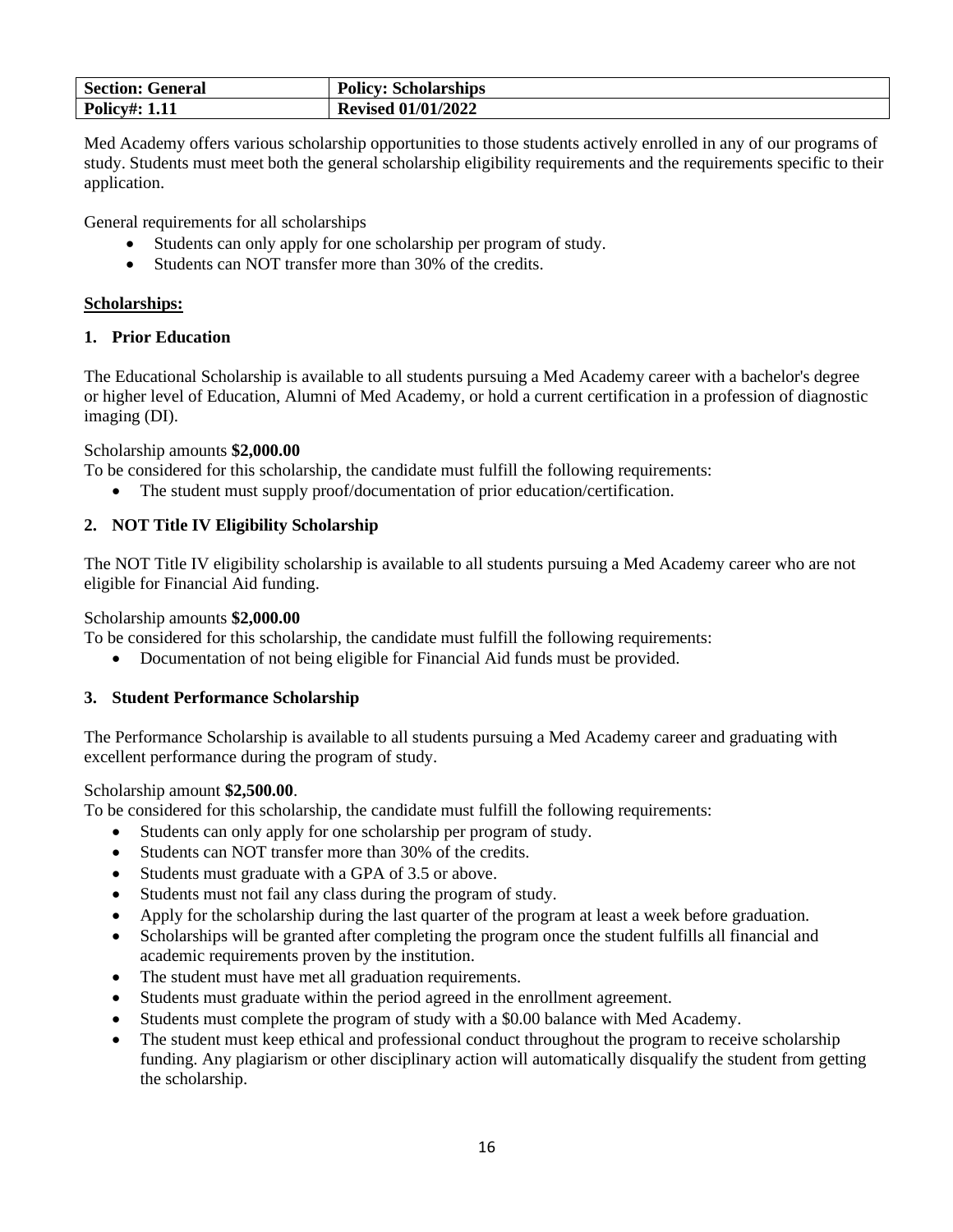| Section: General | Policy: Scholarships |
| --- | --- |
| Policy#: 1.11 | Revised 01/01/2022 |

Med Academy offers various scholarship opportunities to those students actively enrolled in any of our programs of study. Students must meet both the general scholarship eligibility requirements and the requirements specific to their application.

General requirements for all scholarships

- Students can only apply for one scholarship per program of study.
- Students can NOT transfer more than 30% of the credits.

**Scholarships:**

## 1. Prior Education

The Educational Scholarship is available to all students pursuing a Med Academy career with a bachelor's degree or higher level of Education, Alumni of Med Academy, or hold a current certification in a profession of diagnostic imaging (DI).

Scholarship amounts **$2,000.00**

To be considered for this scholarship, the candidate must fulfill the following requirements:

- The student must supply proof/documentation of prior education/certification.

## 2. NOT Title IV Eligibility Scholarship

The NOT Title IV eligibility scholarship is available to all students pursuing a Med Academy career who are not eligible for Financial Aid funding.

Scholarship amounts **$2,000.00**

To be considered for this scholarship, the candidate must fulfill the following requirements:

- Documentation of not being eligible for Financial Aid funds must be provided.

## 3. Student Performance Scholarship

The Performance Scholarship is available to all students pursuing a Med Academy career and graduating with excellent performance during the program of study.

Scholarship amount **$2,500.00**.

To be considered for this scholarship, the candidate must fulfill the following requirements:

- Students can only apply for one scholarship per program of study.
- Students can NOT transfer more than 30% of the credits.
- Students must graduate with a GPA of 3.5 or above.
- Students must not fail any class during the program of study.
- Apply for the scholarship during the last quarter of the program at least a week before graduation.
- Scholarships will be granted after completing the program once the student fulfills all financial and academic requirements proven by the institution.
- The student must have met all graduation requirements.
- Students must graduate within the period agreed in the enrollment agreement.
- Students must complete the program of study with a $0.00 balance with Med Academy.
- The student must keep ethical and professional conduct throughout the program to receive scholarship funding. Any plagiarism or other disciplinary action will automatically disqualify the student from getting the scholarship.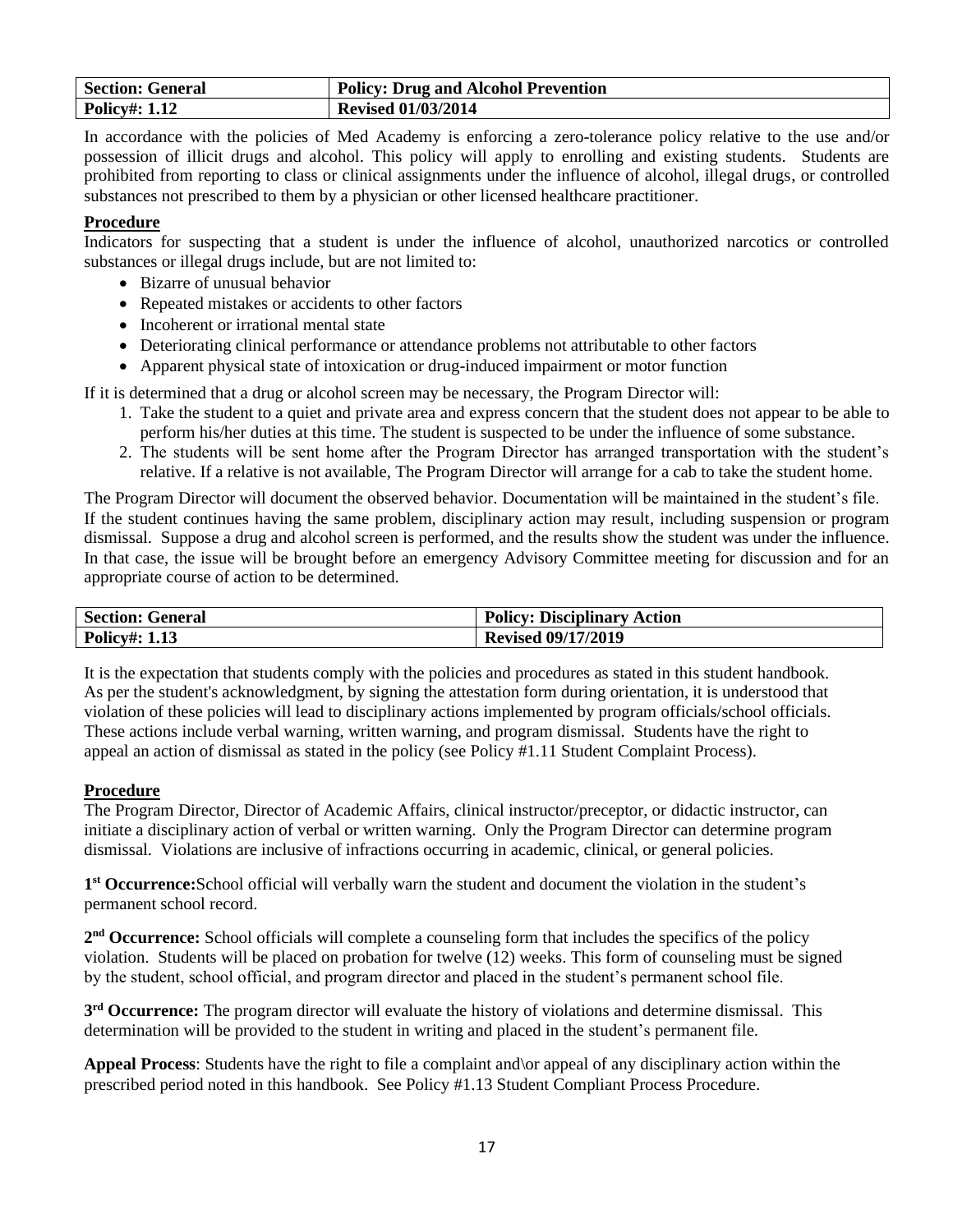| Section: General | Policy: Drug and Alcohol Prevention |
| --- | --- |
| Policy#: 1.12 | Revised 01/03/2014 |

In accordance with the policies of Med Academy is enforcing a zero-tolerance policy relative to the use and/or possession of illicit drugs and alcohol. This policy will apply to enrolling and existing students. Students are prohibited from reporting to class or clinical assignments under the influence of alcohol, illegal drugs, or controlled substances not prescribed to them by a physician or other licensed healthcare practitioner.

**Procedure**

Indicators for suspecting that a student is under the influence of alcohol, unauthorized narcotics or controlled substances or illegal drugs include, but are not limited to:

- Bizarre of unusual behavior
- Repeated mistakes or accidents to other factors
- Incoherent or irrational mental state
- Deteriorating clinical performance or attendance problems not attributable to other factors
- Apparent physical state of intoxication or drug-induced impairment or motor function

If it is determined that a drug or alcohol screen may be necessary, the Program Director will:

1. Take the student to a quiet and private area and express concern that the student does not appear to be able to perform his/her duties at this time. The student is suspected to be under the influence of some substance.
2. The students will be sent home after the Program Director has arranged transportation with the student's relative. If a relative is not available, The Program Director will arrange for a cab to take the student home.

The Program Director will document the observed behavior. Documentation will be maintained in the student's file. If the student continues having the same problem, disciplinary action may result, including suspension or program dismissal. Suppose a drug and alcohol screen is performed, and the results show the student was under the influence. In that case, the issue will be brought before an emergency Advisory Committee meeting for discussion and for an appropriate course of action to be determined.

| Section: General | Policy: Disciplinary Action |
| --- | --- |
| Policy#: 1.13 | Revised 09/17/2019 |

It is the expectation that students comply with the policies and procedures as stated in this student handbook. As per the student's acknowledgment, by signing the attestation form during orientation, it is understood that violation of these policies will lead to disciplinary actions implemented by program officials/school officials. These actions include verbal warning, written warning, and program dismissal. Students have the right to appeal an action of dismissal as stated in the policy (see Policy #1.11 Student Complaint Process).

**Procedure**

The Program Director, Director of Academic Affairs, clinical instructor/preceptor, or didactic instructor, can initiate a disciplinary action of verbal or written warning. Only the Program Director can determine program dismissal. Violations are inclusive of infractions occurring in academic, clinical, or general policies.

**1st Occurrence:** School official will verbally warn the student and document the violation in the student's permanent school record.

**2nd Occurrence:** School officials will complete a counseling form that includes the specifics of the policy violation. Students will be placed on probation for twelve (12) weeks. This form of counseling must be signed by the student, school official, and program director and placed in the student's permanent school file.

**3rd Occurrence:** The program director will evaluate the history of violations and determine dismissal. This determination will be provided to the student in writing and placed in the student's permanent file.

**Appeal Process**: Students have the right to file a complaint and\or appeal of any disciplinary action within the prescribed period noted in this handbook. See Policy #1.13 Student Compliant Process Procedure.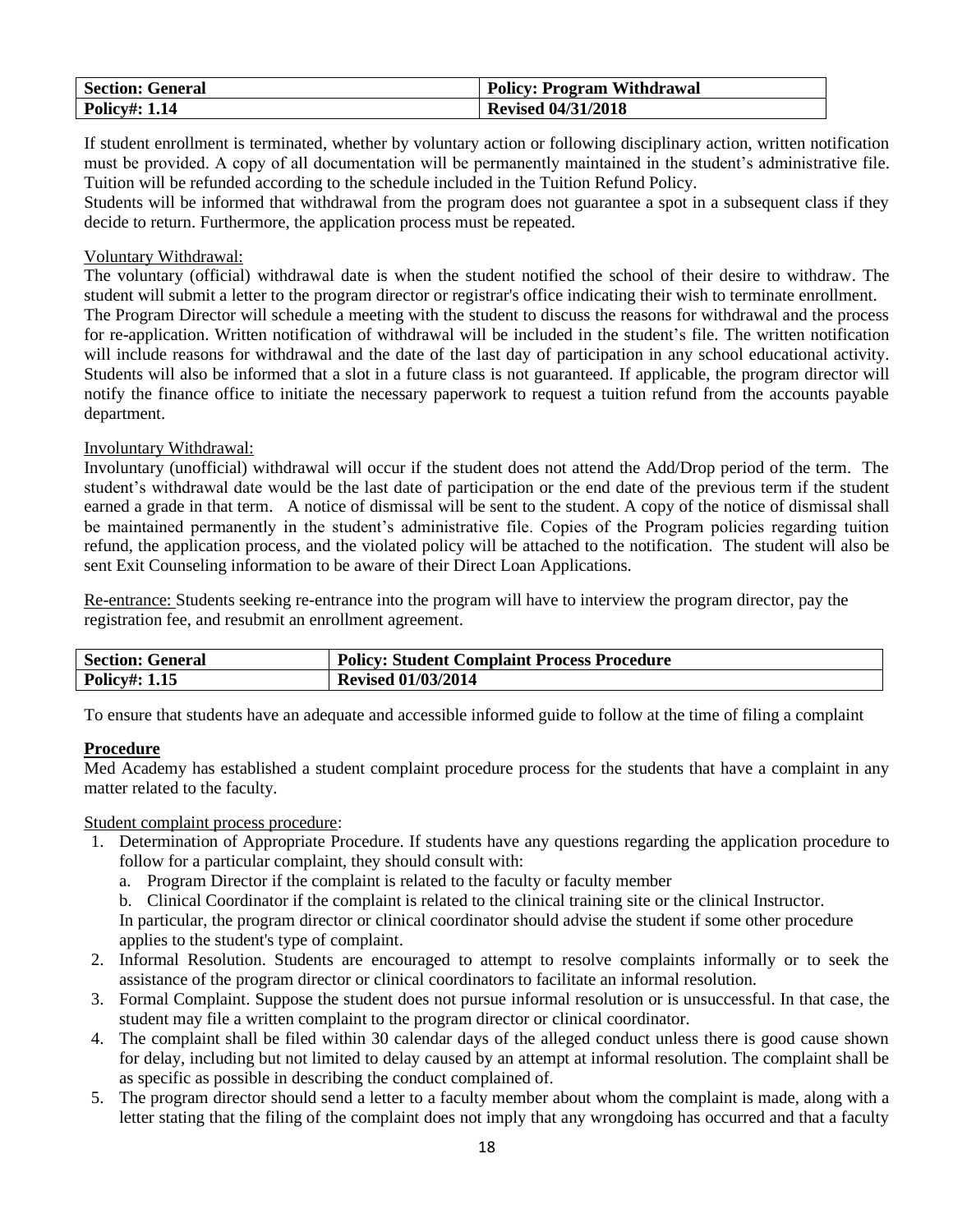| Section: General | Policy: Program Withdrawal |
|---|---|
| Policy#: 1.14 | Revised 04/31/2018 |

If student enrollment is terminated, whether by voluntary action or following disciplinary action, written notification must be provided. A copy of all documentation will be permanently maintained in the student's administrative file. Tuition will be refunded according to the schedule included in the Tuition Refund Policy.
Students will be informed that withdrawal from the program does not guarantee a spot in a subsequent class if they decide to return. Furthermore, the application process must be repeated.

<u>Voluntary Withdrawal:</u>
The voluntary (official) withdrawal date is when the student notified the school of their desire to withdraw. The student will submit a letter to the program director or registrar's office indicating their wish to terminate enrollment.
The Program Director will schedule a meeting with the student to discuss the reasons for withdrawal and the process for re-application. Written notification of withdrawal will be included in the student's file. The written notification will include reasons for withdrawal and the date of the last day of participation in any school educational activity. Students will also be informed that a slot in a future class is not guaranteed. If applicable, the program director will notify the finance office to initiate the necessary paperwork to request a tuition refund from the accounts payable department.

<u>Involuntary Withdrawal:</u>
Involuntary (unofficial) withdrawal will occur if the student does not attend the Add/Drop period of the term. The student's withdrawal date would be the last date of participation or the end date of the previous term if the student earned a grade in that term. A notice of dismissal will be sent to the student. A copy of the notice of dismissal shall be maintained permanently in the student's administrative file. Copies of the Program policies regarding tuition refund, the application process, and the violated policy will be attached to the notification. The student will also be sent Exit Counseling information to be aware of their Direct Loan Applications.

<u>Re-entrance:</u> Students seeking re-entrance into the program will have to interview the program director, pay the registration fee, and resubmit an enrollment agreement.

| Section: General | Policy: Student Complaint Process Procedure |
|---|---|
| Policy#: 1.15 | Revised 01/03/2014 |

To ensure that students have an adequate and accessible informed guide to follow at the time of filing a complaint

**<u>Procedure</u>**
Med Academy has established a student complaint procedure process for the students that have a complaint in any matter related to the faculty.

<u>Student complaint process procedure</u>:

1. Determination of Appropriate Procedure. If students have any questions regarding the application procedure to follow for a particular complaint, they should consult with:
   a. Program Director if the complaint is related to the faculty or faculty member
   b. Clinical Coordinator if the complaint is related to the clinical training site or the clinical Instructor.
   In particular, the program director or clinical coordinator should advise the student if some other procedure applies to the student's type of complaint.
2. Informal Resolution. Students are encouraged to attempt to resolve complaints informally or to seek the assistance of the program director or clinical coordinators to facilitate an informal resolution.
3. Formal Complaint. Suppose the student does not pursue informal resolution or is unsuccessful. In that case, the student may file a written complaint to the program director or clinical coordinator.
4. The complaint shall be filed within 30 calendar days of the alleged conduct unless there is good cause shown for delay, including but not limited to delay caused by an attempt at informal resolution. The complaint shall be as specific as possible in describing the conduct complained of.
5. The program director should send a letter to a faculty member about whom the complaint is made, along with a letter stating that the filing of the complaint does not imply that any wrongdoing has occurred and that a faculty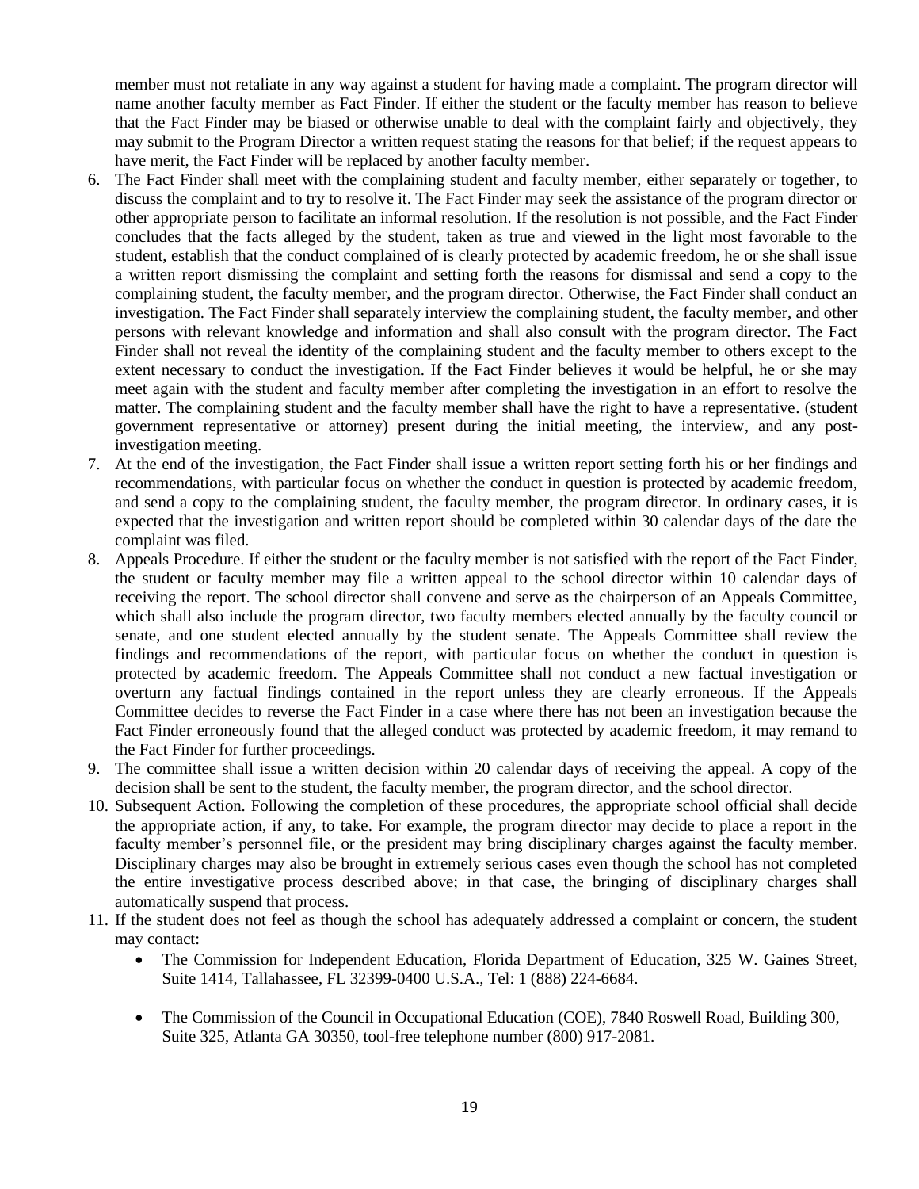member must not retaliate in any way against a student for having made a complaint. The program director will name another faculty member as Fact Finder. If either the student or the faculty member has reason to believe that the Fact Finder may be biased or otherwise unable to deal with the complaint fairly and objectively, they may submit to the Program Director a written request stating the reasons for that belief; if the request appears to have merit, the Fact Finder will be replaced by another faculty member.

6. The Fact Finder shall meet with the complaining student and faculty member, either separately or together, to discuss the complaint and to try to resolve it. The Fact Finder may seek the assistance of the program director or other appropriate person to facilitate an informal resolution. If the resolution is not possible, and the Fact Finder concludes that the facts alleged by the student, taken as true and viewed in the light most favorable to the student, establish that the conduct complained of is clearly protected by academic freedom, he or she shall issue a written report dismissing the complaint and setting forth the reasons for dismissal and send a copy to the complaining student, the faculty member, and the program director. Otherwise, the Fact Finder shall conduct an investigation. The Fact Finder shall separately interview the complaining student, the faculty member, and other persons with relevant knowledge and information and shall also consult with the program director. The Fact Finder shall not reveal the identity of the complaining student and the faculty member to others except to the extent necessary to conduct the investigation. If the Fact Finder believes it would be helpful, he or she may meet again with the student and faculty member after completing the investigation in an effort to resolve the matter. The complaining student and the faculty member shall have the right to have a representative. (student government representative or attorney) present during the initial meeting, the interview, and any post-investigation meeting.
7. At the end of the investigation, the Fact Finder shall issue a written report setting forth his or her findings and recommendations, with particular focus on whether the conduct in question is protected by academic freedom, and send a copy to the complaining student, the faculty member, the program director. In ordinary cases, it is expected that the investigation and written report should be completed within 30 calendar days of the date the complaint was filed.
8. Appeals Procedure. If either the student or the faculty member is not satisfied with the report of the Fact Finder, the student or faculty member may file a written appeal to the school director within 10 calendar days of receiving the report. The school director shall convene and serve as the chairperson of an Appeals Committee, which shall also include the program director, two faculty members elected annually by the faculty council or senate, and one student elected annually by the student senate. The Appeals Committee shall review the findings and recommendations of the report, with particular focus on whether the conduct in question is protected by academic freedom. The Appeals Committee shall not conduct a new factual investigation or overturn any factual findings contained in the report unless they are clearly erroneous. If the Appeals Committee decides to reverse the Fact Finder in a case where there has not been an investigation because the Fact Finder erroneously found that the alleged conduct was protected by academic freedom, it may remand to the Fact Finder for further proceedings.
9. The committee shall issue a written decision within 20 calendar days of receiving the appeal. A copy of the decision shall be sent to the student, the faculty member, the program director, and the school director.
10. Subsequent Action. Following the completion of these procedures, the appropriate school official shall decide the appropriate action, if any, to take. For example, the program director may decide to place a report in the faculty member's personnel file, or the president may bring disciplinary charges against the faculty member. Disciplinary charges may also be brought in extremely serious cases even though the school has not completed the entire investigative process described above; in that case, the bringing of disciplinary charges shall automatically suspend that process.
11. If the student does not feel as though the school has adequately addressed a complaint or concern, the student may contact:
    - The Commission for Independent Education, Florida Department of Education, 325 W. Gaines Street, Suite 1414, Tallahassee, FL 32399-0400 U.S.A., Tel: 1 (888) 224-6684.
    - The Commission of the Council in Occupational Education (COE), 7840 Roswell Road, Building 300, Suite 325, Atlanta GA 30350, tool-free telephone number (800) 917-2081.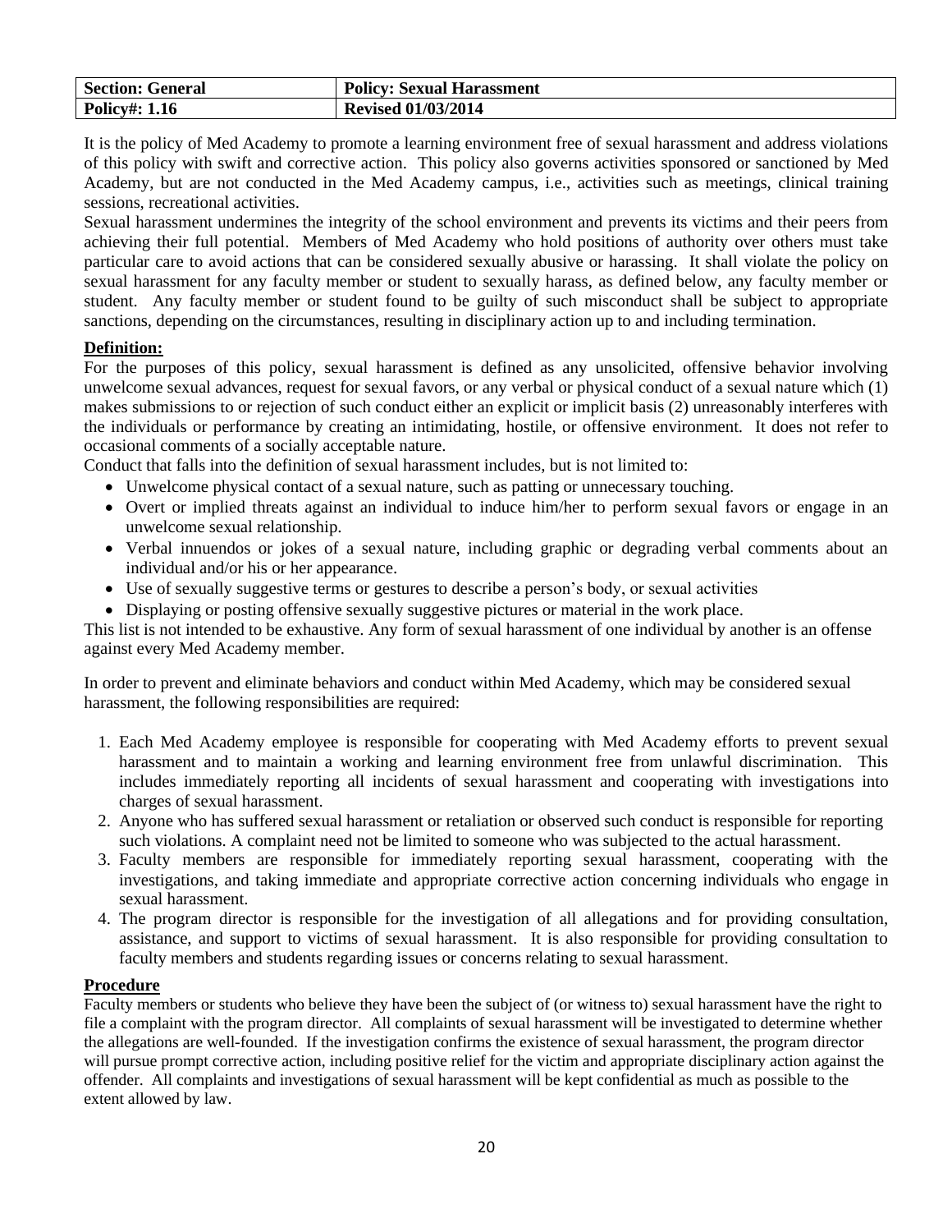| Section: General | Policy: Sexual Harassment |
|---|---|
| Policy#: 1.16 | Revised 01/03/2014 |

It is the policy of Med Academy to promote a learning environment free of sexual harassment and address violations of this policy with swift and corrective action. This policy also governs activities sponsored or sanctioned by Med Academy, but are not conducted in the Med Academy campus, i.e., activities such as meetings, clinical training sessions, recreational activities.

Sexual harassment undermines the integrity of the school environment and prevents its victims and their peers from achieving their full potential. Members of Med Academy who hold positions of authority over others must take particular care to avoid actions that can be considered sexually abusive or harassing. It shall violate the policy on sexual harassment for any faculty member or student to sexually harass, as defined below, any faculty member or student. Any faculty member or student found to be guilty of such misconduct shall be subject to appropriate sanctions, depending on the circumstances, resulting in disciplinary action up to and including termination.

**Definition:**

For the purposes of this policy, sexual harassment is defined as any unsolicited, offensive behavior involving unwelcome sexual advances, request for sexual favors, or any verbal or physical conduct of a sexual nature which (1) makes submissions to or rejection of such conduct either an explicit or implicit basis (2) unreasonably interferes with the individuals or performance by creating an intimidating, hostile, or offensive environment. It does not refer to occasional comments of a socially acceptable nature.

Conduct that falls into the definition of sexual harassment includes, but is not limited to:

- Unwelcome physical contact of a sexual nature, such as patting or unnecessary touching.
- Overt or implied threats against an individual to induce him/her to perform sexual favors or engage in an unwelcome sexual relationship.
- Verbal innuendos or jokes of a sexual nature, including graphic or degrading verbal comments about an individual and/or his or her appearance.
- Use of sexually suggestive terms or gestures to describe a person's body, or sexual activities
- Displaying or posting offensive sexually suggestive pictures or material in the work place.

This list is not intended to be exhaustive. Any form of sexual harassment of one individual by another is an offense against every Med Academy member.

In order to prevent and eliminate behaviors and conduct within Med Academy, which may be considered sexual harassment, the following responsibilities are required:

1. Each Med Academy employee is responsible for cooperating with Med Academy efforts to prevent sexual harassment and to maintain a working and learning environment free from unlawful discrimination. This includes immediately reporting all incidents of sexual harassment and cooperating with investigations into charges of sexual harassment.
2. Anyone who has suffered sexual harassment or retaliation or observed such conduct is responsible for reporting such violations. A complaint need not be limited to someone who was subjected to the actual harassment.
3. Faculty members are responsible for immediately reporting sexual harassment, cooperating with the investigations, and taking immediate and appropriate corrective action concerning individuals who engage in sexual harassment.
4. The program director is responsible for the investigation of all allegations and for providing consultation, assistance, and support to victims of sexual harassment. It is also responsible for providing consultation to faculty members and students regarding issues or concerns relating to sexual harassment.

**Procedure**

Faculty members or students who believe they have been the subject of (or witness to) sexual harassment have the right to file a complaint with the program director. All complaints of sexual harassment will be investigated to determine whether the allegations are well-founded. If the investigation confirms the existence of sexual harassment, the program director will pursue prompt corrective action, including positive relief for the victim and appropriate disciplinary action against the offender. All complaints and investigations of sexual harassment will be kept confidential as much as possible to the extent allowed by law.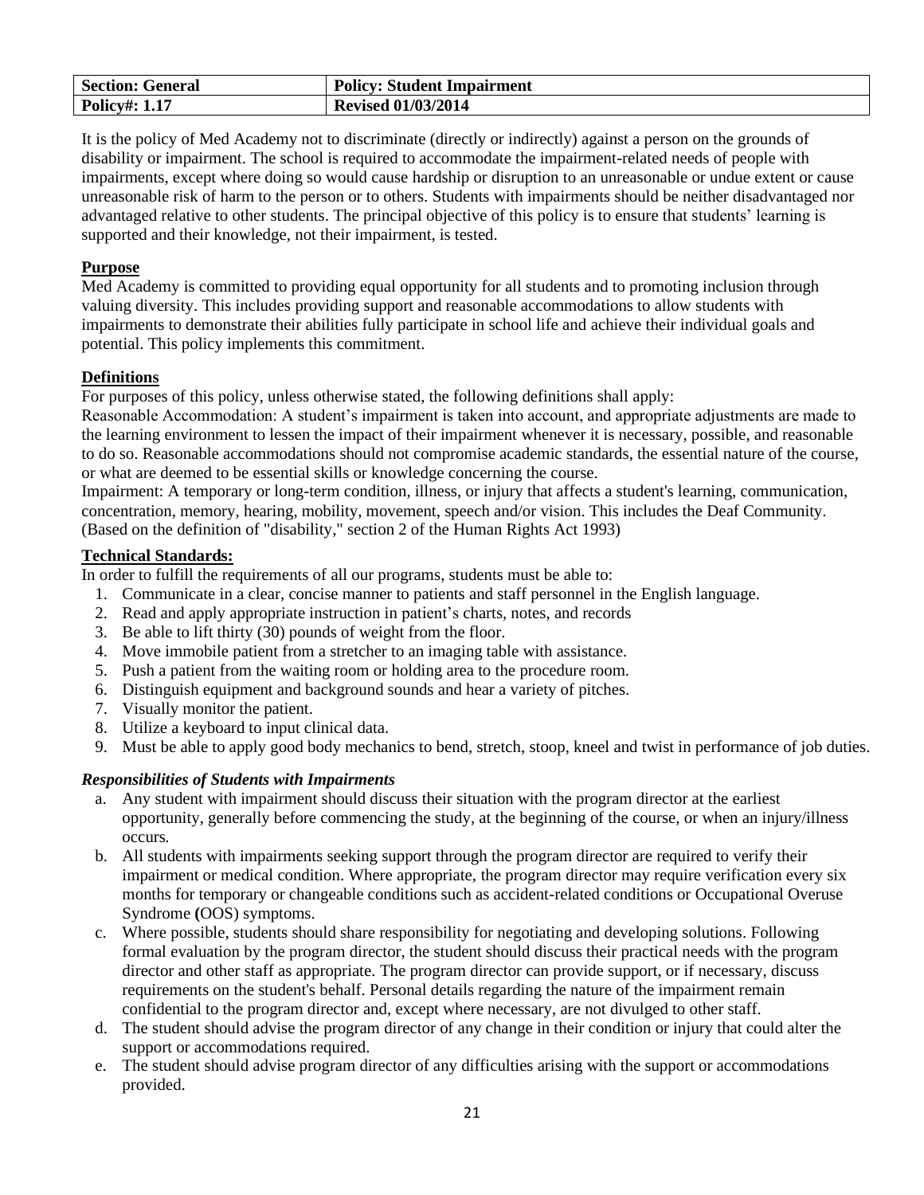| Section: General | Policy: Student Impairment |
| --- | --- |
| Policy#: 1.17 | Revised 01/03/2014 |

It is the policy of Med Academy not to discriminate (directly or indirectly) against a person on the grounds of disability or impairment. The school is required to accommodate the impairment-related needs of people with impairments, except where doing so would cause hardship or disruption to an unreasonable or undue extent or cause unreasonable risk of harm to the person or to others. Students with impairments should be neither disadvantaged nor advantaged relative to other students. The principal objective of this policy is to ensure that students' learning is supported and their knowledge, not their impairment, is tested.

**Purpose**

Med Academy is committed to providing equal opportunity for all students and to promoting inclusion through valuing diversity. This includes providing support and reasonable accommodations to allow students with impairments to demonstrate their abilities fully participate in school life and achieve their individual goals and potential. This policy implements this commitment.

**Definitions**

For purposes of this policy, unless otherwise stated, the following definitions shall apply:

Reasonable Accommodation: A student's impairment is taken into account, and appropriate adjustments are made to the learning environment to lessen the impact of their impairment whenever it is necessary, possible, and reasonable to do so. Reasonable accommodations should not compromise academic standards, the essential nature of the course, or what are deemed to be essential skills or knowledge concerning the course.

Impairment: A temporary or long-term condition, illness, or injury that affects a student's learning, communication, concentration, memory, hearing, mobility, movement, speech and/or vision. This includes the Deaf Community. (Based on the definition of "disability," section 2 of the Human Rights Act 1993)

**Technical Standards:**

In order to fulfill the requirements of all our programs, students must be able to:

1. Communicate in a clear, concise manner to patients and staff personnel in the English language.
2. Read and apply appropriate instruction in patient's charts, notes, and records
3. Be able to lift thirty (30) pounds of weight from the floor.
4. Move immobile patient from a stretcher to an imaging table with assistance.
5. Push a patient from the waiting room or holding area to the procedure room.
6. Distinguish equipment and background sounds and hear a variety of pitches.
7. Visually monitor the patient.
8. Utilize a keyboard to input clinical data.
9. Must be able to apply good body mechanics to bend, stretch, stoop, kneel and twist in performance of job duties.

***Responsibilities of Students with Impairments***

a. Any student with impairment should discuss their situation with the program director at the earliest opportunity, generally before commencing the study, at the beginning of the course, or when an injury/illness occurs.
b. All students with impairments seeking support through the program director are required to verify their impairment or medical condition. Where appropriate, the program director may require verification every six months for temporary or changeable conditions such as accident-related conditions or Occupational Overuse Syndrome **(**OOS) symptoms.
c. Where possible, students should share responsibility for negotiating and developing solutions. Following formal evaluation by the program director, the student should discuss their practical needs with the program director and other staff as appropriate. The program director can provide support, or if necessary, discuss requirements on the student's behalf. Personal details regarding the nature of the impairment remain confidential to the program director and, except where necessary, are not divulged to other staff.
d. The student should advise the program director of any change in their condition or injury that could alter the support or accommodations required.
e. The student should advise program director of any difficulties arising with the support or accommodations provided.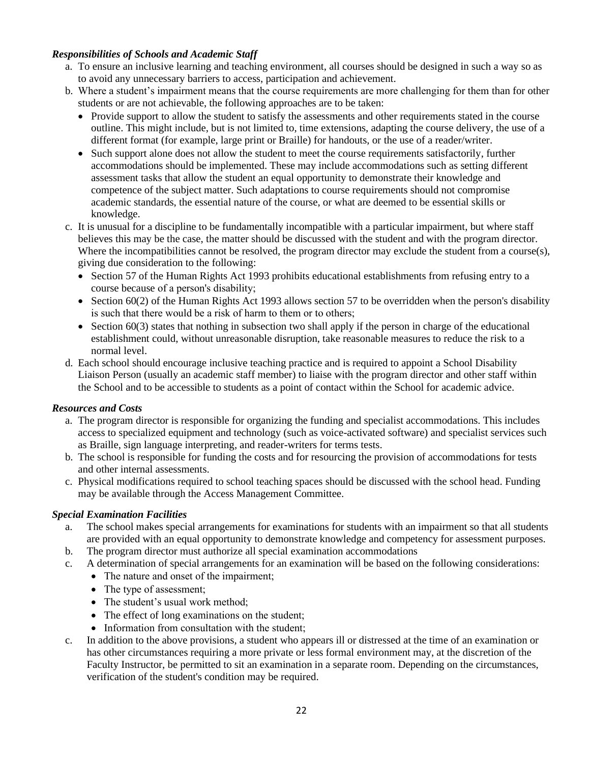***Responsibilities of Schools and Academic Staff***

a. To ensure an inclusive learning and teaching environment, all courses should be designed in such a way so as to avoid any unnecessary barriers to access, participation and achievement.
b. Where a student's impairment means that the course requirements are more challenging for them than for other students or are not achievable, the following approaches are to be taken:
   - Provide support to allow the student to satisfy the assessments and other requirements stated in the course outline. This might include, but is not limited to, time extensions, adapting the course delivery, the use of a different format (for example, large print or Braille) for handouts, or the use of a reader/writer.
   - Such support alone does not allow the student to meet the course requirements satisfactorily, further accommodations should be implemented. These may include accommodations such as setting different assessment tasks that allow the student an equal opportunity to demonstrate their knowledge and competence of the subject matter. Such adaptations to course requirements should not compromise academic standards, the essential nature of the course, or what are deemed to be essential skills or knowledge.
c. It is unusual for a discipline to be fundamentally incompatible with a particular impairment, but where staff believes this may be the case, the matter should be discussed with the student and with the program director. Where the incompatibilities cannot be resolved, the program director may exclude the student from a course(s), giving due consideration to the following:
   - Section 57 of the Human Rights Act 1993 prohibits educational establishments from refusing entry to a course because of a person's disability;
   - Section 60(2) of the Human Rights Act 1993 allows section 57 to be overridden when the person's disability is such that there would be a risk of harm to them or to others;
   - Section 60(3) states that nothing in subsection two shall apply if the person in charge of the educational establishment could, without unreasonable disruption, take reasonable measures to reduce the risk to a normal level.
d. Each school should encourage inclusive teaching practice and is required to appoint a School Disability Liaison Person (usually an academic staff member) to liaise with the program director and other staff within the School and to be accessible to students as a point of contact within the School for academic advice.

***Resources and Costs***

a. The program director is responsible for organizing the funding and specialist accommodations. This includes access to specialized equipment and technology (such as voice-activated software) and specialist services such as Braille, sign language interpreting, and reader-writers for terms tests.
b. The school is responsible for funding the costs and for resourcing the provision of accommodations for tests and other internal assessments.
c. Physical modifications required to school teaching spaces should be discussed with the school head. Funding may be available through the Access Management Committee.

***Special Examination Facilities***

a. The school makes special arrangements for examinations for students with an impairment so that all students are provided with an equal opportunity to demonstrate knowledge and competency for assessment purposes.
b. The program director must authorize all special examination accommodations
c. A determination of special arrangements for an examination will be based on the following considerations:
   - The nature and onset of the impairment;
   - The type of assessment;
   - The student's usual work method;
   - The effect of long examinations on the student;
   - Information from consultation with the student;
c. In addition to the above provisions, a student who appears ill or distressed at the time of an examination or has other circumstances requiring a more private or less formal environment may, at the discretion of the Faculty Instructor, be permitted to sit an examination in a separate room. Depending on the circumstances, verification of the student's condition may be required.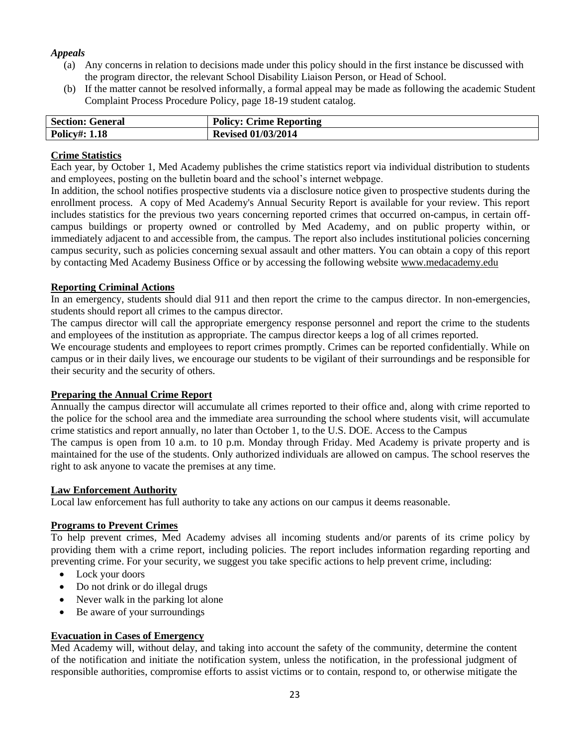*Appeals*

(a) Any concerns in relation to decisions made under this policy should in the first instance be discussed with the program director, the relevant School Disability Liaison Person, or Head of School.

(b) If the matter cannot be resolved informally, a formal appeal may be made as following the academic Student Complaint Process Procedure Policy, page 18-19 student catalog.

| **Section: General** | **Policy: Crime Reporting** |
|---|---|
| **Policy#: 1.18** | **Revised 01/03/2014** |

**Crime Statistics**

Each year, by October 1, Med Academy publishes the crime statistics report via individual distribution to students and employees, posting on the bulletin board and the school's internet webpage.

In addition, the school notifies prospective students via a disclosure notice given to prospective students during the enrollment process. A copy of Med Academy's Annual Security Report is available for your review. This report includes statistics for the previous two years concerning reported crimes that occurred on-campus, in certain off-campus buildings or property owned or controlled by Med Academy, and on public property within, or immediately adjacent to and accessible from, the campus. The report also includes institutional policies concerning campus security, such as policies concerning sexual assault and other matters. You can obtain a copy of this report by contacting Med Academy Business Office or by accessing the following website www.medacademy.edu

**Reporting Criminal Actions**

In an emergency, students should dial 911 and then report the crime to the campus director. In non-emergencies, students should report all crimes to the campus director.

The campus director will call the appropriate emergency response personnel and report the crime to the students and employees of the institution as appropriate. The campus director keeps a log of all crimes reported.

We encourage students and employees to report crimes promptly. Crimes can be reported confidentially. While on campus or in their daily lives, we encourage our students to be vigilant of their surroundings and be responsible for their security and the security of others.

**Preparing the Annual Crime Report**

Annually the campus director will accumulate all crimes reported to their office and, along with crime reported to the police for the school area and the immediate area surrounding the school where students visit, will accumulate crime statistics and report annually, no later than October 1, to the U.S. DOE. Access to the Campus

The campus is open from 10 a.m. to 10 p.m. Monday through Friday. Med Academy is private property and is maintained for the use of the students. Only authorized individuals are allowed on campus. The school reserves the right to ask anyone to vacate the premises at any time.

**Law Enforcement Authority**

Local law enforcement has full authority to take any actions on our campus it deems reasonable.

**Programs to Prevent Crimes**

To help prevent crimes, Med Academy advises all incoming students and/or parents of its crime policy by providing them with a crime report, including policies. The report includes information regarding reporting and preventing crime. For your security, we suggest you take specific actions to help prevent crime, including:

- Lock your doors
- Do not drink or do illegal drugs
- Never walk in the parking lot alone
- Be aware of your surroundings

**Evacuation in Cases of Emergency**

Med Academy will, without delay, and taking into account the safety of the community, determine the content of the notification and initiate the notification system, unless the notification, in the professional judgment of responsible authorities, compromise efforts to assist victims or to contain, respond to, or otherwise mitigate the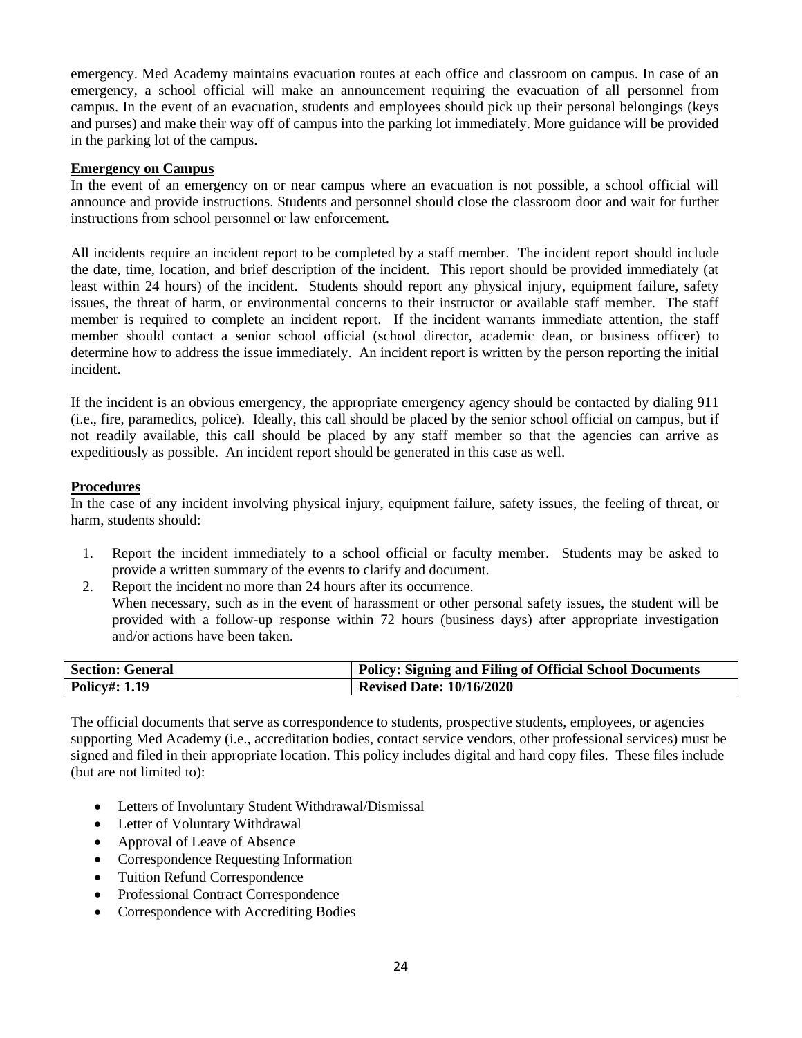emergency. Med Academy maintains evacuation routes at each office and classroom on campus. In case of an emergency, a school official will make an announcement requiring the evacuation of all personnel from campus. In the event of an evacuation, students and employees should pick up their personal belongings (keys and purses) and make their way off of campus into the parking lot immediately. More guidance will be provided in the parking lot of the campus.

**Emergency on Campus**

In the event of an emergency on or near campus where an evacuation is not possible, a school official will announce and provide instructions. Students and personnel should close the classroom door and wait for further instructions from school personnel or law enforcement.

All incidents require an incident report to be completed by a staff member. The incident report should include the date, time, location, and brief description of the incident. This report should be provided immediately (at least within 24 hours) of the incident. Students should report any physical injury, equipment failure, safety issues, the threat of harm, or environmental concerns to their instructor or available staff member. The staff member is required to complete an incident report. If the incident warrants immediate attention, the staff member should contact a senior school official (school director, academic dean, or business officer) to determine how to address the issue immediately. An incident report is written by the person reporting the initial incident.

If the incident is an obvious emergency, the appropriate emergency agency should be contacted by dialing 911 (i.e., fire, paramedics, police). Ideally, this call should be placed by the senior school official on campus, but if not readily available, this call should be placed by any staff member so that the agencies can arrive as expeditiously as possible. An incident report should be generated in this case as well.

**Procedures**

In the case of any incident involving physical injury, equipment failure, safety issues, the feeling of threat, or harm, students should:

1. Report the incident immediately to a school official or faculty member. Students may be asked to provide a written summary of the events to clarify and document.
2. Report the incident no more than 24 hours after its occurrence.
   When necessary, such as in the event of harassment or other personal safety issues, the student will be provided with a follow-up response within 72 hours (business days) after appropriate investigation and/or actions have been taken.

| Section: General | Policy: Signing and Filing of Official School Documents |
|---|---|
| Policy#: 1.19 | Revised Date: 10/16/2020 |

The official documents that serve as correspondence to students, prospective students, employees, or agencies supporting Med Academy (i.e., accreditation bodies, contact service vendors, other professional services) must be signed and filed in their appropriate location. This policy includes digital and hard copy files. These files include (but are not limited to):

- Letters of Involuntary Student Withdrawal/Dismissal
- Letter of Voluntary Withdrawal
- Approval of Leave of Absence
- Correspondence Requesting Information
- Tuition Refund Correspondence
- Professional Contract Correspondence
- Correspondence with Accrediting Bodies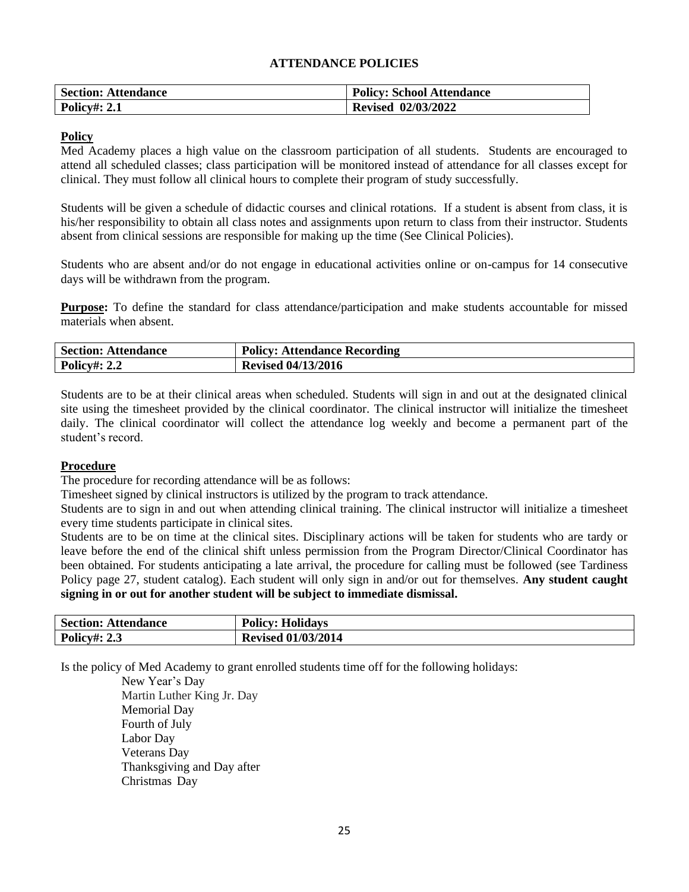# ATTENDANCE POLICIES

| Section: Attendance | Policy: School Attendance |
|---|---|
| Policy#: 2.1 | Revised 02/03/2022 |

**Policy**

Med Academy places a high value on the classroom participation of all students. Students are encouraged to attend all scheduled classes; class participation will be monitored instead of attendance for all classes except for clinical. They must follow all clinical hours to complete their program of study successfully.

Students will be given a schedule of didactic courses and clinical rotations. If a student is absent from class, it is his/her responsibility to obtain all class notes and assignments upon return to class from their instructor. Students absent from clinical sessions are responsible for making up the time (See Clinical Policies).

Students who are absent and/or do not engage in educational activities online or on-campus for 14 consecutive days will be withdrawn from the program.

**Purpose:** To define the standard for class attendance/participation and make students accountable for missed materials when absent.

| Section: Attendance | Policy: Attendance Recording |
|---|---|
| Policy#: 2.2 | Revised 04/13/2016 |

Students are to be at their clinical areas when scheduled. Students will sign in and out at the designated clinical site using the timesheet provided by the clinical coordinator. The clinical instructor will initialize the timesheet daily. The clinical coordinator will collect the attendance log weekly and become a permanent part of the student's record.

**Procedure**

The procedure for recording attendance will be as follows:

Timesheet signed by clinical instructors is utilized by the program to track attendance.

Students are to sign in and out when attending clinical training. The clinical instructor will initialize a timesheet every time students participate in clinical sites.

Students are to be on time at the clinical sites. Disciplinary actions will be taken for students who are tardy or leave before the end of the clinical shift unless permission from the Program Director/Clinical Coordinator has been obtained. For students anticipating a late arrival, the procedure for calling must be followed (see Tardiness Policy page 27, student catalog). Each student will only sign in and/or out for themselves. **Any student caught signing in or out for another student will be subject to immediate dismissal.**

| Section: Attendance | Policy: Holidays |
|---|---|
| Policy#: 2.3 | Revised 01/03/2014 |

Is the policy of Med Academy to grant enrolled students time off for the following holidays:

- New Year's Day
- Martin Luther King Jr. Day
- Memorial Day
- Fourth of July
- Labor Day
- Veterans Day
- Thanksgiving and Day after
- Christmas Day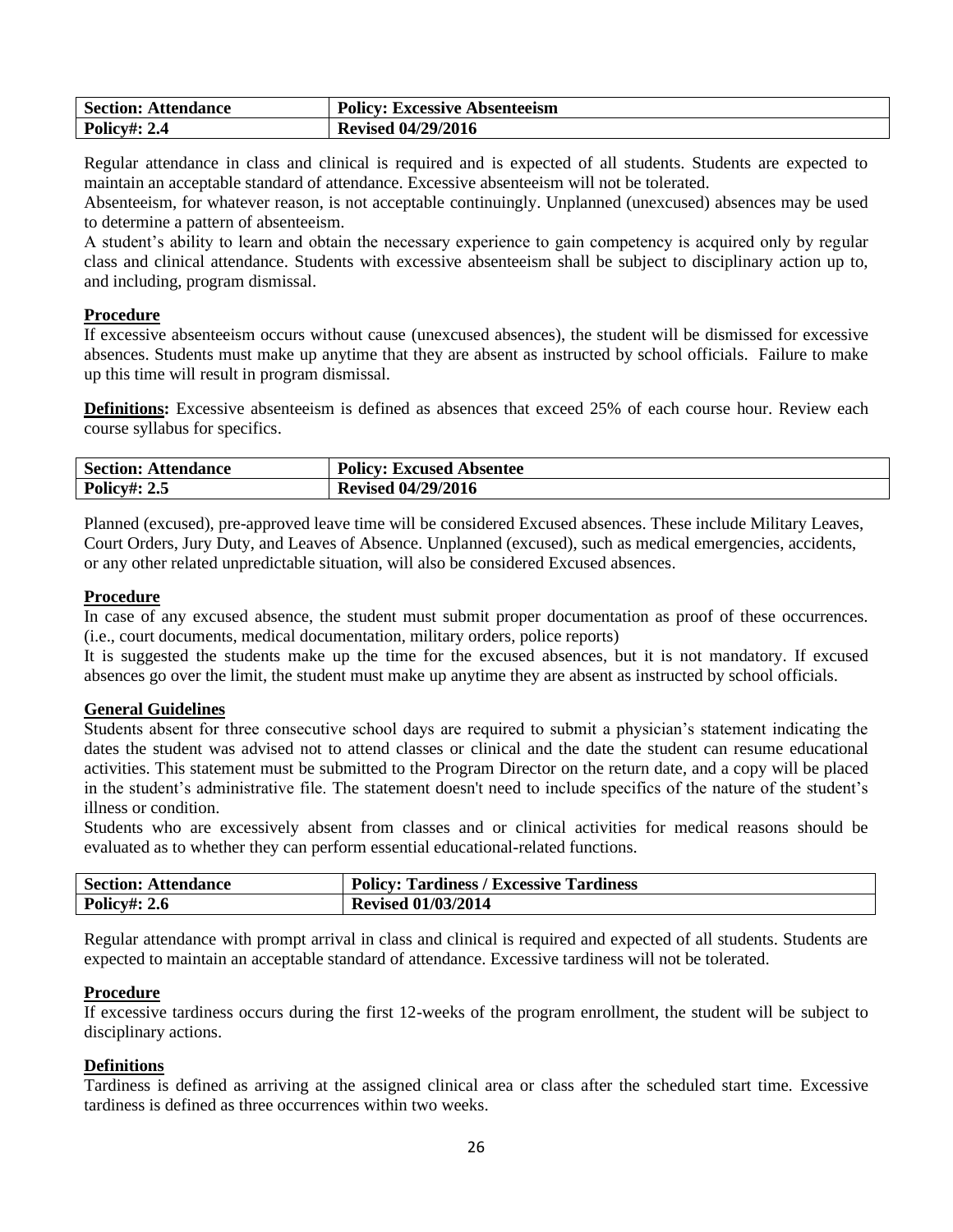| Section: Attendance | Policy: Excessive Absenteeism |
| --- | --- |
| Policy#: 2.4 | Revised 04/29/2016 |

Regular attendance in class and clinical is required and is expected of all students. Students are expected to maintain an acceptable standard of attendance. Excessive absenteeism will not be tolerated.

Absenteeism, for whatever reason, is not acceptable continuingly. Unplanned (unexcused) absences may be used to determine a pattern of absenteeism.

A student's ability to learn and obtain the necessary experience to gain competency is acquired only by regular class and clinical attendance. Students with excessive absenteeism shall be subject to disciplinary action up to, and including, program dismissal.

**Procedure**

If excessive absenteeism occurs without cause (unexcused absences), the student will be dismissed for excessive absences. Students must make up anytime that they are absent as instructed by school officials. Failure to make up this time will result in program dismissal.

**Definitions:** Excessive absenteeism is defined as absences that exceed 25% of each course hour. Review each course syllabus for specifics.

| Section: Attendance | Policy: Excused Absentee |
| --- | --- |
| Policy#: 2.5 | Revised 04/29/2016 |

Planned (excused), pre-approved leave time will be considered Excused absences. These include Military Leaves, Court Orders, Jury Duty, and Leaves of Absence. Unplanned (excused), such as medical emergencies, accidents, or any other related unpredictable situation, will also be considered Excused absences.

**Procedure**

In case of any excused absence, the student must submit proper documentation as proof of these occurrences. (i.e., court documents, medical documentation, military orders, police reports)

It is suggested the students make up the time for the excused absences, but it is not mandatory. If excused absences go over the limit, the student must make up anytime they are absent as instructed by school officials.

**General Guidelines**

Students absent for three consecutive school days are required to submit a physician's statement indicating the dates the student was advised not to attend classes or clinical and the date the student can resume educational activities. This statement must be submitted to the Program Director on the return date, and a copy will be placed in the student's administrative file. The statement doesn't need to include specifics of the nature of the student's illness or condition.

Students who are excessively absent from classes and or clinical activities for medical reasons should be evaluated as to whether they can perform essential educational-related functions.

| Section: Attendance | Policy: Tardiness / Excessive Tardiness |
| --- | --- |
| Policy#: 2.6 | Revised 01/03/2014 |

Regular attendance with prompt arrival in class and clinical is required and expected of all students. Students are expected to maintain an acceptable standard of attendance. Excessive tardiness will not be tolerated.

**Procedure**

If excessive tardiness occurs during the first 12-weeks of the program enrollment, the student will be subject to disciplinary actions.

**Definitions**

Tardiness is defined as arriving at the assigned clinical area or class after the scheduled start time. Excessive tardiness is defined as three occurrences within two weeks.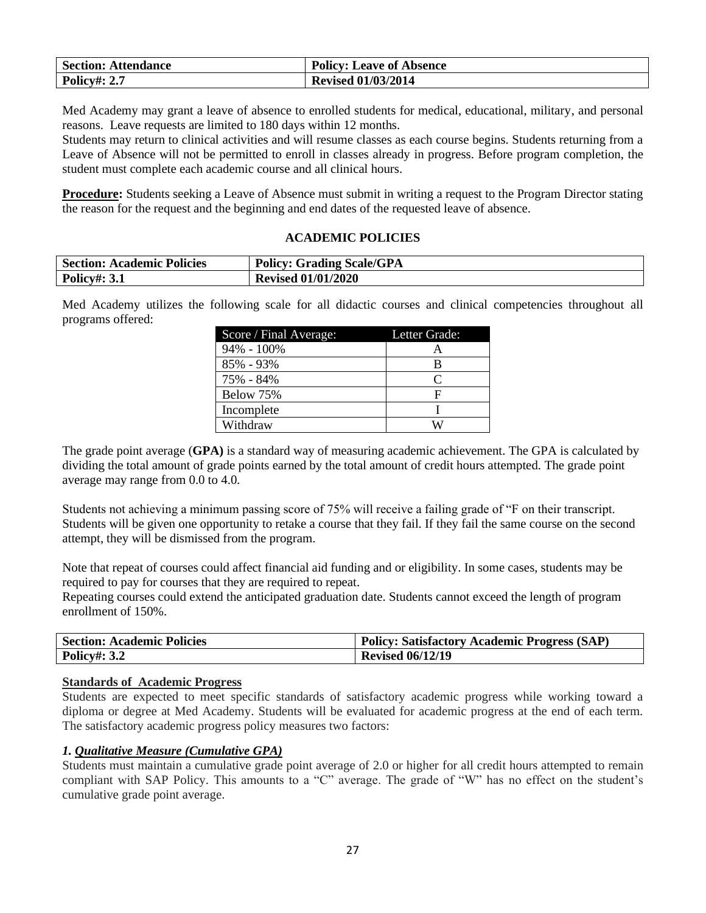| Section: Attendance | Policy: Leave of Absence |
|---|---|
| Policy#: 2.7 | Revised 01/03/2014 |

Med Academy may grant a leave of absence to enrolled students for medical, educational, military, and personal reasons. Leave requests are limited to 180 days within 12 months.

Students may return to clinical activities and will resume classes as each course begins. Students returning from a Leave of Absence will not be permitted to enroll in classes already in progress. Before program completion, the student must complete each academic course and all clinical hours.

**Procedure:** Students seeking a Leave of Absence must submit in writing a request to the Program Director stating the reason for the request and the beginning and end dates of the requested leave of absence.

## ACADEMIC POLICIES

| Section: Academic Policies | Policy: Grading Scale/GPA |
|---|---|
| Policy#: 3.1 | Revised 01/01/2020 |

Med Academy utilizes the following scale for all didactic courses and clinical competencies throughout all programs offered:

| Score / Final Average: | Letter Grade: |
|---|---|
| 94% - 100% | A |
| 85% - 93% | B |
| 75% - 84% | C |
| Below 75% | F |
| Incomplete | I |
| Withdraw | W |

The grade point average (**GPA)** is a standard way of measuring academic achievement. The GPA is calculated by dividing the total amount of grade points earned by the total amount of credit hours attempted. The grade point average may range from 0.0 to 4.0.

Students not achieving a minimum passing score of 75% will receive a failing grade of "F on their transcript. Students will be given one opportunity to retake a course that they fail. If they fail the same course on the second attempt, they will be dismissed from the program.

Note that repeat of courses could affect financial aid funding and or eligibility. In some cases, students may be required to pay for courses that they are required to repeat.

Repeating courses could extend the anticipated graduation date. Students cannot exceed the length of program enrollment of 150%.

| Section: Academic Policies | Policy: Satisfactory Academic Progress (SAP) |
|---|---|
| Policy#: 3.2 | Revised 06/12/19 |

**Standards of Academic Progress**

Students are expected to meet specific standards of satisfactory academic progress while working toward a diploma or degree at Med Academy. Students will be evaluated for academic progress at the end of each term. The satisfactory academic progress policy measures two factors:

***1. Qualitative Measure (Cumulative GPA)***

Students must maintain a cumulative grade point average of 2.0 or higher for all credit hours attempted to remain compliant with SAP Policy. This amounts to a "C" average. The grade of "W" has no effect on the student's cumulative grade point average.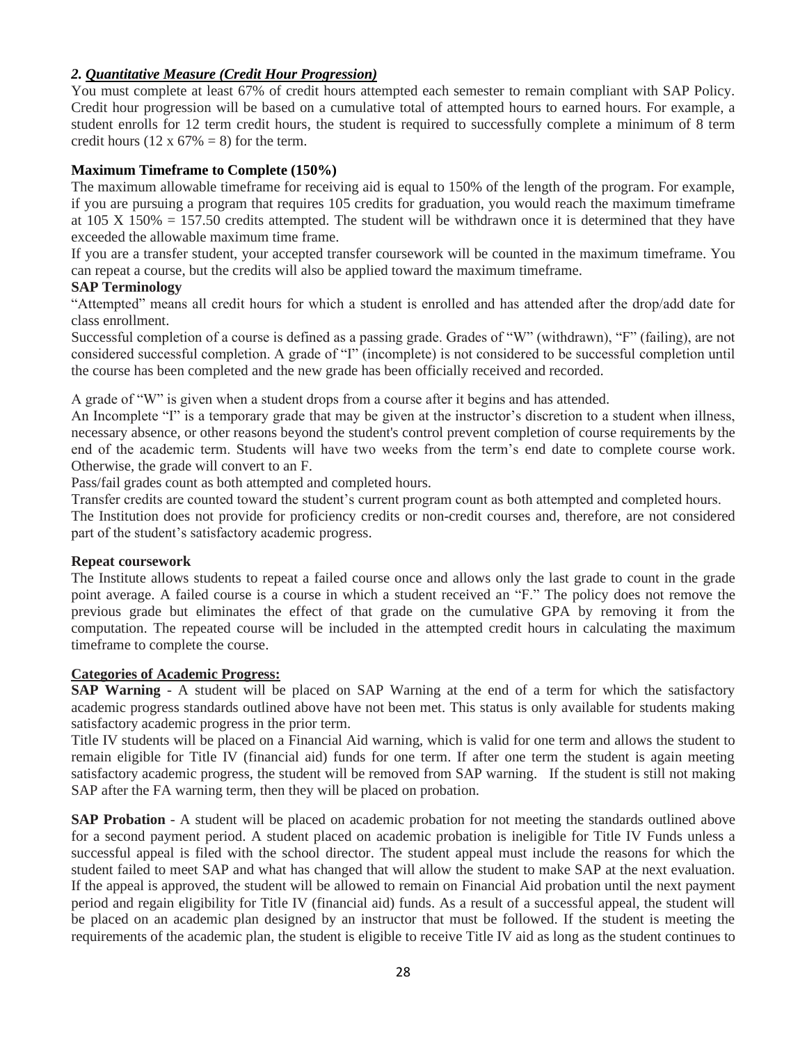### *2. Quantitative Measure (Credit Hour Progression)*

You must complete at least 67% of credit hours attempted each semester to remain compliant with SAP Policy. Credit hour progression will be based on a cumulative total of attempted hours to earned hours. For example, a student enrolls for 12 term credit hours, the student is required to successfully complete a minimum of 8 term credit hours (12 x 67% = 8) for the term.

**Maximum Timeframe to Complete (150%)**

The maximum allowable timeframe for receiving aid is equal to 150% of the length of the program. For example, if you are pursuing a program that requires 105 credits for graduation, you would reach the maximum timeframe at 105 X 150% = 157.50 credits attempted. The student will be withdrawn once it is determined that they have exceeded the allowable maximum time frame.

If you are a transfer student, your accepted transfer coursework will be counted in the maximum timeframe. You can repeat a course, but the credits will also be applied toward the maximum timeframe.

**SAP Terminology**

"Attempted" means all credit hours for which a student is enrolled and has attended after the drop/add date for class enrollment.

Successful completion of a course is defined as a passing grade. Grades of "W" (withdrawn), "F" (failing), are not considered successful completion. A grade of "I" (incomplete) is not considered to be successful completion until the course has been completed and the new grade has been officially received and recorded.

A grade of "W" is given when a student drops from a course after it begins and has attended.

An Incomplete "I" is a temporary grade that may be given at the instructor's discretion to a student when illness, necessary absence, or other reasons beyond the student's control prevent completion of course requirements by the end of the academic term. Students will have two weeks from the term's end date to complete course work. Otherwise, the grade will convert to an F.

Pass/fail grades count as both attempted and completed hours.

Transfer credits are counted toward the student's current program count as both attempted and completed hours.

The Institution does not provide for proficiency credits or non-credit courses and, therefore, are not considered part of the student's satisfactory academic progress.

**Repeat coursework**

The Institute allows students to repeat a failed course once and allows only the last grade to count in the grade point average. A failed course is a course in which a student received an "F." The policy does not remove the previous grade but eliminates the effect of that grade on the cumulative GPA by removing it from the computation. The repeated course will be included in the attempted credit hours in calculating the maximum timeframe to complete the course.

**Categories of Academic Progress:**

**SAP Warning** - A student will be placed on SAP Warning at the end of a term for which the satisfactory academic progress standards outlined above have not been met. This status is only available for students making satisfactory academic progress in the prior term.

Title IV students will be placed on a Financial Aid warning, which is valid for one term and allows the student to remain eligible for Title IV (financial aid) funds for one term. If after one term the student is again meeting satisfactory academic progress, the student will be removed from SAP warning. If the student is still not making SAP after the FA warning term, then they will be placed on probation.

**SAP Probation** - A student will be placed on academic probation for not meeting the standards outlined above for a second payment period. A student placed on academic probation is ineligible for Title IV Funds unless a successful appeal is filed with the school director. The student appeal must include the reasons for which the student failed to meet SAP and what has changed that will allow the student to make SAP at the next evaluation. If the appeal is approved, the student will be allowed to remain on Financial Aid probation until the next payment period and regain eligibility for Title IV (financial aid) funds. As a result of a successful appeal, the student will be placed on an academic plan designed by an instructor that must be followed. If the student is meeting the requirements of the academic plan, the student is eligible to receive Title IV aid as long as the student continues to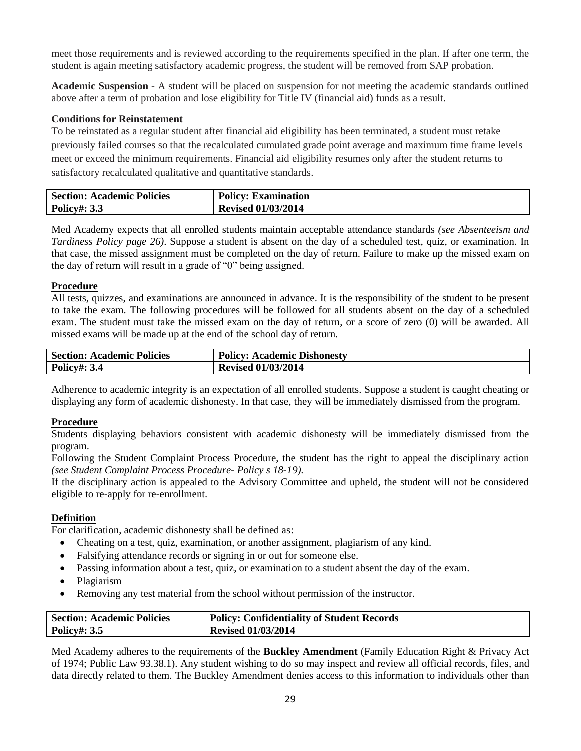meet those requirements and is reviewed according to the requirements specified in the plan. If after one term, the student is again meeting satisfactory academic progress, the student will be removed from SAP probation.

**Academic Suspension** - A student will be placed on suspension for not meeting the academic standards outlined above after a term of probation and lose eligibility for Title IV (financial aid) funds as a result.

**Conditions for Reinstatement**

To be reinstated as a regular student after financial aid eligibility has been terminated, a student must retake previously failed courses so that the recalculated cumulated grade point average and maximum time frame levels meet or exceed the minimum requirements. Financial aid eligibility resumes only after the student returns to satisfactory recalculated qualitative and quantitative standards.

| Section: Academic Policies | Policy: Examination |
|---|---|
| Policy#: 3.3 | Revised 01/03/2014 |

Med Academy expects that all enrolled students maintain acceptable attendance standards *(see Absenteeism and Tardiness Policy page 26)*. Suppose a student is absent on the day of a scheduled test, quiz, or examination. In that case, the missed assignment must be completed on the day of return. Failure to make up the missed exam on the day of return will result in a grade of "0" being assigned.

**Procedure**

All tests, quizzes, and examinations are announced in advance. It is the responsibility of the student to be present to take the exam. The following procedures will be followed for all students absent on the day of a scheduled exam. The student must take the missed exam on the day of return, or a score of zero (0) will be awarded. All missed exams will be made up at the end of the school day of return.

| Section: Academic Policies | Policy: Academic Dishonesty |
|---|---|
| Policy#: 3.4 | Revised 01/03/2014 |

Adherence to academic integrity is an expectation of all enrolled students. Suppose a student is caught cheating or displaying any form of academic dishonesty. In that case, they will be immediately dismissed from the program.

**Procedure**

Students displaying behaviors consistent with academic dishonesty will be immediately dismissed from the program.

Following the Student Complaint Process Procedure, the student has the right to appeal the disciplinary action *(see Student Complaint Process Procedure- Policy s 18-19).*

If the disciplinary action is appealed to the Advisory Committee and upheld, the student will not be considered eligible to re-apply for re-enrollment.

**Definition**

For clarification, academic dishonesty shall be defined as:

- Cheating on a test, quiz, examination, or another assignment, plagiarism of any kind.
- Falsifying attendance records or signing in or out for someone else.
- Passing information about a test, quiz, or examination to a student absent the day of the exam.
- Plagiarism
- Removing any test material from the school without permission of the instructor.

| Section: Academic Policies | Policy: Confidentiality of Student Records |
|---|---|
| Policy#: 3.5 | Revised 01/03/2014 |

Med Academy adheres to the requirements of the **Buckley Amendment** (Family Education Right & Privacy Act of 1974; Public Law 93.38.1). Any student wishing to do so may inspect and review all official records, files, and data directly related to them. The Buckley Amendment denies access to this information to individuals other than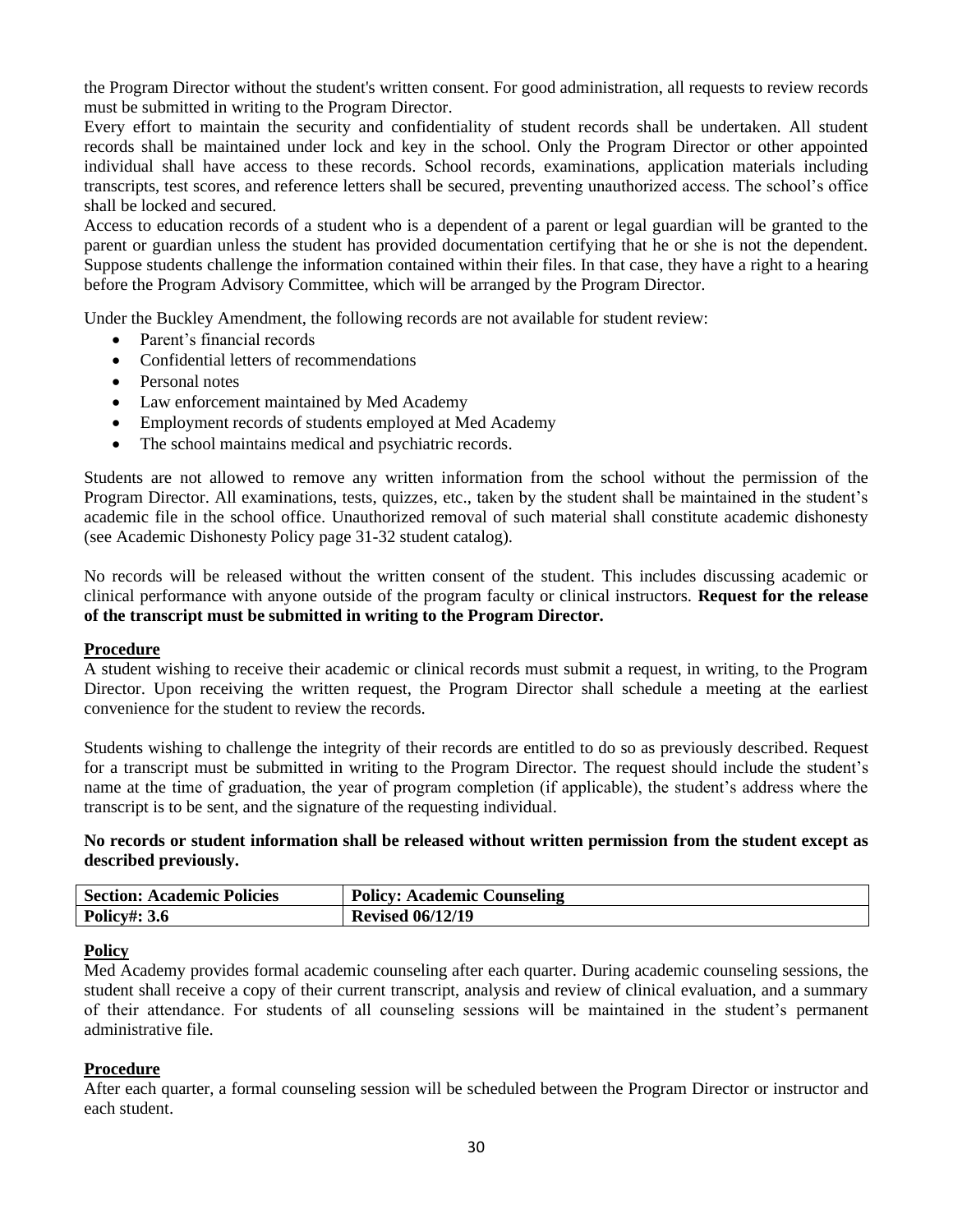the Program Director without the student's written consent. For good administration, all requests to review records must be submitted in writing to the Program Director.

Every effort to maintain the security and confidentiality of student records shall be undertaken. All student records shall be maintained under lock and key in the school. Only the Program Director or other appointed individual shall have access to these records. School records, examinations, application materials including transcripts, test scores, and reference letters shall be secured, preventing unauthorized access. The school's office shall be locked and secured.

Access to education records of a student who is a dependent of a parent or legal guardian will be granted to the parent or guardian unless the student has provided documentation certifying that he or she is not the dependent. Suppose students challenge the information contained within their files. In that case, they have a right to a hearing before the Program Advisory Committee, which will be arranged by the Program Director.

Under the Buckley Amendment, the following records are not available for student review:

- Parent's financial records
- Confidential letters of recommendations
- Personal notes
- Law enforcement maintained by Med Academy
- Employment records of students employed at Med Academy
- The school maintains medical and psychiatric records.

Students are not allowed to remove any written information from the school without the permission of the Program Director. All examinations, tests, quizzes, etc., taken by the student shall be maintained in the student's academic file in the school office. Unauthorized removal of such material shall constitute academic dishonesty (see Academic Dishonesty Policy page 31-32 student catalog).

No records will be released without the written consent of the student. This includes discussing academic or clinical performance with anyone outside of the program faculty or clinical instructors. **Request for the release of the transcript must be submitted in writing to the Program Director.**

**Procedure**

A student wishing to receive their academic or clinical records must submit a request, in writing, to the Program Director. Upon receiving the written request, the Program Director shall schedule a meeting at the earliest convenience for the student to review the records.

Students wishing to challenge the integrity of their records are entitled to do so as previously described. Request for a transcript must be submitted in writing to the Program Director. The request should include the student's name at the time of graduation, the year of program completion (if applicable), the student's address where the transcript is to be sent, and the signature of the requesting individual.

**No records or student information shall be released without written permission from the student except as described previously.**

| **Section: Academic Policies** | **Policy: Academic Counseling** |
|---|---|
| **Policy#: 3.6** | **Revised 06/12/19** |

**Policy**

Med Academy provides formal academic counseling after each quarter. During academic counseling sessions, the student shall receive a copy of their current transcript, analysis and review of clinical evaluation, and a summary of their attendance. For students of all counseling sessions will be maintained in the student's permanent administrative file.

**Procedure**

After each quarter, a formal counseling session will be scheduled between the Program Director or instructor and each student.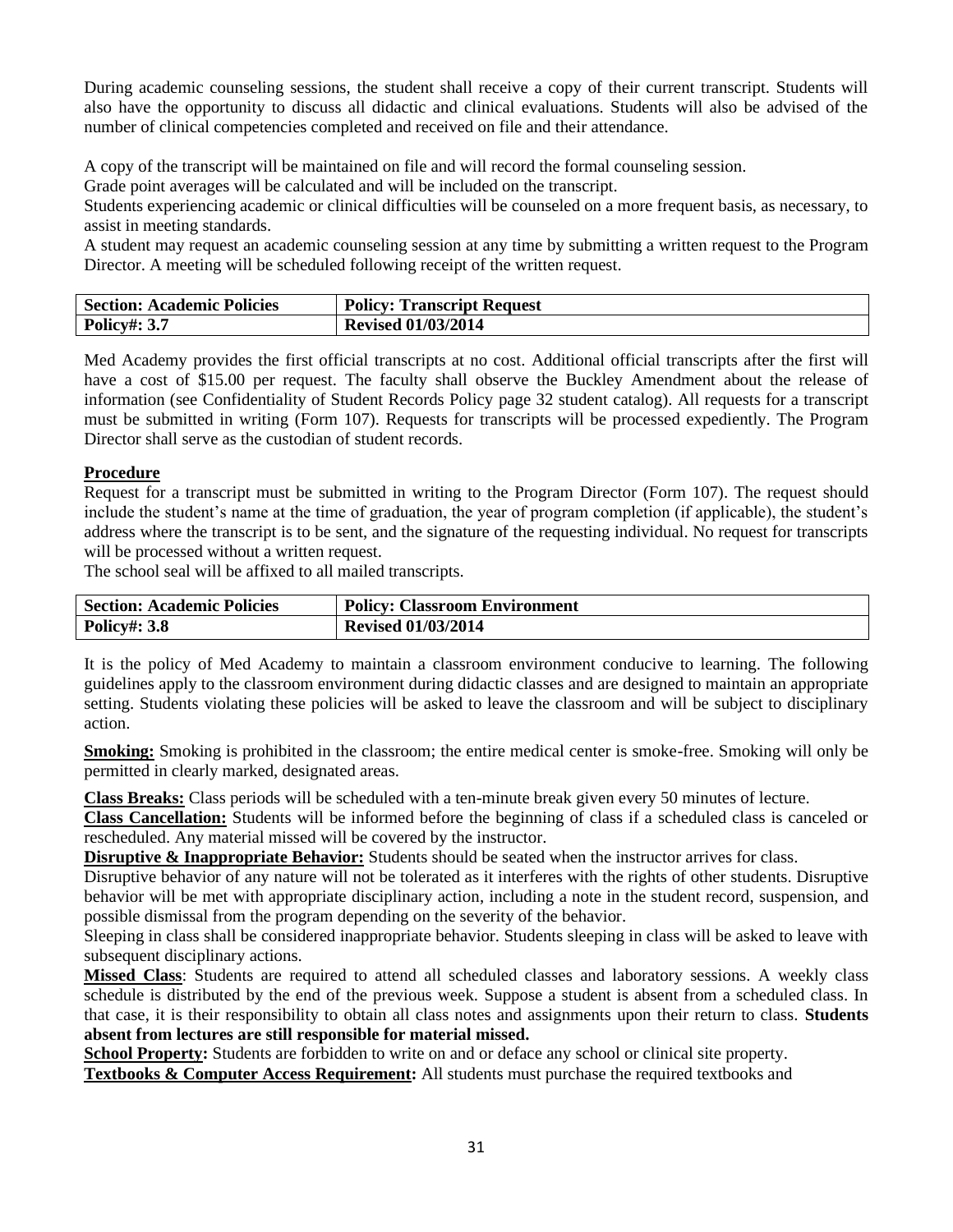During academic counseling sessions, the student shall receive a copy of their current transcript. Students will also have the opportunity to discuss all didactic and clinical evaluations. Students will also be advised of the number of clinical competencies completed and received on file and their attendance.

A copy of the transcript will be maintained on file and will record the formal counseling session.
Grade point averages will be calculated and will be included on the transcript.
Students experiencing academic or clinical difficulties will be counseled on a more frequent basis, as necessary, to assist in meeting standards.
A student may request an academic counseling session at any time by submitting a written request to the Program Director. A meeting will be scheduled following receipt of the written request.

| **Section: Academic Policies** | **Policy: Transcript Request** |
|---|---|
| **Policy#: 3.7** | **Revised 01/03/2014** |

Med Academy provides the first official transcripts at no cost. Additional official transcripts after the first will have a cost of $15.00 per request. The faculty shall observe the Buckley Amendment about the release of information (see Confidentiality of Student Records Policy page 32 student catalog). All requests for a transcript must be submitted in writing (Form 107). Requests for transcripts will be processed expediently. The Program Director shall serve as the custodian of student records.

**Procedure**

Request for a transcript must be submitted in writing to the Program Director (Form 107). The request should include the student's name at the time of graduation, the year of program completion (if applicable), the student's address where the transcript is to be sent, and the signature of the requesting individual. No request for transcripts will be processed without a written request.
The school seal will be affixed to all mailed transcripts.

| **Section: Academic Policies** | **Policy: Classroom Environment** |
|---|---|
| **Policy#: 3.8** | **Revised 01/03/2014** |

It is the policy of Med Academy to maintain a classroom environment conducive to learning. The following guidelines apply to the classroom environment during didactic classes and are designed to maintain an appropriate setting. Students violating these policies will be asked to leave the classroom and will be subject to disciplinary action.

**Smoking:** Smoking is prohibited in the classroom; the entire medical center is smoke-free. Smoking will only be permitted in clearly marked, designated areas.

**Class Breaks:** Class periods will be scheduled with a ten-minute break given every 50 minutes of lecture.
**Class Cancellation:** Students will be informed before the beginning of class if a scheduled class is canceled or rescheduled. Any material missed will be covered by the instructor.
**Disruptive & Inappropriate Behavior:** Students should be seated when the instructor arrives for class.
Disruptive behavior of any nature will not be tolerated as it interferes with the rights of other students. Disruptive behavior will be met with appropriate disciplinary action, including a note in the student record, suspension, and possible dismissal from the program depending on the severity of the behavior.
Sleeping in class shall be considered inappropriate behavior. Students sleeping in class will be asked to leave with subsequent disciplinary actions.
**Missed Class**: Students are required to attend all scheduled classes and laboratory sessions. A weekly class schedule is distributed by the end of the previous week. Suppose a student is absent from a scheduled class. In that case, it is their responsibility to obtain all class notes and assignments upon their return to class. **Students absent from lectures are still responsible for material missed.**
**School Property:** Students are forbidden to write on and or deface any school or clinical site property.
**Textbooks & Computer Access Requirement:** All students must purchase the required textbooks and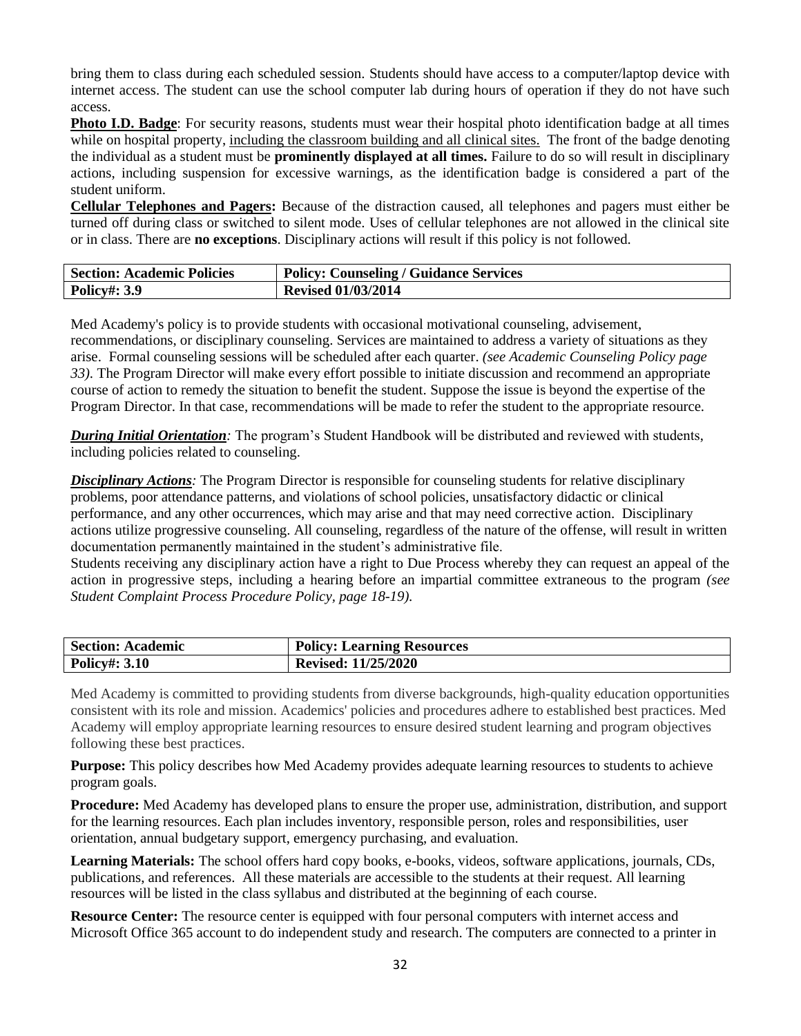bring them to class during each scheduled session. Students should have access to a computer/laptop device with internet access. The student can use the school computer lab during hours of operation if they do not have such access.

**Photo I.D. Badge**: For security reasons, students must wear their hospital photo identification badge at all times while on hospital property, including the classroom building and all clinical sites. The front of the badge denoting the individual as a student must be **prominently displayed at all times.** Failure to do so will result in disciplinary actions, including suspension for excessive warnings, as the identification badge is considered a part of the student uniform.

**Cellular Telephones and Pagers:** Because of the distraction caused, all telephones and pagers must either be turned off during class or switched to silent mode. Uses of cellular telephones are not allowed in the clinical site or in class. There are **no exceptions**. Disciplinary actions will result if this policy is not followed.

| Section: Academic Policies | Policy: Counseling / Guidance Services |
|---|---|
| Policy#: 3.9 | Revised 01/03/2014 |

Med Academy's policy is to provide students with occasional motivational counseling, advisement, recommendations, or disciplinary counseling. Services are maintained to address a variety of situations as they arise. Formal counseling sessions will be scheduled after each quarter. *(see Academic Counseling Policy page 33).* The Program Director will make every effort possible to initiate discussion and recommend an appropriate course of action to remedy the situation to benefit the student. Suppose the issue is beyond the expertise of the Program Director. In that case, recommendations will be made to refer the student to the appropriate resource.

***During Initial Orientation**:* The program's Student Handbook will be distributed and reviewed with students, including policies related to counseling.

***Disciplinary Actions**:* The Program Director is responsible for counseling students for relative disciplinary problems, poor attendance patterns, and violations of school policies, unsatisfactory didactic or clinical performance, and any other occurrences, which may arise and that may need corrective action. Disciplinary actions utilize progressive counseling. All counseling, regardless of the nature of the offense, will result in written documentation permanently maintained in the student's administrative file.

Students receiving any disciplinary action have a right to Due Process whereby they can request an appeal of the action in progressive steps, including a hearing before an impartial committee extraneous to the program *(see Student Complaint Process Procedure Policy, page 18-19).*

| Section: Academic | Policy: Learning Resources |
|---|---|
| Policy#: 3.10 | Revised: 11/25/2020 |

Med Academy is committed to providing students from diverse backgrounds, high-quality education opportunities consistent with its role and mission. Academics' policies and procedures adhere to established best practices. Med Academy will employ appropriate learning resources to ensure desired student learning and program objectives following these best practices.

**Purpose:** This policy describes how Med Academy provides adequate learning resources to students to achieve program goals.

**Procedure:** Med Academy has developed plans to ensure the proper use, administration, distribution, and support for the learning resources. Each plan includes inventory, responsible person, roles and responsibilities, user orientation, annual budgetary support, emergency purchasing, and evaluation.

**Learning Materials:** The school offers hard copy books, e-books, videos, software applications, journals, CDs, publications, and references. All these materials are accessible to the students at their request. All learning resources will be listed in the class syllabus and distributed at the beginning of each course.

**Resource Center:** The resource center is equipped with four personal computers with internet access and Microsoft Office 365 account to do independent study and research. The computers are connected to a printer in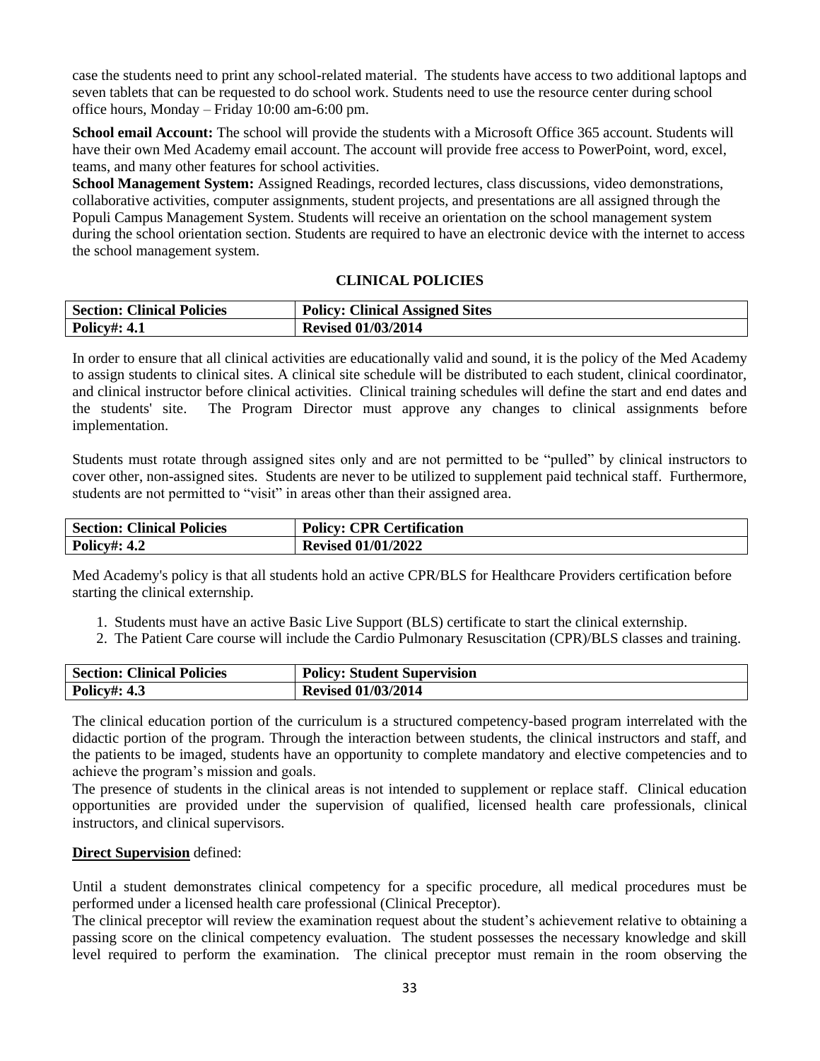case the students need to print any school-related material. The students have access to two additional laptops and seven tablets that can be requested to do school work. Students need to use the resource center during school office hours, Monday – Friday 10:00 am-6:00 pm.

**School email Account:** The school will provide the students with a Microsoft Office 365 account. Students will have their own Med Academy email account. The account will provide free access to PowerPoint, word, excel, teams, and many other features for school activities.

**School Management System:** Assigned Readings, recorded lectures, class discussions, video demonstrations, collaborative activities, computer assignments, student projects, and presentations are all assigned through the Populi Campus Management System. Students will receive an orientation on the school management system during the school orientation section. Students are required to have an electronic device with the internet to access the school management system.

## CLINICAL POLICIES

| **Section: Clinical Policies** | **Policy: Clinical Assigned Sites** |
|---|---|
| **Policy#: 4.1** | **Revised 01/03/2014** |

In order to ensure that all clinical activities are educationally valid and sound, it is the policy of the Med Academy to assign students to clinical sites. A clinical site schedule will be distributed to each student, clinical coordinator, and clinical instructor before clinical activities. Clinical training schedules will define the start and end dates and the students' site. The Program Director must approve any changes to clinical assignments before implementation.

Students must rotate through assigned sites only and are not permitted to be "pulled" by clinical instructors to cover other, non-assigned sites. Students are never to be utilized to supplement paid technical staff. Furthermore, students are not permitted to "visit" in areas other than their assigned area.

| **Section: Clinical Policies** | **Policy: CPR Certification** |
|---|---|
| **Policy#: 4.2** | **Revised 01/01/2022** |

Med Academy's policy is that all students hold an active CPR/BLS for Healthcare Providers certification before starting the clinical externship.

1. Students must have an active Basic Live Support (BLS) certificate to start the clinical externship.
2. The Patient Care course will include the Cardio Pulmonary Resuscitation (CPR)/BLS classes and training.

| **Section: Clinical Policies** | **Policy: Student Supervision** |
|---|---|
| **Policy#: 4.3** | **Revised 01/03/2014** |

The clinical education portion of the curriculum is a structured competency-based program interrelated with the didactic portion of the program. Through the interaction between students, the clinical instructors and staff, and the patients to be imaged, students have an opportunity to complete mandatory and elective competencies and to achieve the program's mission and goals.

The presence of students in the clinical areas is not intended to supplement or replace staff. Clinical education opportunities are provided under the supervision of qualified, licensed health care professionals, clinical instructors, and clinical supervisors.

**Direct Supervision** defined:

Until a student demonstrates clinical competency for a specific procedure, all medical procedures must be performed under a licensed health care professional (Clinical Preceptor).

The clinical preceptor will review the examination request about the student's achievement relative to obtaining a passing score on the clinical competency evaluation. The student possesses the necessary knowledge and skill level required to perform the examination. The clinical preceptor must remain in the room observing the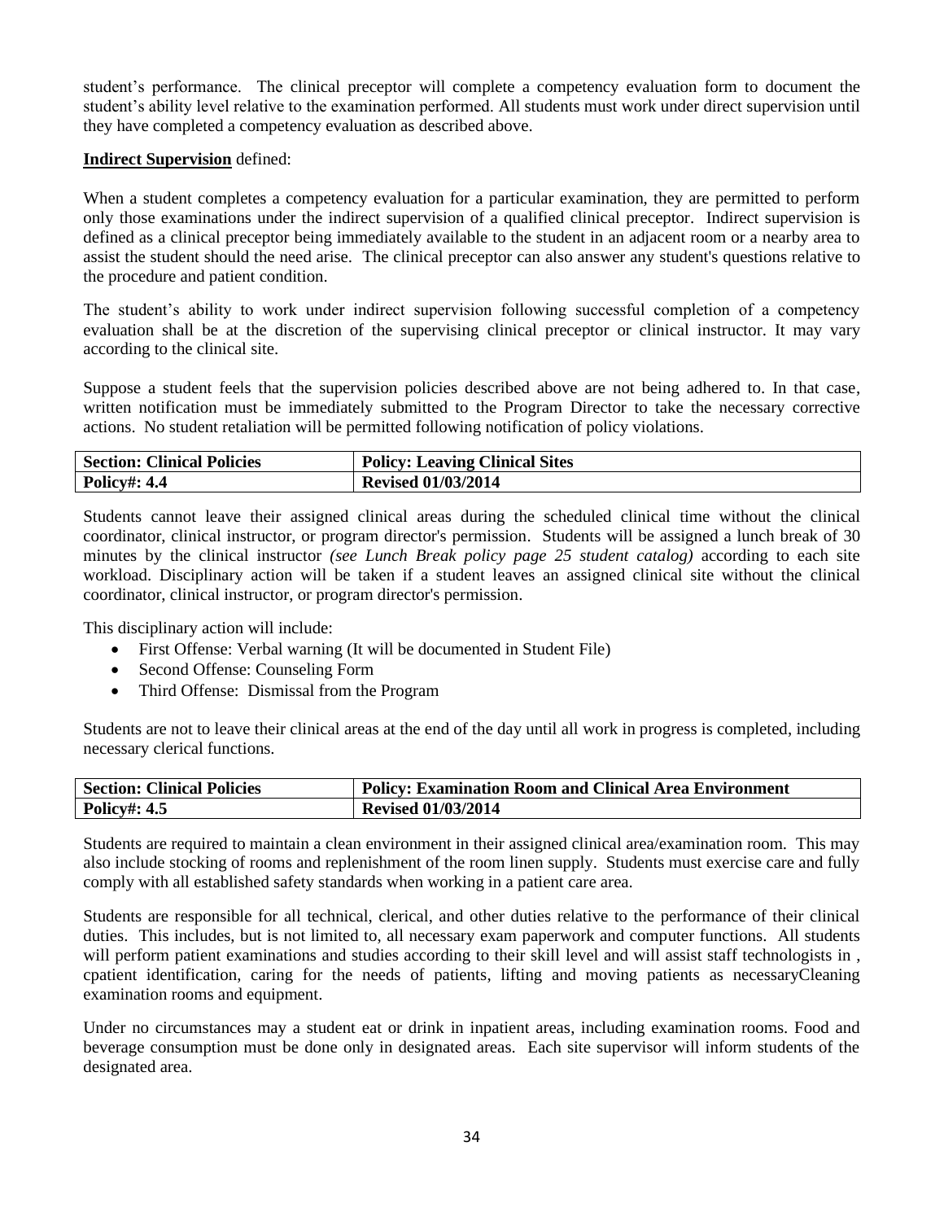student's performance. The clinical preceptor will complete a competency evaluation form to document the student's ability level relative to the examination performed. All students must work under direct supervision until they have completed a competency evaluation as described above.

**Indirect Supervision** defined:

When a student completes a competency evaluation for a particular examination, they are permitted to perform only those examinations under the indirect supervision of a qualified clinical preceptor. Indirect supervision is defined as a clinical preceptor being immediately available to the student in an adjacent room or a nearby area to assist the student should the need arise. The clinical preceptor can also answer any student's questions relative to the procedure and patient condition.

The student's ability to work under indirect supervision following successful completion of a competency evaluation shall be at the discretion of the supervising clinical preceptor or clinical instructor. It may vary according to the clinical site.

Suppose a student feels that the supervision policies described above are not being adhered to. In that case, written notification must be immediately submitted to the Program Director to take the necessary corrective actions. No student retaliation will be permitted following notification of policy violations.

| **Section: Clinical Policies** | **Policy: Leaving Clinical Sites** |
|---|---|
| **Policy#: 4.4** | **Revised 01/03/2014** |

Students cannot leave their assigned clinical areas during the scheduled clinical time without the clinical coordinator, clinical instructor, or program director's permission. Students will be assigned a lunch break of 30 minutes by the clinical instructor *(see Lunch Break policy page 25 student catalog)* according to each site workload. Disciplinary action will be taken if a student leaves an assigned clinical site without the clinical coordinator, clinical instructor, or program director's permission.

This disciplinary action will include:

- First Offense: Verbal warning (It will be documented in Student File)
- Second Offense: Counseling Form
- Third Offense: Dismissal from the Program

Students are not to leave their clinical areas at the end of the day until all work in progress is completed, including necessary clerical functions.

| **Section: Clinical Policies** | **Policy: Examination Room and Clinical Area Environment** |
|---|---|
| **Policy#: 4.5** | **Revised 01/03/2014** |

Students are required to maintain a clean environment in their assigned clinical area/examination room. This may also include stocking of rooms and replenishment of the room linen supply. Students must exercise care and fully comply with all established safety standards when working in a patient care area.

Students are responsible for all technical, clerical, and other duties relative to the performance of their clinical duties. This includes, but is not limited to, all necessary exam paperwork and computer functions. All students will perform patient examinations and studies according to their skill level and will assist staff technologists in , cpatient identification, caring for the needs of patients, lifting and moving patients as necessaryCleaning examination rooms and equipment.

Under no circumstances may a student eat or drink in inpatient areas, including examination rooms. Food and beverage consumption must be done only in designated areas. Each site supervisor will inform students of the designated area.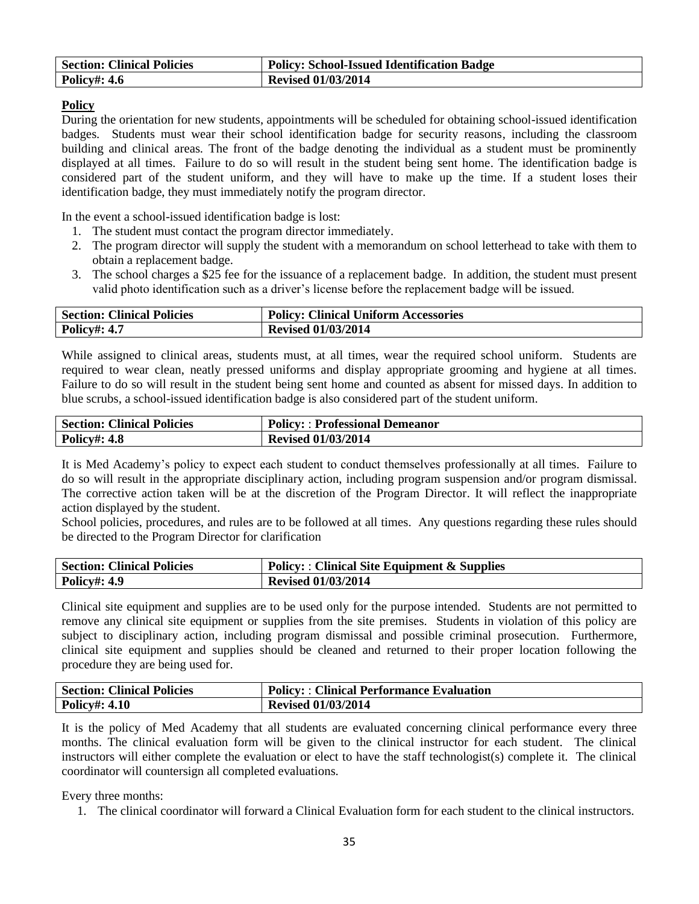| Section: Clinical Policies | Policy: School-Issued Identification Badge |
|---|---|
| Policy#: 4.6 | Revised 01/03/2014 |

**Policy**

During the orientation for new students, appointments will be scheduled for obtaining school-issued identification badges. Students must wear their school identification badge for security reasons, including the classroom building and clinical areas. The front of the badge denoting the individual as a student must be prominently displayed at all times. Failure to do so will result in the student being sent home. The identification badge is considered part of the student uniform, and they will have to make up the time. If a student loses their identification badge, they must immediately notify the program director.

In the event a school-issued identification badge is lost:

1. The student must contact the program director immediately.
2. The program director will supply the student with a memorandum on school letterhead to take with them to obtain a replacement badge.
3. The school charges a $25 fee for the issuance of a replacement badge. In addition, the student must present valid photo identification such as a driver's license before the replacement badge will be issued.

| Section: Clinical Policies | Policy: Clinical Uniform Accessories |
|---|---|
| Policy#: 4.7 | Revised 01/03/2014 |

While assigned to clinical areas, students must, at all times, wear the required school uniform. Students are required to wear clean, neatly pressed uniforms and display appropriate grooming and hygiene at all times. Failure to do so will result in the student being sent home and counted as absent for missed days. In addition to blue scrubs, a school-issued identification badge is also considered part of the student uniform.

| Section: Clinical Policies | Policy: : Professional Demeanor |
|---|---|
| Policy#: 4.8 | Revised 01/03/2014 |

It is Med Academy's policy to expect each student to conduct themselves professionally at all times. Failure to do so will result in the appropriate disciplinary action, including program suspension and/or program dismissal. The corrective action taken will be at the discretion of the Program Director. It will reflect the inappropriate action displayed by the student.

School policies, procedures, and rules are to be followed at all times. Any questions regarding these rules should be directed to the Program Director for clarification

| Section: Clinical Policies | Policy: : Clinical Site Equipment & Supplies |
|---|---|
| Policy#: 4.9 | Revised 01/03/2014 |

Clinical site equipment and supplies are to be used only for the purpose intended. Students are not permitted to remove any clinical site equipment or supplies from the site premises. Students in violation of this policy are subject to disciplinary action, including program dismissal and possible criminal prosecution. Furthermore, clinical site equipment and supplies should be cleaned and returned to their proper location following the procedure they are being used for.

| Section: Clinical Policies | Policy: : Clinical Performance Evaluation |
|---|---|
| Policy#: 4.10 | Revised 01/03/2014 |

It is the policy of Med Academy that all students are evaluated concerning clinical performance every three months. The clinical evaluation form will be given to the clinical instructor for each student. The clinical instructors will either complete the evaluation or elect to have the staff technologist(s) complete it. The clinical coordinator will countersign all completed evaluations.

Every three months:

1. The clinical coordinator will forward a Clinical Evaluation form for each student to the clinical instructors.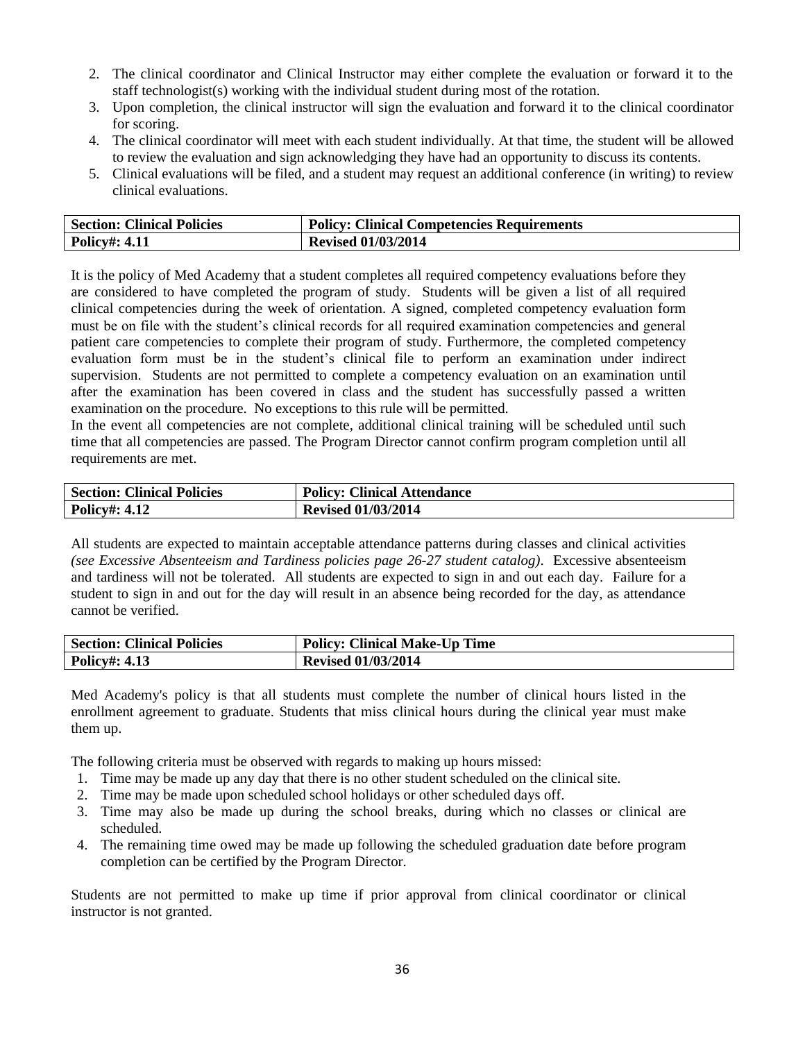2. The clinical coordinator and Clinical Instructor may either complete the evaluation or forward it to the staff technologist(s) working with the individual student during most of the rotation.
3. Upon completion, the clinical instructor will sign the evaluation and forward it to the clinical coordinator for scoring.
4. The clinical coordinator will meet with each student individually. At that time, the student will be allowed to review the evaluation and sign acknowledging they have had an opportunity to discuss its contents.
5. Clinical evaluations will be filed, and a student may request an additional conference (in writing) to review clinical evaluations.

| **Section: Clinical Policies** | **Policy: Clinical Competencies Requirements** |
|---|---|
| **Policy#: 4.11** | **Revised 01/03/2014** |

It is the policy of Med Academy that a student completes all required competency evaluations before they are considered to have completed the program of study. Students will be given a list of all required clinical competencies during the week of orientation. A signed, completed competency evaluation form must be on file with the student's clinical records for all required examination competencies and general patient care competencies to complete their program of study. Furthermore, the completed competency evaluation form must be in the student's clinical file to perform an examination under indirect supervision. Students are not permitted to complete a competency evaluation on an examination until after the examination has been covered in class and the student has successfully passed a written examination on the procedure. No exceptions to this rule will be permitted.
In the event all competencies are not complete, additional clinical training will be scheduled until such time that all competencies are passed. The Program Director cannot confirm program completion until all requirements are met.

| **Section: Clinical Policies** | **Policy: Clinical Attendance** |
|---|---|
| **Policy#: 4.12** | **Revised 01/03/2014** |

All students are expected to maintain acceptable attendance patterns during classes and clinical activities *(see Excessive Absenteeism and Tardiness policies page 26-27 student catalog)*. Excessive absenteeism and tardiness will not be tolerated. All students are expected to sign in and out each day. Failure for a student to sign in and out for the day will result in an absence being recorded for the day, as attendance cannot be verified.

| **Section: Clinical Policies** | **Policy: Clinical Make-Up Time** |
|---|---|
| **Policy#: 4.13** | **Revised 01/03/2014** |

Med Academy's policy is that all students must complete the number of clinical hours listed in the enrollment agreement to graduate. Students that miss clinical hours during the clinical year must make them up.

The following criteria must be observed with regards to making up hours missed:

1. Time may be made up any day that there is no other student scheduled on the clinical site.
2. Time may be made upon scheduled school holidays or other scheduled days off.
3. Time may also be made up during the school breaks, during which no classes or clinical are scheduled.
4. The remaining time owed may be made up following the scheduled graduation date before program completion can be certified by the Program Director.

Students are not permitted to make up time if prior approval from clinical coordinator or clinical instructor is not granted.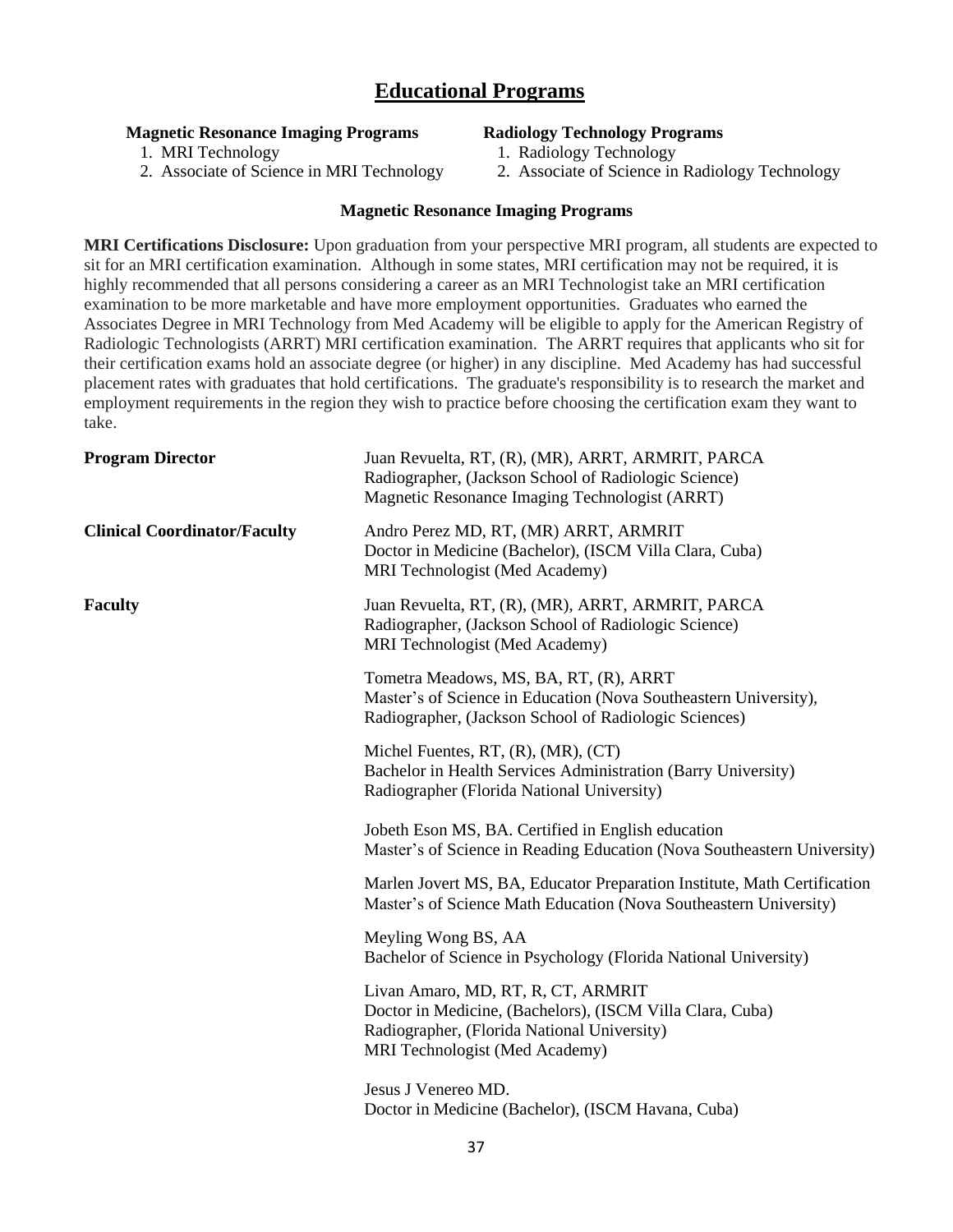# Educational Programs

**Magnetic Resonance Imaging Programs**

1. MRI Technology
2. Associate of Science in MRI Technology

**Radiology Technology Programs**

1. Radiology Technology
2. Associate of Science in Radiology Technology

## Magnetic Resonance Imaging Programs

**MRI Certifications Disclosure:** Upon graduation from your perspective MRI program, all students are expected to sit for an MRI certification examination. Although in some states, MRI certification may not be required, it is highly recommended that all persons considering a career as an MRI Technologist take an MRI certification examination to be more marketable and have more employment opportunities. Graduates who earned the Associates Degree in MRI Technology from Med Academy will be eligible to apply for the American Registry of Radiologic Technologists (ARRT) MRI certification examination. The ARRT requires that applicants who sit for their certification exams hold an associate degree (or higher) in any discipline. Med Academy has had successful placement rates with graduates that hold certifications. The graduate's responsibility is to research the market and employment requirements in the region they wish to practice before choosing the certification exam they want to take.

**Program Director**

Juan Revuelta, RT, (R), (MR), ARRT, ARMRIT, PARCA
Radiographer, (Jackson School of Radiologic Science)
Magnetic Resonance Imaging Technologist (ARRT)

**Clinical Coordinator/Faculty**

Andro Perez MD, RT, (MR) ARRT, ARMRIT
Doctor in Medicine (Bachelor), (ISCM Villa Clara, Cuba)
MRI Technologist (Med Academy)

**Faculty**

Juan Revuelta, RT, (R), (MR), ARRT, ARMRIT, PARCA
Radiographer, (Jackson School of Radiologic Science)
MRI Technologist (Med Academy)

Tometra Meadows, MS, BA, RT, (R), ARRT
Master's of Science in Education (Nova Southeastern University),
Radiographer, (Jackson School of Radiologic Sciences)

Michel Fuentes, RT, (R), (MR), (CT)
Bachelor in Health Services Administration (Barry University)
Radiographer (Florida National University)

Jobeth Eson MS, BA. Certified in English education
Master's of Science in Reading Education (Nova Southeastern University)

Marlen Jovert MS, BA, Educator Preparation Institute, Math Certification
Master's of Science Math Education (Nova Southeastern University)

Meyling Wong BS, AA
Bachelor of Science in Psychology (Florida National University)

Livan Amaro, MD, RT, R, CT, ARMRIT
Doctor in Medicine, (Bachelors), (ISCM Villa Clara, Cuba)
Radiographer, (Florida National University)
MRI Technologist (Med Academy)

Jesus J Venereo MD.
Doctor in Medicine (Bachelor), (ISCM Havana, Cuba)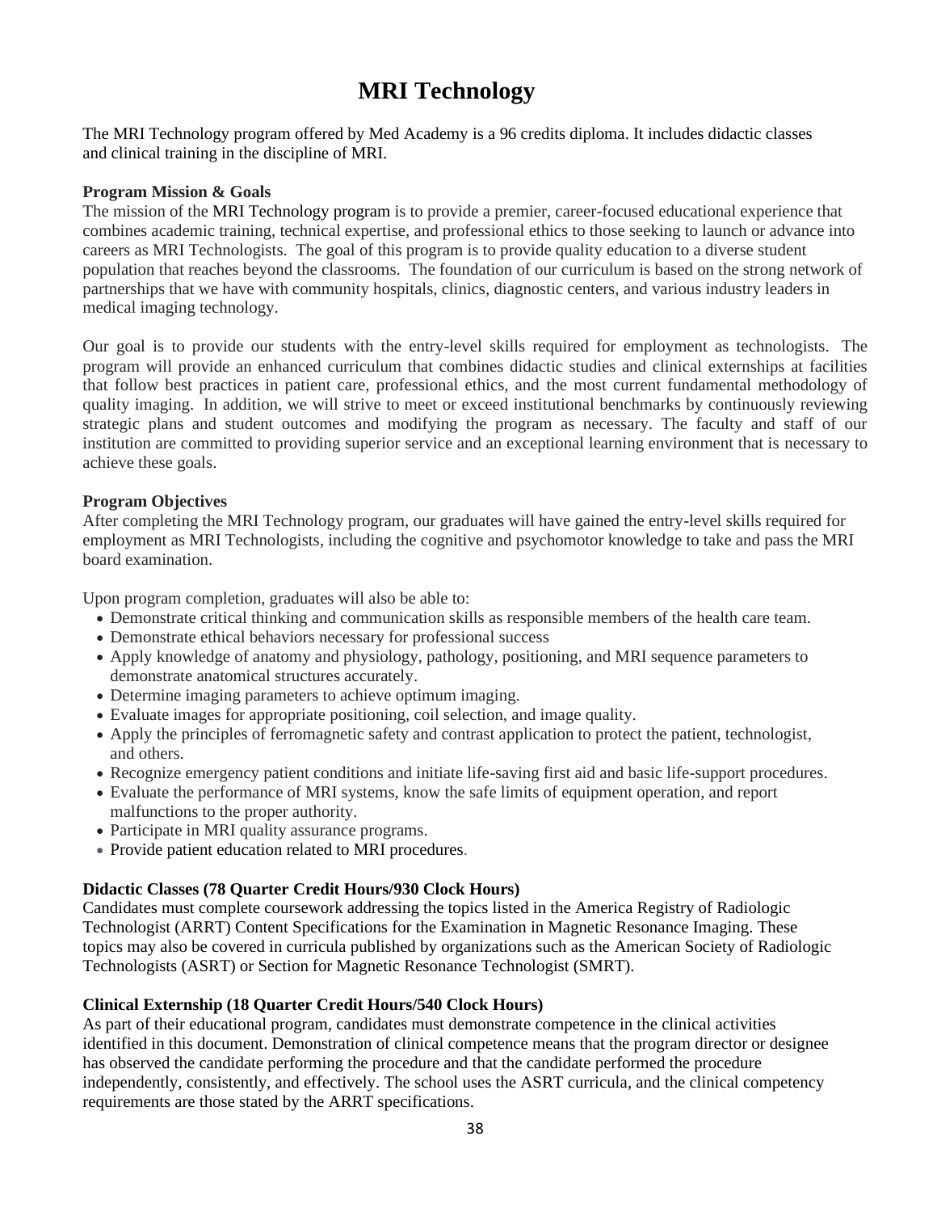# MRI Technology

The MRI Technology program offered by Med Academy is a 96 credits diploma. It includes didactic classes and clinical training in the discipline of MRI.

**Program Mission & Goals**

The mission of the MRI Technology program is to provide a premier, career-focused educational experience that combines academic training, technical expertise, and professional ethics to those seeking to launch or advance into careers as MRI Technologists. The goal of this program is to provide quality education to a diverse student population that reaches beyond the classrooms. The foundation of our curriculum is based on the strong network of partnerships that we have with community hospitals, clinics, diagnostic centers, and various industry leaders in medical imaging technology.

Our goal is to provide our students with the entry-level skills required for employment as technologists. The program will provide an enhanced curriculum that combines didactic studies and clinical externships at facilities that follow best practices in patient care, professional ethics, and the most current fundamental methodology of quality imaging. In addition, we will strive to meet or exceed institutional benchmarks by continuously reviewing strategic plans and student outcomes and modifying the program as necessary. The faculty and staff of our institution are committed to providing superior service and an exceptional learning environment that is necessary to achieve these goals.

**Program Objectives**

After completing the MRI Technology program, our graduates will have gained the entry-level skills required for employment as MRI Technologists, including the cognitive and psychomotor knowledge to take and pass the MRI board examination.

Upon program completion, graduates will also be able to:

- Demonstrate critical thinking and communication skills as responsible members of the health care team.
- Demonstrate ethical behaviors necessary for professional success
- Apply knowledge of anatomy and physiology, pathology, positioning, and MRI sequence parameters to demonstrate anatomical structures accurately.
- Determine imaging parameters to achieve optimum imaging.
- Evaluate images for appropriate positioning, coil selection, and image quality.
- Apply the principles of ferromagnetic safety and contrast application to protect the patient, technologist, and others.
- Recognize emergency patient conditions and initiate life-saving first aid and basic life-support procedures.
- Evaluate the performance of MRI systems, know the safe limits of equipment operation, and report malfunctions to the proper authority.
- Participate in MRI quality assurance programs.
- Provide patient education related to MRI procedures.

**Didactic Classes (78 Quarter Credit Hours/930 Clock Hours)**

Candidates must complete coursework addressing the topics listed in the America Registry of Radiologic Technologist (ARRT) Content Specifications for the Examination in Magnetic Resonance Imaging. These topics may also be covered in curricula published by organizations such as the American Society of Radiologic Technologists (ASRT) or Section for Magnetic Resonance Technologist (SMRT).

**Clinical Externship (18 Quarter Credit Hours/540 Clock Hours)**

As part of their educational program, candidates must demonstrate competence in the clinical activities identified in this document. Demonstration of clinical competence means that the program director or designee has observed the candidate performing the procedure and that the candidate performed the procedure independently, consistently, and effectively. The school uses the ASRT curricula, and the clinical competency requirements are those stated by the ARRT specifications.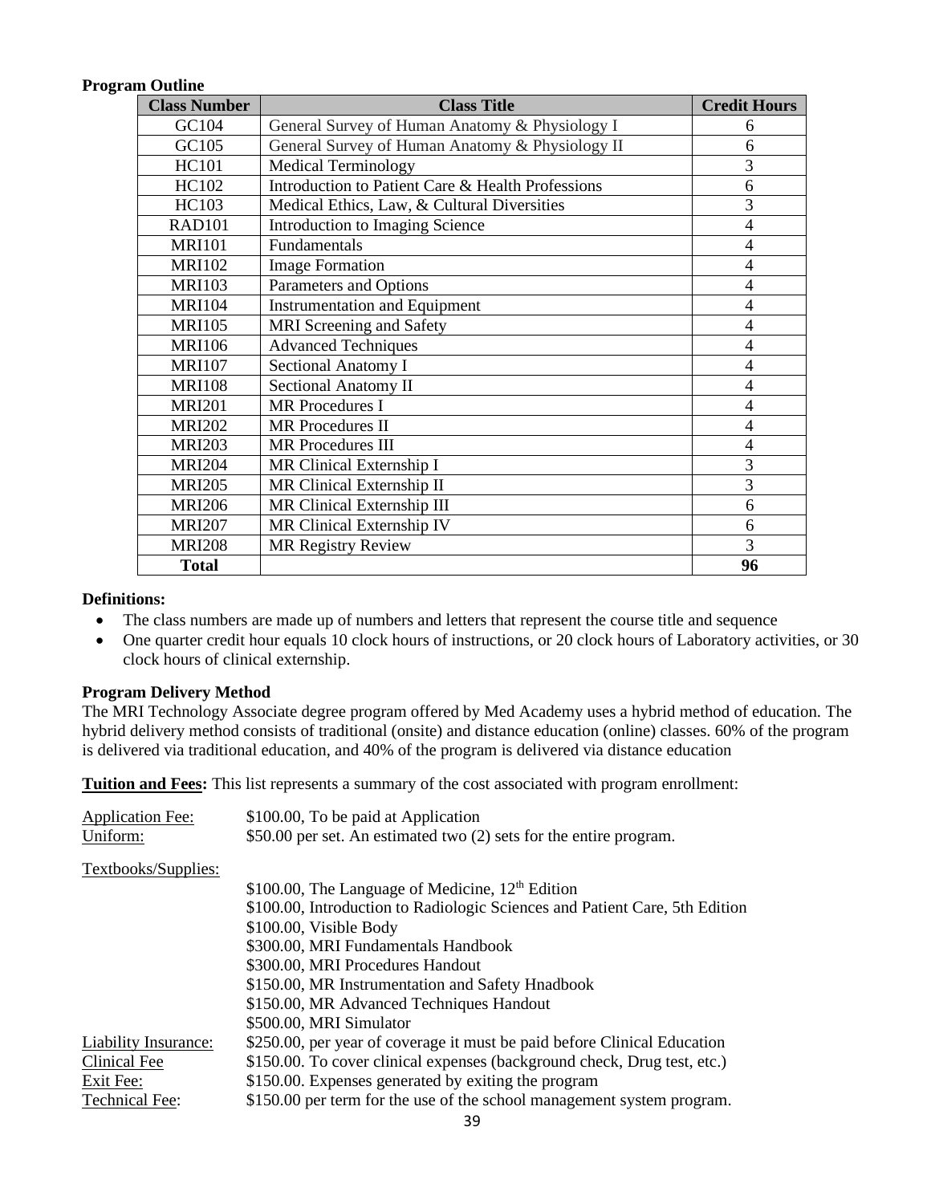**Program Outline**

| Class Number | Class Title | Credit Hours |
|---|---|---|
| GC104 | General Survey of Human Anatomy & Physiology I | 6 |
| GC105 | General Survey of Human Anatomy & Physiology II | 6 |
| HC101 | Medical Terminology | 3 |
| HC102 | Introduction to Patient Care & Health Professions | 6 |
| HC103 | Medical Ethics, Law, & Cultural Diversities | 3 |
| RAD101 | Introduction to Imaging Science | 4 |
| MRI101 | Fundamentals | 4 |
| MRI102 | Image Formation | 4 |
| MRI103 | Parameters and Options | 4 |
| MRI104 | Instrumentation and Equipment | 4 |
| MRI105 | MRI Screening and Safety | 4 |
| MRI106 | Advanced Techniques | 4 |
| MRI107 | Sectional Anatomy I | 4 |
| MRI108 | Sectional Anatomy II | 4 |
| MRI201 | MR Procedures I | 4 |
| MRI202 | MR Procedures II | 4 |
| MRI203 | MR Procedures III | 4 |
| MRI204 | MR Clinical Externship I | 3 |
| MRI205 | MR Clinical Externship II | 3 |
| MRI206 | MR Clinical Externship III | 6 |
| MRI207 | MR Clinical Externship IV | 6 |
| MRI208 | MR Registry Review | 3 |
| **Total** | | **96** |

**Definitions:**

- The class numbers are made up of numbers and letters that represent the course title and sequence
- One quarter credit hour equals 10 clock hours of instructions, or 20 clock hours of Laboratory activities, or 30 clock hours of clinical externship.

**Program Delivery Method**

The MRI Technology Associate degree program offered by Med Academy uses a hybrid method of education. The hybrid delivery method consists of traditional (onsite) and distance education (online) classes. 60% of the program is delivered via traditional education, and 40% of the program is delivered via distance education

**Tuition and Fees:** This list represents a summary of the cost associated with program enrollment:

Application Fee: $100.00, To be paid at Application

Uniform: $50.00 per set. An estimated two (2) sets for the entire program.

Textbooks/Supplies:

- $100.00, The Language of Medicine, 12th Edition
- $100.00, Introduction to Radiologic Sciences and Patient Care, 5th Edition
- $100.00, Visible Body
- $300.00, MRI Fundamentals Handbook
- $300.00, MRI Procedures Handout
- $150.00, MR Instrumentation and Safety Hnadbook
- $150.00, MR Advanced Techniques Handout
- $500.00, MRI Simulator

Liability Insurance: $250.00, per year of coverage it must be paid before Clinical Education

Clinical Fee $150.00. To cover clinical expenses (background check, Drug test, etc.)

Exit Fee: $150.00. Expenses generated by exiting the program

Technical Fee: $150.00 per term for the use of the school management system program.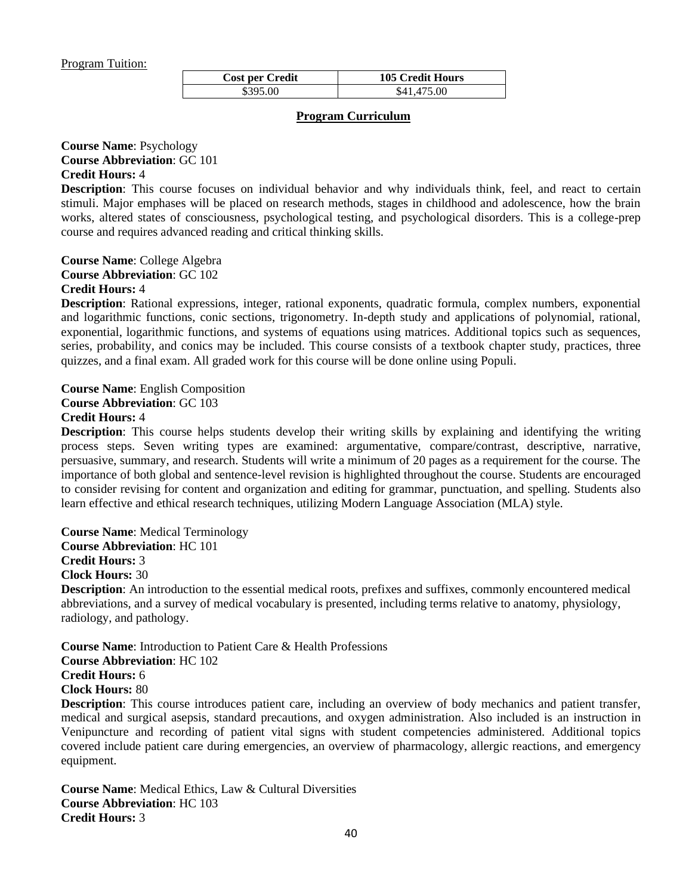Program Tuition:

| Cost per Credit | 105 Credit Hours |
| --- | --- |
| $395.00 | $41,475.00 |

## Program Curriculum

**Course Name**: Psychology
**Course Abbreviation**: GC 101
**Credit Hours:** 4
**Description**: This course focuses on individual behavior and why individuals think, feel, and react to certain stimuli. Major emphases will be placed on research methods, stages in childhood and adolescence, how the brain works, altered states of consciousness, psychological testing, and psychological disorders. This is a college-prep course and requires advanced reading and critical thinking skills.

**Course Name**: College Algebra
**Course Abbreviation**: GC 102
**Credit Hours:** 4
**Description**: Rational expressions, integer, rational exponents, quadratic formula, complex numbers, exponential and logarithmic functions, conic sections, trigonometry. In-depth study and applications of polynomial, rational, exponential, logarithmic functions, and systems of equations using matrices. Additional topics such as sequences, series, probability, and conics may be included. This course consists of a textbook chapter study, practices, three quizzes, and a final exam. All graded work for this course will be done online using Populi.

**Course Name**: English Composition
**Course Abbreviation**: GC 103
**Credit Hours:** 4
**Description**: This course helps students develop their writing skills by explaining and identifying the writing process steps. Seven writing types are examined: argumentative, compare/contrast, descriptive, narrative, persuasive, summary, and research. Students will write a minimum of 20 pages as a requirement for the course. The importance of both global and sentence-level revision is highlighted throughout the course. Students are encouraged to consider revising for content and organization and editing for grammar, punctuation, and spelling. Students also learn effective and ethical research techniques, utilizing Modern Language Association (MLA) style.

**Course Name**: Medical Terminology
**Course Abbreviation**: HC 101
**Credit Hours:** 3
**Clock Hours:** 30
**Description**: An introduction to the essential medical roots, prefixes and suffixes, commonly encountered medical abbreviations, and a survey of medical vocabulary is presented, including terms relative to anatomy, physiology, radiology, and pathology.

**Course Name**: Introduction to Patient Care & Health Professions
**Course Abbreviation**: HC 102
**Credit Hours:** 6
**Clock Hours:** 80
**Description**: This course introduces patient care, including an overview of body mechanics and patient transfer, medical and surgical asepsis, standard precautions, and oxygen administration. Also included is an instruction in Venipuncture and recording of patient vital signs with student competencies administered. Additional topics covered include patient care during emergencies, an overview of pharmacology, allergic reactions, and emergency equipment.

**Course Name**: Medical Ethics, Law & Cultural Diversities
**Course Abbreviation**: HC 103
**Credit Hours:** 3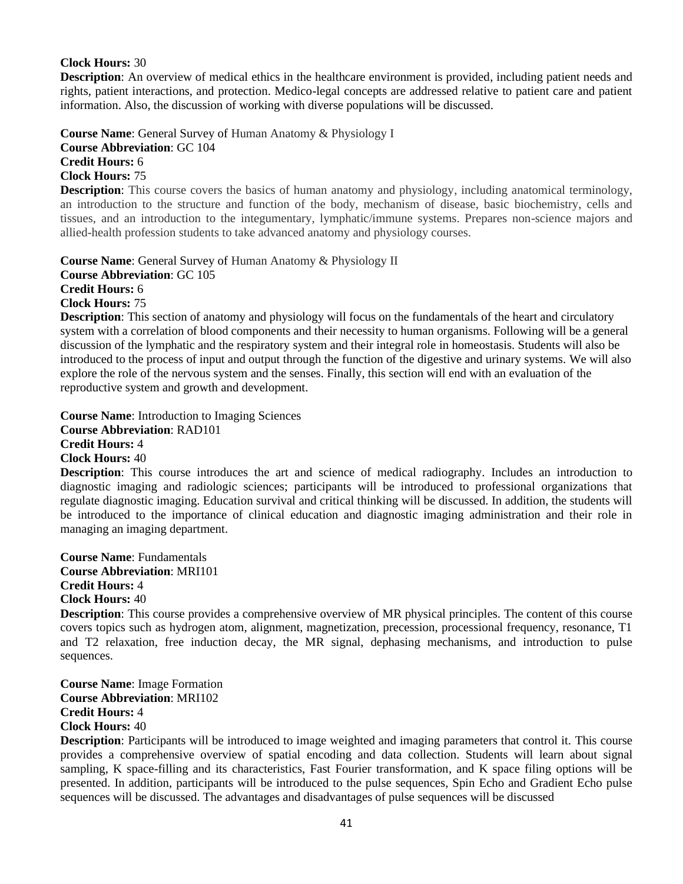**Clock Hours:** 30

**Description**: An overview of medical ethics in the healthcare environment is provided, including patient needs and rights, patient interactions, and protection. Medico-legal concepts are addressed relative to patient care and patient information. Also, the discussion of working with diverse populations will be discussed.

**Course Name**: General Survey of Human Anatomy & Physiology I
**Course Abbreviation**: GC 104
**Credit Hours:** 6
**Clock Hours:** 75

**Description**: This course covers the basics of human anatomy and physiology, including anatomical terminology, an introduction to the structure and function of the body, mechanism of disease, basic biochemistry, cells and tissues, and an introduction to the integumentary, lymphatic/immune systems. Prepares non-science majors and allied-health profession students to take advanced anatomy and physiology courses.

**Course Name**: General Survey of Human Anatomy & Physiology II
**Course Abbreviation**: GC 105
**Credit Hours:** 6
**Clock Hours:** 75

**Description**: This section of anatomy and physiology will focus on the fundamentals of the heart and circulatory system with a correlation of blood components and their necessity to human organisms. Following will be a general discussion of the lymphatic and the respiratory system and their integral role in homeostasis. Students will also be introduced to the process of input and output through the function of the digestive and urinary systems. We will also explore the role of the nervous system and the senses. Finally, this section will end with an evaluation of the reproductive system and growth and development.

**Course Name**: Introduction to Imaging Sciences
**Course Abbreviation**: RAD101
**Credit Hours:** 4
**Clock Hours:** 40

**Description**: This course introduces the art and science of medical radiography. Includes an introduction to diagnostic imaging and radiologic sciences; participants will be introduced to professional organizations that regulate diagnostic imaging. Education survival and critical thinking will be discussed. In addition, the students will be introduced to the importance of clinical education and diagnostic imaging administration and their role in managing an imaging department.

**Course Name**: Fundamentals
**Course Abbreviation**: MRI101
**Credit Hours:** 4
**Clock Hours:** 40

**Description**: This course provides a comprehensive overview of MR physical principles. The content of this course covers topics such as hydrogen atom, alignment, magnetization, precession, processional frequency, resonance, T1 and T2 relaxation, free induction decay, the MR signal, dephasing mechanisms, and introduction to pulse sequences.

**Course Name**: Image Formation
**Course Abbreviation**: MRI102
**Credit Hours:** 4
**Clock Hours:** 40

**Description**: Participants will be introduced to image weighted and imaging parameters that control it. This course provides a comprehensive overview of spatial encoding and data collection. Students will learn about signal sampling, K space-filling and its characteristics, Fast Fourier transformation, and K space filing options will be presented. In addition, participants will be introduced to the pulse sequences, Spin Echo and Gradient Echo pulse sequences will be discussed. The advantages and disadvantages of pulse sequences will be discussed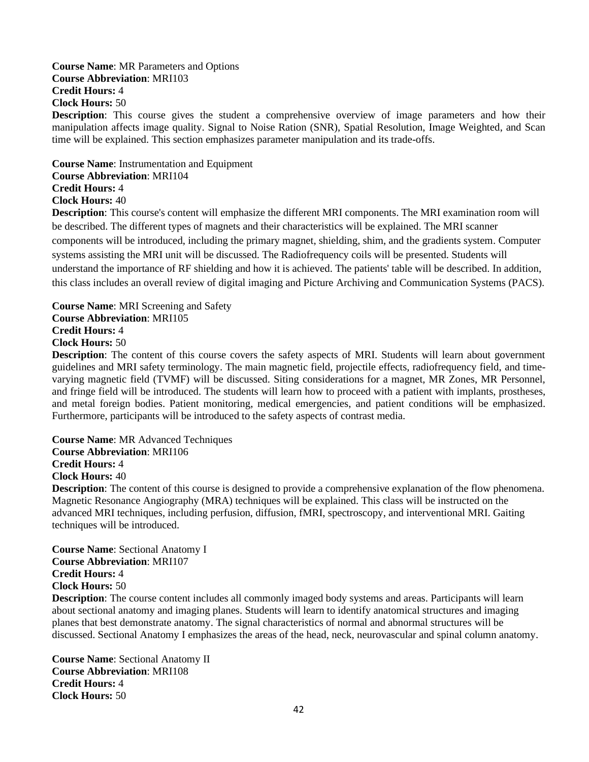**Course Name**: MR Parameters and Options
**Course Abbreviation**: MRI103
**Credit Hours:** 4
**Clock Hours:** 50
**Description**: This course gives the student a comprehensive overview of image parameters and how their manipulation affects image quality. Signal to Noise Ration (SNR), Spatial Resolution, Image Weighted, and Scan time will be explained. This section emphasizes parameter manipulation and its trade-offs.

**Course Name**: Instrumentation and Equipment
**Course Abbreviation**: MRI104
**Credit Hours:** 4
**Clock Hours:** 40
**Description**: This course's content will emphasize the different MRI components. The MRI examination room will be described. The different types of magnets and their characteristics will be explained. The MRI scanner components will be introduced, including the primary magnet, shielding, shim, and the gradients system. Computer systems assisting the MRI unit will be discussed. The Radiofrequency coils will be presented. Students will understand the importance of RF shielding and how it is achieved. The patients' table will be described. In addition, this class includes an overall review of digital imaging and Picture Archiving and Communication Systems (PACS).

**Course Name**: MRI Screening and Safety
**Course Abbreviation**: MRI105
**Credit Hours:** 4
**Clock Hours:** 50
**Description**: The content of this course covers the safety aspects of MRI. Students will learn about government guidelines and MRI safety terminology. The main magnetic field, projectile effects, radiofrequency field, and time-varying magnetic field (TVMF) will be discussed. Siting considerations for a magnet, MR Zones, MR Personnel, and fringe field will be introduced. The students will learn how to proceed with a patient with implants, prostheses, and metal foreign bodies. Patient monitoring, medical emergencies, and patient conditions will be emphasized. Furthermore, participants will be introduced to the safety aspects of contrast media.

**Course Name**: MR Advanced Techniques
**Course Abbreviation**: MRI106
**Credit Hours:** 4
**Clock Hours:** 40
**Description**: The content of this course is designed to provide a comprehensive explanation of the flow phenomena. Magnetic Resonance Angiography (MRA) techniques will be explained. This class will be instructed on the advanced MRI techniques, including perfusion, diffusion, fMRI, spectroscopy, and interventional MRI. Gaiting techniques will be introduced.

**Course Name**: Sectional Anatomy I
**Course Abbreviation**: MRI107
**Credit Hours:** 4
**Clock Hours:** 50
**Description**: The course content includes all commonly imaged body systems and areas. Participants will learn about sectional anatomy and imaging planes. Students will learn to identify anatomical structures and imaging planes that best demonstrate anatomy. The signal characteristics of normal and abnormal structures will be discussed. Sectional Anatomy I emphasizes the areas of the head, neck, neurovascular and spinal column anatomy.

**Course Name**: Sectional Anatomy II
**Course Abbreviation**: MRI108
**Credit Hours:** 4
**Clock Hours:** 50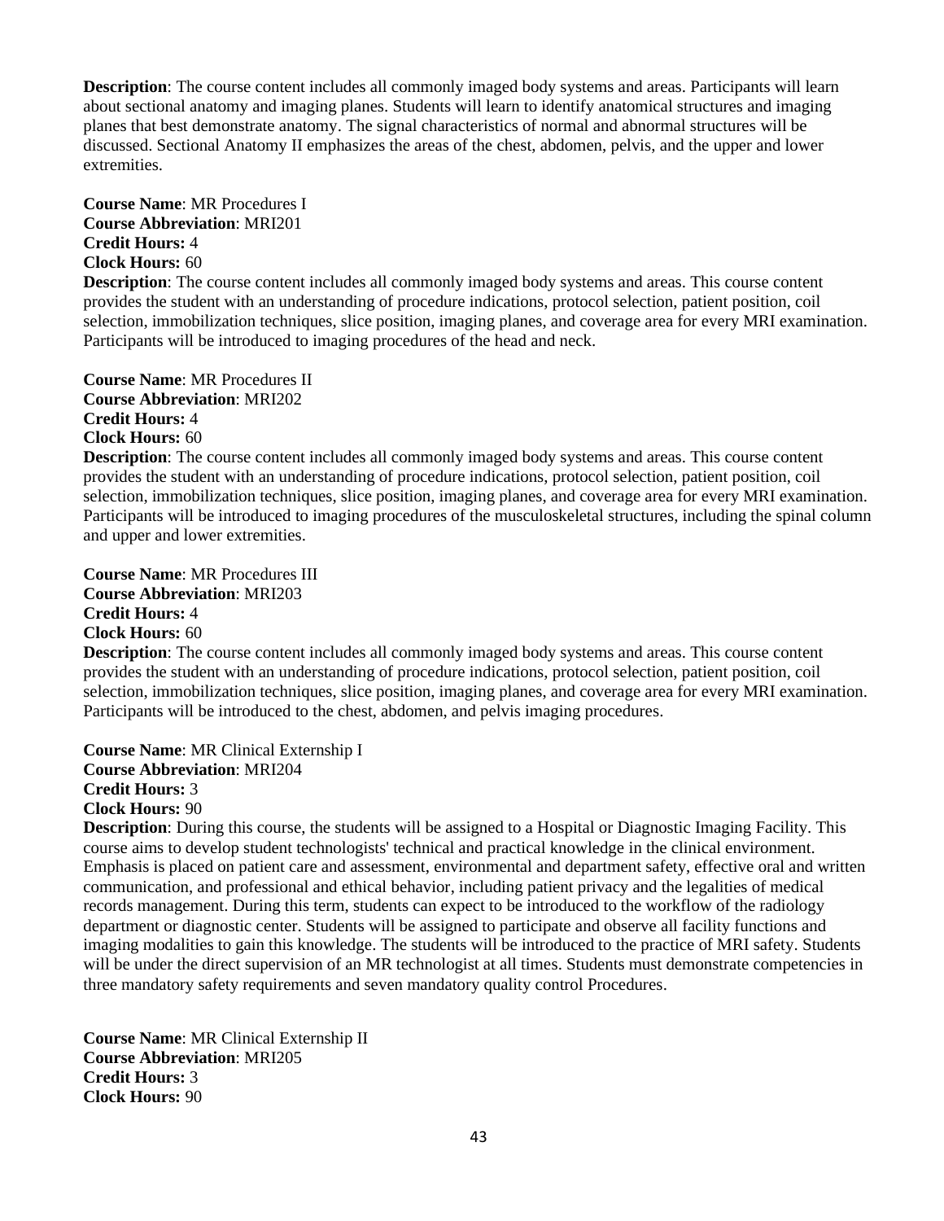**Description**: The course content includes all commonly imaged body systems and areas. Participants will learn about sectional anatomy and imaging planes. Students will learn to identify anatomical structures and imaging planes that best demonstrate anatomy. The signal characteristics of normal and abnormal structures will be discussed. Sectional Anatomy II emphasizes the areas of the chest, abdomen, pelvis, and the upper and lower extremities.

**Course Name**: MR Procedures I
**Course Abbreviation**: MRI201
**Credit Hours:** 4
**Clock Hours:** 60
**Description**: The course content includes all commonly imaged body systems and areas. This course content provides the student with an understanding of procedure indications, protocol selection, patient position, coil selection, immobilization techniques, slice position, imaging planes, and coverage area for every MRI examination. Participants will be introduced to imaging procedures of the head and neck.

**Course Name**: MR Procedures II
**Course Abbreviation**: MRI202
**Credit Hours:** 4
**Clock Hours:** 60
**Description**: The course content includes all commonly imaged body systems and areas. This course content provides the student with an understanding of procedure indications, protocol selection, patient position, coil selection, immobilization techniques, slice position, imaging planes, and coverage area for every MRI examination. Participants will be introduced to imaging procedures of the musculoskeletal structures, including the spinal column and upper and lower extremities.

**Course Name**: MR Procedures III
**Course Abbreviation**: MRI203
**Credit Hours:** 4
**Clock Hours:** 60
**Description**: The course content includes all commonly imaged body systems and areas. This course content provides the student with an understanding of procedure indications, protocol selection, patient position, coil selection, immobilization techniques, slice position, imaging planes, and coverage area for every MRI examination. Participants will be introduced to the chest, abdomen, and pelvis imaging procedures.

**Course Name**: MR Clinical Externship I
**Course Abbreviation**: MRI204
**Credit Hours:** 3
**Clock Hours:** 90
**Description**: During this course, the students will be assigned to a Hospital or Diagnostic Imaging Facility. This course aims to develop student technologists' technical and practical knowledge in the clinical environment. Emphasis is placed on patient care and assessment, environmental and department safety, effective oral and written communication, and professional and ethical behavior, including patient privacy and the legalities of medical records management. During this term, students can expect to be introduced to the workflow of the radiology department or diagnostic center. Students will be assigned to participate and observe all facility functions and imaging modalities to gain this knowledge. The students will be introduced to the practice of MRI safety. Students will be under the direct supervision of an MR technologist at all times. Students must demonstrate competencies in three mandatory safety requirements and seven mandatory quality control Procedures.

**Course Name**: MR Clinical Externship II
**Course Abbreviation**: MRI205
**Credit Hours:** 3
**Clock Hours:** 90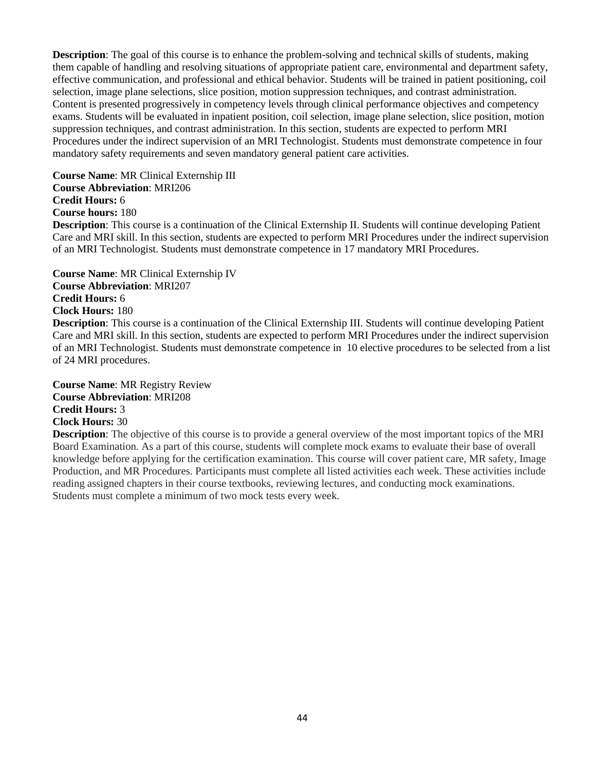**Description**: The goal of this course is to enhance the problem-solving and technical skills of students, making them capable of handling and resolving situations of appropriate patient care, environmental and department safety, effective communication, and professional and ethical behavior. Students will be trained in patient positioning, coil selection, image plane selections, slice position, motion suppression techniques, and contrast administration. Content is presented progressively in competency levels through clinical performance objectives and competency exams. Students will be evaluated in inpatient position, coil selection, image plane selection, slice position, motion suppression techniques, and contrast administration. In this section, students are expected to perform MRI Procedures under the indirect supervision of an MRI Technologist. Students must demonstrate competence in four mandatory safety requirements and seven mandatory general patient care activities.

**Course Name**: MR Clinical Externship III
**Course Abbreviation**: MRI206
**Credit Hours:** 6
**Course hours:** 180
**Description**: This course is a continuation of the Clinical Externship II. Students will continue developing Patient Care and MRI skill. In this section, students are expected to perform MRI Procedures under the indirect supervision of an MRI Technologist. Students must demonstrate competence in 17 mandatory MRI Procedures.

**Course Name**: MR Clinical Externship IV
**Course Abbreviation**: MRI207
**Credit Hours:** 6
**Clock Hours:** 180
**Description**: This course is a continuation of the Clinical Externship III. Students will continue developing Patient Care and MRI skill. In this section, students are expected to perform MRI Procedures under the indirect supervision of an MRI Technologist. Students must demonstrate competence in 10 elective procedures to be selected from a list of 24 MRI procedures.

**Course Name**: MR Registry Review
**Course Abbreviation**: MRI208
**Credit Hours:** 3
**Clock Hours:** 30
**Description**: The objective of this course is to provide a general overview of the most important topics of the MRI Board Examination. As a part of this course, students will complete mock exams to evaluate their base of overall knowledge before applying for the certification examination. This course will cover patient care, MR safety, Image Production, and MR Procedures. Participants must complete all listed activities each week. These activities include reading assigned chapters in their course textbooks, reviewing lectures, and conducting mock examinations. Students must complete a minimum of two mock tests every week.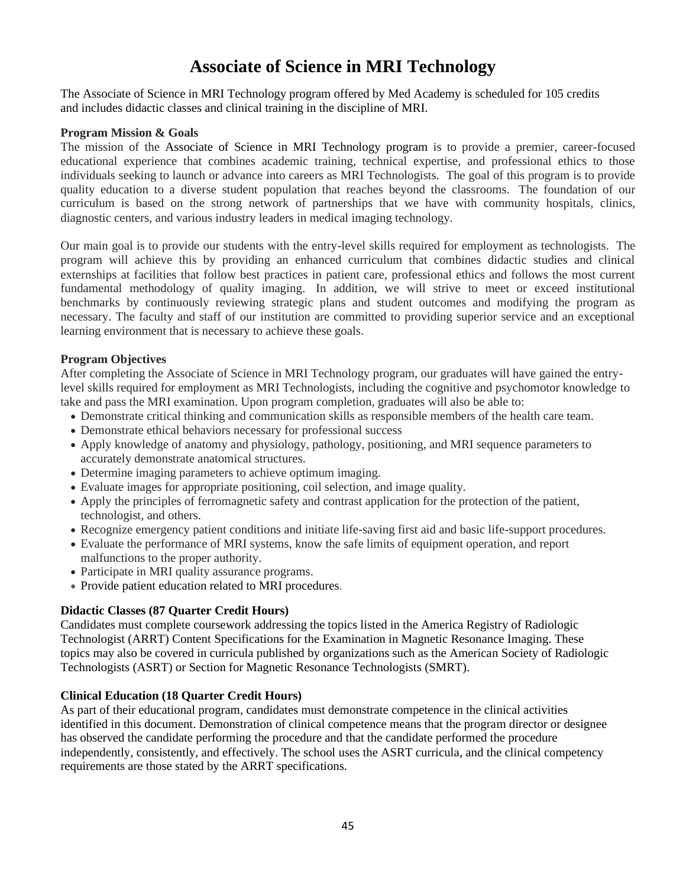# Associate of Science in MRI Technology

The Associate of Science in MRI Technology program offered by Med Academy is scheduled for 105 credits and includes didactic classes and clinical training in the discipline of MRI.

**Program Mission & Goals**

The mission of the Associate of Science in MRI Technology program is to provide a premier, career-focused educational experience that combines academic training, technical expertise, and professional ethics to those individuals seeking to launch or advance into careers as MRI Technologists. The goal of this program is to provide quality education to a diverse student population that reaches beyond the classrooms. The foundation of our curriculum is based on the strong network of partnerships that we have with community hospitals, clinics, diagnostic centers, and various industry leaders in medical imaging technology.

Our main goal is to provide our students with the entry-level skills required for employment as technologists. The program will achieve this by providing an enhanced curriculum that combines didactic studies and clinical externships at facilities that follow best practices in patient care, professional ethics and follows the most current fundamental methodology of quality imaging. In addition, we will strive to meet or exceed institutional benchmarks by continuously reviewing strategic plans and student outcomes and modifying the program as necessary. The faculty and staff of our institution are committed to providing superior service and an exceptional learning environment that is necessary to achieve these goals.

**Program Objectives**

After completing the Associate of Science in MRI Technology program, our graduates will have gained the entry-level skills required for employment as MRI Technologists, including the cognitive and psychomotor knowledge to take and pass the MRI examination. Upon program completion, graduates will also be able to:

- Demonstrate critical thinking and communication skills as responsible members of the health care team.
- Demonstrate ethical behaviors necessary for professional success
- Apply knowledge of anatomy and physiology, pathology, positioning, and MRI sequence parameters to accurately demonstrate anatomical structures.
- Determine imaging parameters to achieve optimum imaging.
- Evaluate images for appropriate positioning, coil selection, and image quality.
- Apply the principles of ferromagnetic safety and contrast application for the protection of the patient, technologist, and others.
- Recognize emergency patient conditions and initiate life-saving first aid and basic life-support procedures.
- Evaluate the performance of MRI systems, know the safe limits of equipment operation, and report malfunctions to the proper authority.
- Participate in MRI quality assurance programs.
- Provide patient education related to MRI procedures.

**Didactic Classes (87 Quarter Credit Hours)**

Candidates must complete coursework addressing the topics listed in the America Registry of Radiologic Technologist (ARRT) Content Specifications for the Examination in Magnetic Resonance Imaging. These topics may also be covered in curricula published by organizations such as the American Society of Radiologic Technologists (ASRT) or Section for Magnetic Resonance Technologists (SMRT).

**Clinical Education (18 Quarter Credit Hours)**

As part of their educational program, candidates must demonstrate competence in the clinical activities identified in this document. Demonstration of clinical competence means that the program director or designee has observed the candidate performing the procedure and that the candidate performed the procedure independently, consistently, and effectively. The school uses the ASRT curricula, and the clinical competency requirements are those stated by the ARRT specifications.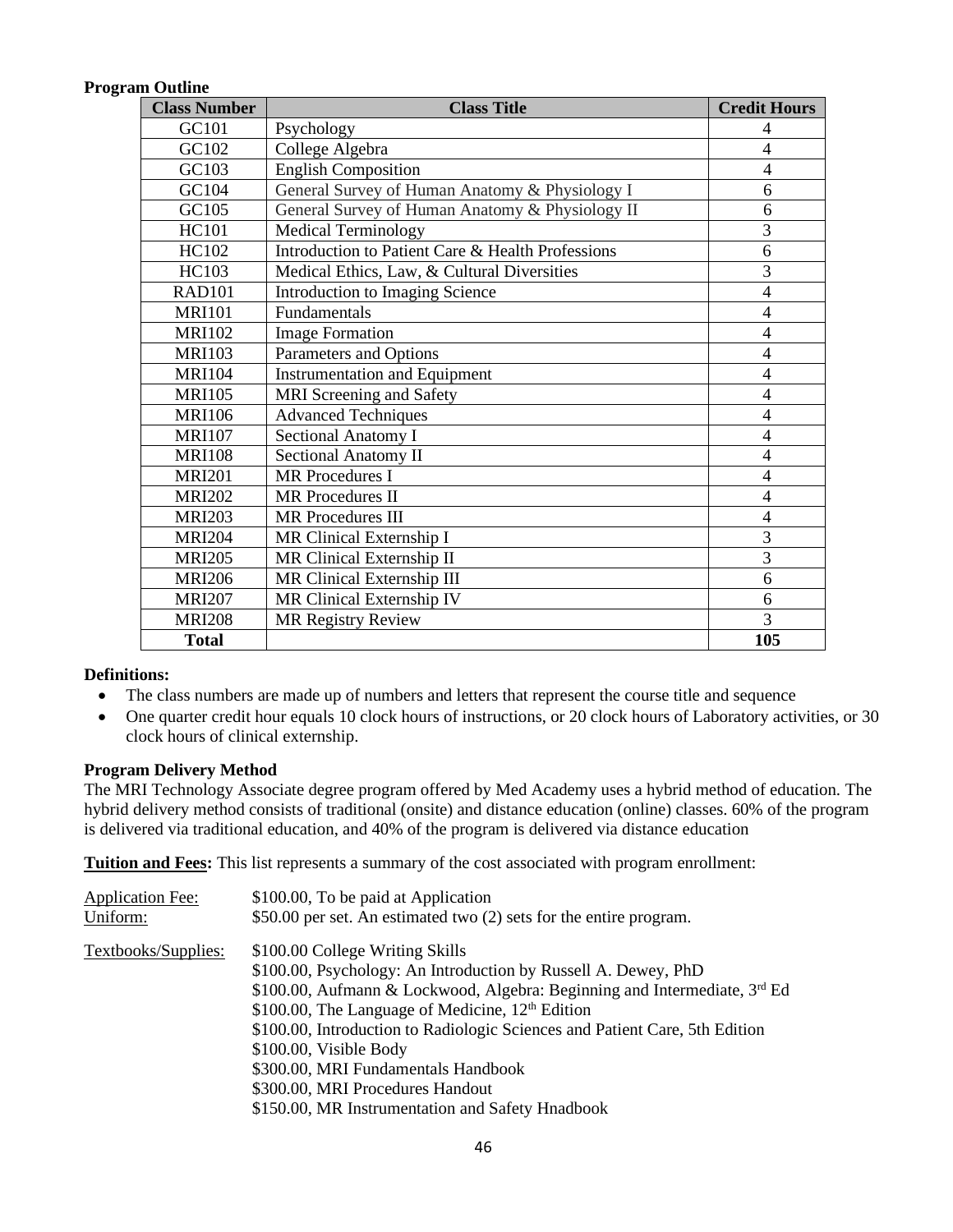**Program Outline**

| Class Number | Class Title | Credit Hours |
|---|---|---|
| GC101 | Psychology | 4 |
| GC102 | College Algebra | 4 |
| GC103 | English Composition | 4 |
| GC104 | General Survey of Human Anatomy & Physiology I | 6 |
| GC105 | General Survey of Human Anatomy & Physiology II | 6 |
| HC101 | Medical Terminology | 3 |
| HC102 | Introduction to Patient Care & Health Professions | 6 |
| HC103 | Medical Ethics, Law, & Cultural Diversities | 3 |
| RAD101 | Introduction to Imaging Science | 4 |
| MRI101 | Fundamentals | 4 |
| MRI102 | Image Formation | 4 |
| MRI103 | Parameters and Options | 4 |
| MRI104 | Instrumentation and Equipment | 4 |
| MRI105 | MRI Screening and Safety | 4 |
| MRI106 | Advanced Techniques | 4 |
| MRI107 | Sectional Anatomy I | 4 |
| MRI108 | Sectional Anatomy II | 4 |
| MRI201 | MR Procedures I | 4 |
| MRI202 | MR Procedures II | 4 |
| MRI203 | MR Procedures III | 4 |
| MRI204 | MR Clinical Externship I | 3 |
| MRI205 | MR Clinical Externship II | 3 |
| MRI206 | MR Clinical Externship III | 6 |
| MRI207 | MR Clinical Externship IV | 6 |
| MRI208 | MR Registry Review | 3 |
| **Total** | | **105** |

**Definitions:**

- The class numbers are made up of numbers and letters that represent the course title and sequence
- One quarter credit hour equals 10 clock hours of instructions, or 20 clock hours of Laboratory activities, or 30 clock hours of clinical externship.

**Program Delivery Method**

The MRI Technology Associate degree program offered by Med Academy uses a hybrid method of education. The hybrid delivery method consists of traditional (onsite) and distance education (online) classes. 60% of the program is delivered via traditional education, and 40% of the program is delivered via distance education

**Tuition and Fees:** This list represents a summary of the cost associated with program enrollment:

Application Fee: $100.00, To be paid at Application

Uniform: $50.00 per set. An estimated two (2) sets for the entire program.

Textbooks/Supplies:
$100.00 College Writing Skills
$100.00, Psychology: An Introduction by Russell A. Dewey, PhD
$100.00, Aufmann & Lockwood, Algebra: Beginning and Intermediate, 3rd Ed
$100.00, The Language of Medicine, 12th Edition
$100.00, Introduction to Radiologic Sciences and Patient Care, 5th Edition
$100.00, Visible Body
$300.00, MRI Fundamentals Handbook
$300.00, MRI Procedures Handout
$150.00, MR Instrumentation and Safety Hnadbook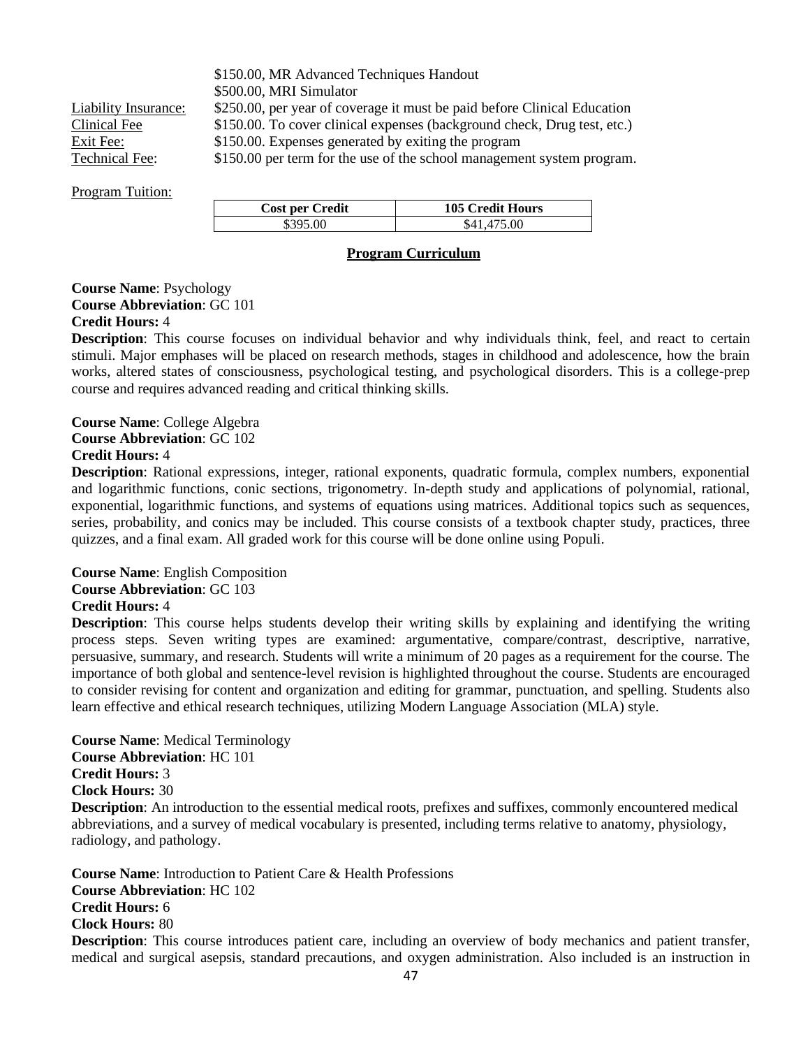|  | $150.00, MR Advanced Techniques Handout |
|---|---|
|  | $500.00, MRI Simulator |
| Liability Insurance: | $250.00, per year of coverage it must be paid before Clinical Education |
| Clinical Fee | $150.00. To cover clinical expenses (background check, Drug test, etc.) |
| Exit Fee: | $150.00. Expenses generated by exiting the program |
| Technical Fee: | $150.00 per term for the use of the school management system program. |

Program Tuition:

| Cost per Credit | 105 Credit Hours |
|---|---|
| $395.00 | $41,475.00 |

## Program Curriculum

**Course Name**: Psychology
**Course Abbreviation**: GC 101
**Credit Hours:** 4
**Description**: This course focuses on individual behavior and why individuals think, feel, and react to certain stimuli. Major emphases will be placed on research methods, stages in childhood and adolescence, how the brain works, altered states of consciousness, psychological testing, and psychological disorders. This is a college-prep course and requires advanced reading and critical thinking skills.

**Course Name**: College Algebra
**Course Abbreviation**: GC 102
**Credit Hours:** 4
**Description**: Rational expressions, integer, rational exponents, quadratic formula, complex numbers, exponential and logarithmic functions, conic sections, trigonometry. In-depth study and applications of polynomial, rational, exponential, logarithmic functions, and systems of equations using matrices. Additional topics such as sequences, series, probability, and conics may be included. This course consists of a textbook chapter study, practices, three quizzes, and a final exam. All graded work for this course will be done online using Populi.

**Course Name**: English Composition
**Course Abbreviation**: GC 103
**Credit Hours:** 4
**Description**: This course helps students develop their writing skills by explaining and identifying the writing process steps. Seven writing types are examined: argumentative, compare/contrast, descriptive, narrative, persuasive, summary, and research. Students will write a minimum of 20 pages as a requirement for the course. The importance of both global and sentence-level revision is highlighted throughout the course. Students are encouraged to consider revising for content and organization and editing for grammar, punctuation, and spelling. Students also learn effective and ethical research techniques, utilizing Modern Language Association (MLA) style.

**Course Name**: Medical Terminology
**Course Abbreviation**: HC 101
**Credit Hours:** 3
**Clock Hours:** 30
**Description**: An introduction to the essential medical roots, prefixes and suffixes, commonly encountered medical abbreviations, and a survey of medical vocabulary is presented, including terms relative to anatomy, physiology, radiology, and pathology.

**Course Name**: Introduction to Patient Care & Health Professions
**Course Abbreviation**: HC 102
**Credit Hours:** 6
**Clock Hours:** 80
**Description**: This course introduces patient care, including an overview of body mechanics and patient transfer, medical and surgical asepsis, standard precautions, and oxygen administration. Also included is an instruction in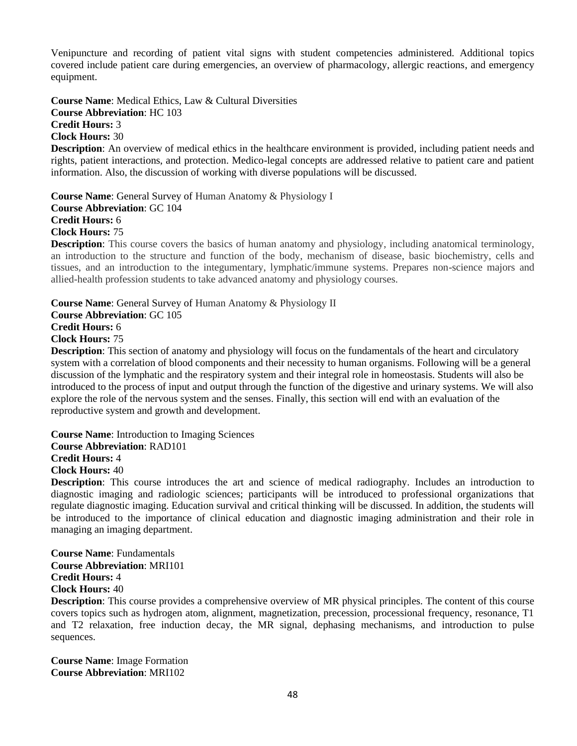Venipuncture and recording of patient vital signs with student competencies administered. Additional topics covered include patient care during emergencies, an overview of pharmacology, allergic reactions, and emergency equipment.

**Course Name**: Medical Ethics, Law & Cultural Diversities
**Course Abbreviation**: HC 103
**Credit Hours:** 3
**Clock Hours:** 30
**Description**: An overview of medical ethics in the healthcare environment is provided, including patient needs and rights, patient interactions, and protection. Medico-legal concepts are addressed relative to patient care and patient information. Also, the discussion of working with diverse populations will be discussed.

**Course Name**: General Survey of Human Anatomy & Physiology I
**Course Abbreviation**: GC 104
**Credit Hours:** 6
**Clock Hours:** 75
**Description**: This course covers the basics of human anatomy and physiology, including anatomical terminology, an introduction to the structure and function of the body, mechanism of disease, basic biochemistry, cells and tissues, and an introduction to the integumentary, lymphatic/immune systems. Prepares non-science majors and allied-health profession students to take advanced anatomy and physiology courses.

**Course Name**: General Survey of Human Anatomy & Physiology II
**Course Abbreviation**: GC 105
**Credit Hours:** 6
**Clock Hours:** 75
**Description**: This section of anatomy and physiology will focus on the fundamentals of the heart and circulatory system with a correlation of blood components and their necessity to human organisms. Following will be a general discussion of the lymphatic and the respiratory system and their integral role in homeostasis. Students will also be introduced to the process of input and output through the function of the digestive and urinary systems. We will also explore the role of the nervous system and the senses. Finally, this section will end with an evaluation of the reproductive system and growth and development.

**Course Name**: Introduction to Imaging Sciences
**Course Abbreviation**: RAD101
**Credit Hours:** 4
**Clock Hours:** 40
**Description**: This course introduces the art and science of medical radiography. Includes an introduction to diagnostic imaging and radiologic sciences; participants will be introduced to professional organizations that regulate diagnostic imaging. Education survival and critical thinking will be discussed. In addition, the students will be introduced to the importance of clinical education and diagnostic imaging administration and their role in managing an imaging department.

**Course Name**: Fundamentals
**Course Abbreviation**: MRI101
**Credit Hours:** 4
**Clock Hours:** 40
**Description**: This course provides a comprehensive overview of MR physical principles. The content of this course covers topics such as hydrogen atom, alignment, magnetization, precession, processional frequency, resonance, T1 and T2 relaxation, free induction decay, the MR signal, dephasing mechanisms, and introduction to pulse sequences.

**Course Name**: Image Formation
**Course Abbreviation**: MRI102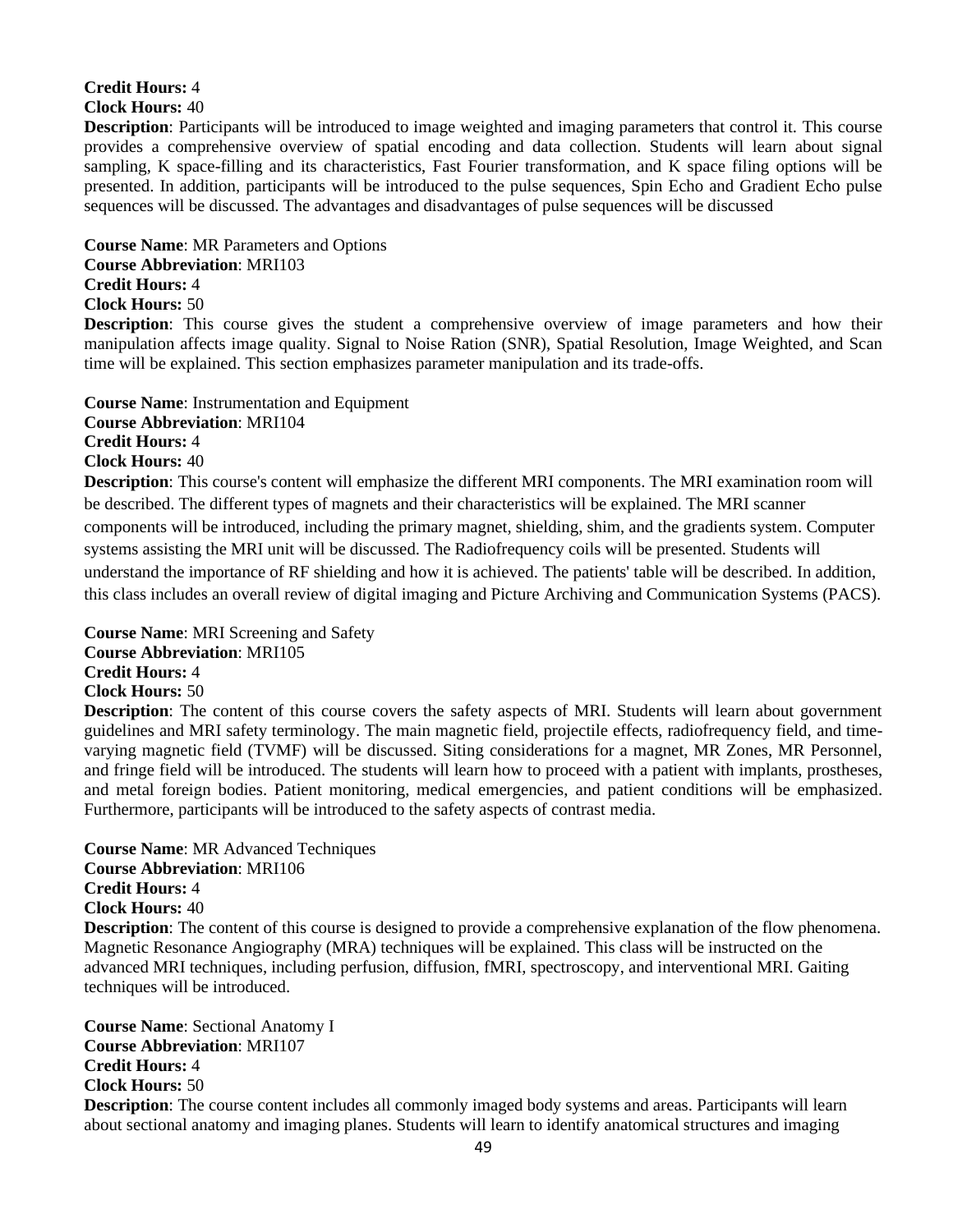**Credit Hours:** 4
**Clock Hours:** 40
**Description**: Participants will be introduced to image weighted and imaging parameters that control it. This course provides a comprehensive overview of spatial encoding and data collection. Students will learn about signal sampling, K space-filling and its characteristics, Fast Fourier transformation, and K space filing options will be presented. In addition, participants will be introduced to the pulse sequences, Spin Echo and Gradient Echo pulse sequences will be discussed. The advantages and disadvantages of pulse sequences will be discussed

**Course Name**: MR Parameters and Options
**Course Abbreviation**: MRI103
**Credit Hours:** 4
**Clock Hours:** 50
**Description**: This course gives the student a comprehensive overview of image parameters and how their manipulation affects image quality. Signal to Noise Ration (SNR), Spatial Resolution, Image Weighted, and Scan time will be explained. This section emphasizes parameter manipulation and its trade-offs.

**Course Name**: Instrumentation and Equipment
**Course Abbreviation**: MRI104
**Credit Hours:** 4
**Clock Hours:** 40
**Description**: This course's content will emphasize the different MRI components. The MRI examination room will be described. The different types of magnets and their characteristics will be explained. The MRI scanner components will be introduced, including the primary magnet, shielding, shim, and the gradients system. Computer systems assisting the MRI unit will be discussed. The Radiofrequency coils will be presented. Students will understand the importance of RF shielding and how it is achieved. The patients' table will be described. In addition, this class includes an overall review of digital imaging and Picture Archiving and Communication Systems (PACS).

**Course Name**: MRI Screening and Safety
**Course Abbreviation**: MRI105
**Credit Hours:** 4
**Clock Hours:** 50
**Description**: The content of this course covers the safety aspects of MRI. Students will learn about government guidelines and MRI safety terminology. The main magnetic field, projectile effects, radiofrequency field, and time-varying magnetic field (TVMF) will be discussed. Siting considerations for a magnet, MR Zones, MR Personnel, and fringe field will be introduced. The students will learn how to proceed with a patient with implants, prostheses, and metal foreign bodies. Patient monitoring, medical emergencies, and patient conditions will be emphasized. Furthermore, participants will be introduced to the safety aspects of contrast media.

**Course Name**: MR Advanced Techniques
**Course Abbreviation**: MRI106
**Credit Hours:** 4
**Clock Hours:** 40
**Description**: The content of this course is designed to provide a comprehensive explanation of the flow phenomena. Magnetic Resonance Angiography (MRA) techniques will be explained. This class will be instructed on the advanced MRI techniques, including perfusion, diffusion, fMRI, spectroscopy, and interventional MRI. Gaiting techniques will be introduced.

**Course Name**: Sectional Anatomy I
**Course Abbreviation**: MRI107
**Credit Hours:** 4
**Clock Hours:** 50
**Description**: The course content includes all commonly imaged body systems and areas. Participants will learn about sectional anatomy and imaging planes. Students will learn to identify anatomical structures and imaging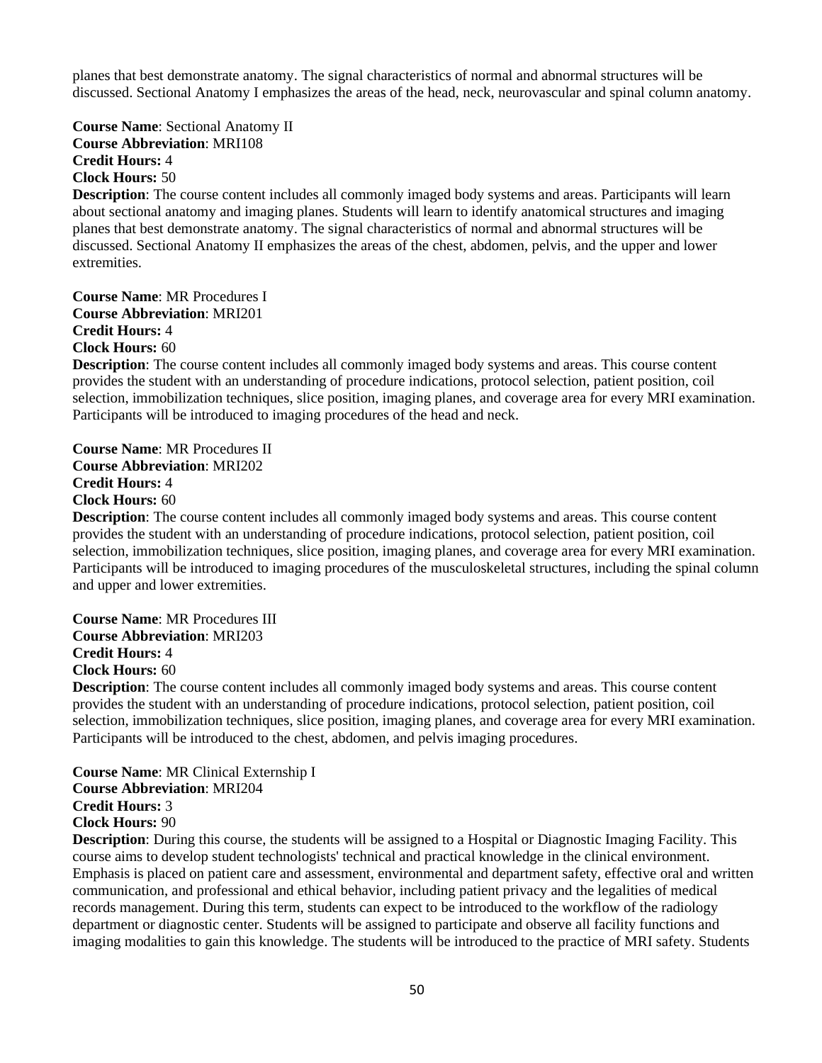planes that best demonstrate anatomy. The signal characteristics of normal and abnormal structures will be discussed. Sectional Anatomy I emphasizes the areas of the head, neck, neurovascular and spinal column anatomy.

**Course Name**: Sectional Anatomy II
**Course Abbreviation**: MRI108
**Credit Hours:** 4
**Clock Hours:** 50
**Description**: The course content includes all commonly imaged body systems and areas. Participants will learn about sectional anatomy and imaging planes. Students will learn to identify anatomical structures and imaging planes that best demonstrate anatomy. The signal characteristics of normal and abnormal structures will be discussed. Sectional Anatomy II emphasizes the areas of the chest, abdomen, pelvis, and the upper and lower extremities.

**Course Name**: MR Procedures I
**Course Abbreviation**: MRI201
**Credit Hours:** 4
**Clock Hours:** 60
**Description**: The course content includes all commonly imaged body systems and areas. This course content provides the student with an understanding of procedure indications, protocol selection, patient position, coil selection, immobilization techniques, slice position, imaging planes, and coverage area for every MRI examination. Participants will be introduced to imaging procedures of the head and neck.

**Course Name**: MR Procedures II
**Course Abbreviation**: MRI202
**Credit Hours:** 4
**Clock Hours:** 60
**Description**: The course content includes all commonly imaged body systems and areas. This course content provides the student with an understanding of procedure indications, protocol selection, patient position, coil selection, immobilization techniques, slice position, imaging planes, and coverage area for every MRI examination. Participants will be introduced to imaging procedures of the musculoskeletal structures, including the spinal column and upper and lower extremities.

**Course Name**: MR Procedures III
**Course Abbreviation**: MRI203
**Credit Hours:** 4
**Clock Hours:** 60
**Description**: The course content includes all commonly imaged body systems and areas. This course content provides the student with an understanding of procedure indications, protocol selection, patient position, coil selection, immobilization techniques, slice position, imaging planes, and coverage area for every MRI examination. Participants will be introduced to the chest, abdomen, and pelvis imaging procedures.

**Course Name**: MR Clinical Externship I
**Course Abbreviation**: MRI204
**Credit Hours:** 3
**Clock Hours:** 90
**Description**: During this course, the students will be assigned to a Hospital or Diagnostic Imaging Facility. This course aims to develop student technologists' technical and practical knowledge in the clinical environment. Emphasis is placed on patient care and assessment, environmental and department safety, effective oral and written communication, and professional and ethical behavior, including patient privacy and the legalities of medical records management. During this term, students can expect to be introduced to the workflow of the radiology department or diagnostic center. Students will be assigned to participate and observe all facility functions and imaging modalities to gain this knowledge. The students will be introduced to the practice of MRI safety. Students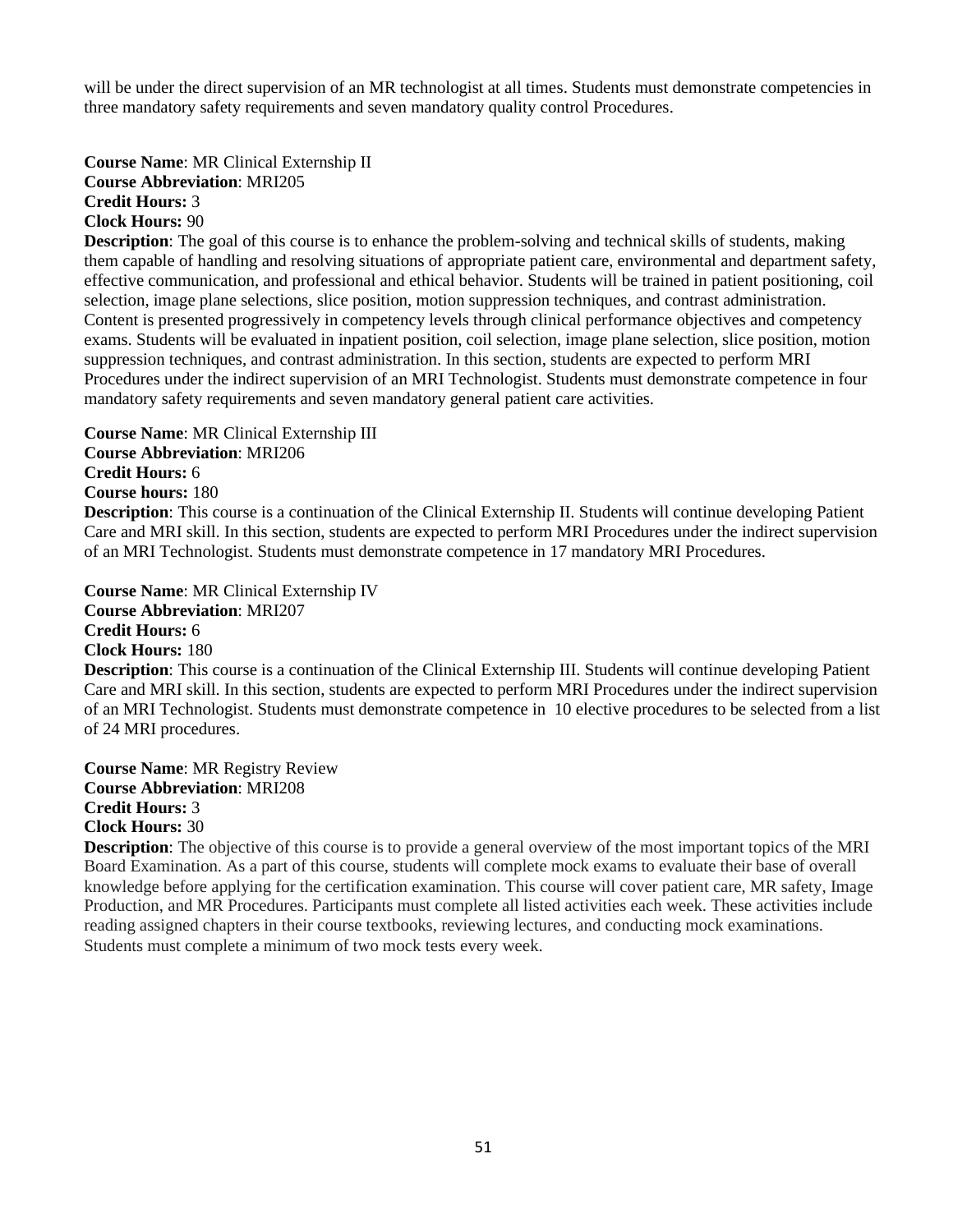will be under the direct supervision of an MR technologist at all times. Students must demonstrate competencies in three mandatory safety requirements and seven mandatory quality control Procedures.

**Course Name**: MR Clinical Externship II
**Course Abbreviation**: MRI205
**Credit Hours:** 3
**Clock Hours:** 90
**Description**: The goal of this course is to enhance the problem-solving and technical skills of students, making them capable of handling and resolving situations of appropriate patient care, environmental and department safety, effective communication, and professional and ethical behavior. Students will be trained in patient positioning, coil selection, image plane selections, slice position, motion suppression techniques, and contrast administration. Content is presented progressively in competency levels through clinical performance objectives and competency exams. Students will be evaluated in inpatient position, coil selection, image plane selection, slice position, motion suppression techniques, and contrast administration. In this section, students are expected to perform MRI Procedures under the indirect supervision of an MRI Technologist. Students must demonstrate competence in four mandatory safety requirements and seven mandatory general patient care activities.

**Course Name**: MR Clinical Externship III
**Course Abbreviation**: MRI206
**Credit Hours:** 6
**Course hours:** 180
**Description**: This course is a continuation of the Clinical Externship II. Students will continue developing Patient Care and MRI skill. In this section, students are expected to perform MRI Procedures under the indirect supervision of an MRI Technologist. Students must demonstrate competence in 17 mandatory MRI Procedures.

**Course Name**: MR Clinical Externship IV
**Course Abbreviation**: MRI207
**Credit Hours:** 6
**Clock Hours:** 180
**Description**: This course is a continuation of the Clinical Externship III. Students will continue developing Patient Care and MRI skill. In this section, students are expected to perform MRI Procedures under the indirect supervision of an MRI Technologist. Students must demonstrate competence in 10 elective procedures to be selected from a list of 24 MRI procedures.

**Course Name**: MR Registry Review
**Course Abbreviation**: MRI208
**Credit Hours:** 3
**Clock Hours:** 30
**Description**: The objective of this course is to provide a general overview of the most important topics of the MRI Board Examination. As a part of this course, students will complete mock exams to evaluate their base of overall knowledge before applying for the certification examination. This course will cover patient care, MR safety, Image Production, and MR Procedures. Participants must complete all listed activities each week. These activities include reading assigned chapters in their course textbooks, reviewing lectures, and conducting mock examinations. Students must complete a minimum of two mock tests every week.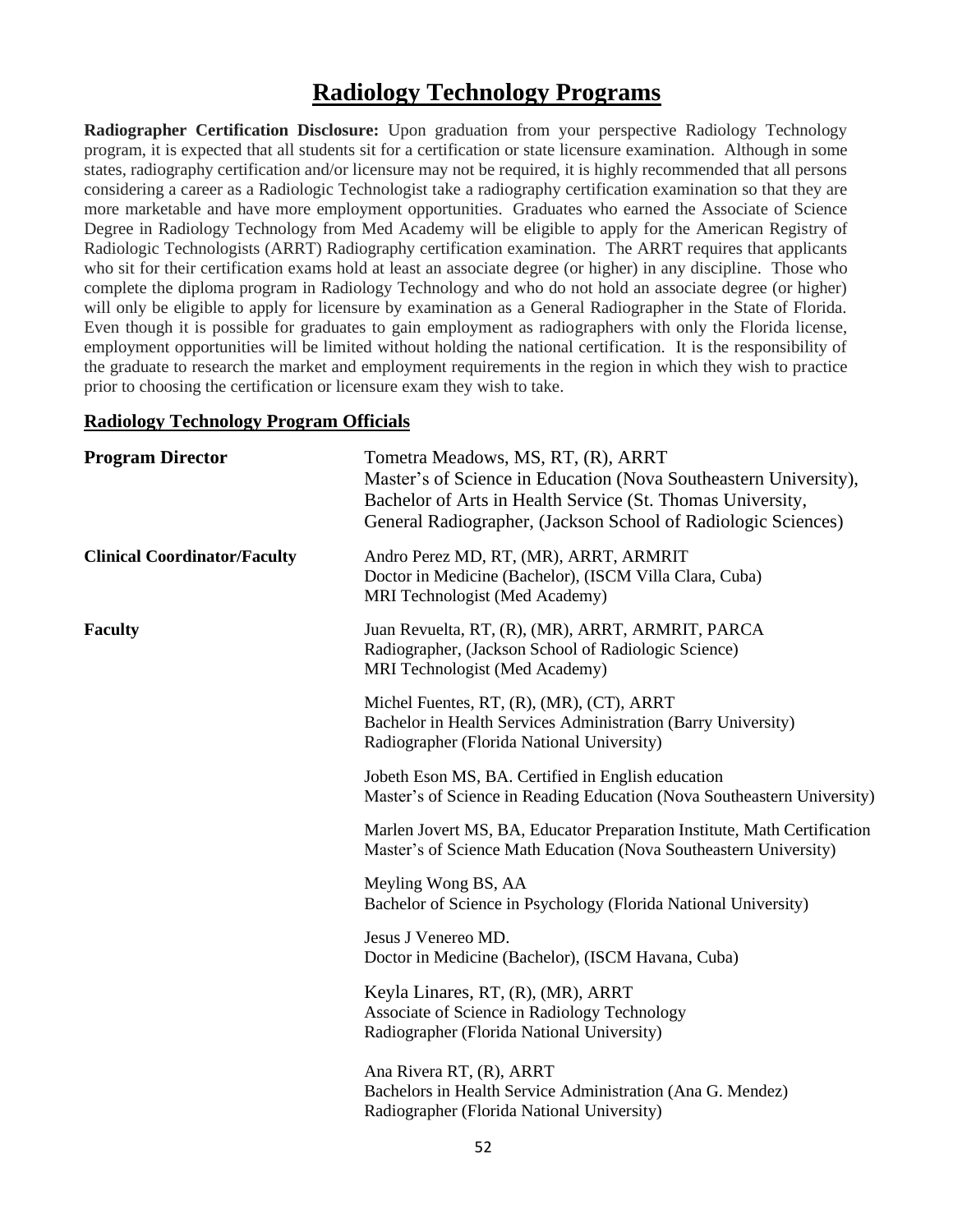# Radiology Technology Programs

**Radiographer Certification Disclosure:** Upon graduation from your perspective Radiology Technology program, it is expected that all students sit for a certification or state licensure examination. Although in some states, radiography certification and/or licensure may not be required, it is highly recommended that all persons considering a career as a Radiologic Technologist take a radiography certification examination so that they are more marketable and have more employment opportunities. Graduates who earned the Associate of Science Degree in Radiology Technology from Med Academy will be eligible to apply for the American Registry of Radiologic Technologists (ARRT) Radiography certification examination. The ARRT requires that applicants who sit for their certification exams hold at least an associate degree (or higher) in any discipline. Those who complete the diploma program in Radiology Technology and who do not hold an associate degree (or higher) will only be eligible to apply for licensure by examination as a General Radiographer in the State of Florida. Even though it is possible for graduates to gain employment as radiographers with only the Florida license, employment opportunities will be limited without holding the national certification. It is the responsibility of the graduate to research the market and employment requirements in the region in which they wish to practice prior to choosing the certification or licensure exam they wish to take.

## Radiology Technology Program Officials

**Program Director**

Tometra Meadows, MS, RT, (R), ARRT
Master's of Science in Education (Nova Southeastern University),
Bachelor of Arts in Health Service (St. Thomas University,
General Radiographer, (Jackson School of Radiologic Sciences)

**Clinical Coordinator/Faculty**

Andro Perez MD, RT, (MR), ARRT, ARMRIT
Doctor in Medicine (Bachelor), (ISCM Villa Clara, Cuba)
MRI Technologist (Med Academy)

**Faculty**

Juan Revuelta, RT, (R), (MR), ARRT, ARMRIT, PARCA
Radiographer, (Jackson School of Radiologic Science)
MRI Technologist (Med Academy)

Michel Fuentes, RT, (R), (MR), (CT), ARRT
Bachelor in Health Services Administration (Barry University)
Radiographer (Florida National University)

Jobeth Eson MS, BA. Certified in English education
Master's of Science in Reading Education (Nova Southeastern University)

Marlen Jovert MS, BA, Educator Preparation Institute, Math Certification
Master's of Science Math Education (Nova Southeastern University)

Meyling Wong BS, AA
Bachelor of Science in Psychology (Florida National University)

Jesus J Venereo MD.
Doctor in Medicine (Bachelor), (ISCM Havana, Cuba)

Keyla Linares, RT, (R), (MR), ARRT
Associate of Science in Radiology Technology
Radiographer (Florida National University)

Ana Rivera RT, (R), ARRT
Bachelors in Health Service Administration (Ana G. Mendez)
Radiographer (Florida National University)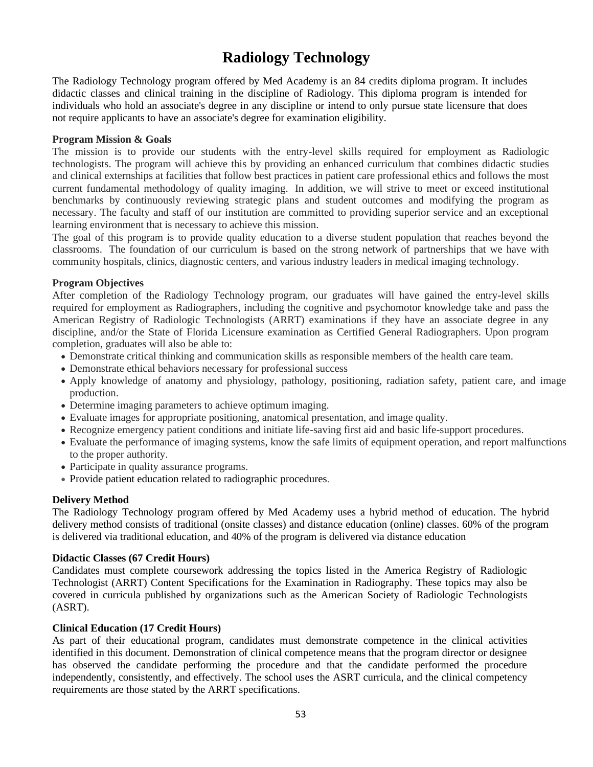# Radiology Technology

The Radiology Technology program offered by Med Academy is an 84 credits diploma program. It includes didactic classes and clinical training in the discipline of Radiology. This diploma program is intended for individuals who hold an associate's degree in any discipline or intend to only pursue state licensure that does not require applicants to have an associate's degree for examination eligibility.

**Program Mission & Goals**

The mission is to provide our students with the entry-level skills required for employment as Radiologic technologists. The program will achieve this by providing an enhanced curriculum that combines didactic studies and clinical externships at facilities that follow best practices in patient care professional ethics and follows the most current fundamental methodology of quality imaging. In addition, we will strive to meet or exceed institutional benchmarks by continuously reviewing strategic plans and student outcomes and modifying the program as necessary. The faculty and staff of our institution are committed to providing superior service and an exceptional learning environment that is necessary to achieve this mission.

The goal of this program is to provide quality education to a diverse student population that reaches beyond the classrooms. The foundation of our curriculum is based on the strong network of partnerships that we have with community hospitals, clinics, diagnostic centers, and various industry leaders in medical imaging technology.

**Program Objectives**

After completion of the Radiology Technology program, our graduates will have gained the entry-level skills required for employment as Radiographers, including the cognitive and psychomotor knowledge take and pass the American Registry of Radiologic Technologists (ARRT) examinations if they have an associate degree in any discipline, and/or the State of Florida Licensure examination as Certified General Radiographers. Upon program completion, graduates will also be able to:

- Demonstrate critical thinking and communication skills as responsible members of the health care team.
- Demonstrate ethical behaviors necessary for professional success
- Apply knowledge of anatomy and physiology, pathology, positioning, radiation safety, patient care, and image production.
- Determine imaging parameters to achieve optimum imaging.
- Evaluate images for appropriate positioning, anatomical presentation, and image quality.
- Recognize emergency patient conditions and initiate life-saving first aid and basic life-support procedures.
- Evaluate the performance of imaging systems, know the safe limits of equipment operation, and report malfunctions to the proper authority.
- Participate in quality assurance programs.
- Provide patient education related to radiographic procedures.

**Delivery Method**

The Radiology Technology program offered by Med Academy uses a hybrid method of education. The hybrid delivery method consists of traditional (onsite classes) and distance education (online) classes. 60% of the program is delivered via traditional education, and 40% of the program is delivered via distance education

**Didactic Classes (67 Credit Hours)**

Candidates must complete coursework addressing the topics listed in the America Registry of Radiologic Technologist (ARRT) Content Specifications for the Examination in Radiography. These topics may also be covered in curricula published by organizations such as the American Society of Radiologic Technologists (ASRT).

**Clinical Education (17 Credit Hours)**

As part of their educational program, candidates must demonstrate competence in the clinical activities identified in this document. Demonstration of clinical competence means that the program director or designee has observed the candidate performing the procedure and that the candidate performed the procedure independently, consistently, and effectively. The school uses the ASRT curricula, and the clinical competency requirements are those stated by the ARRT specifications.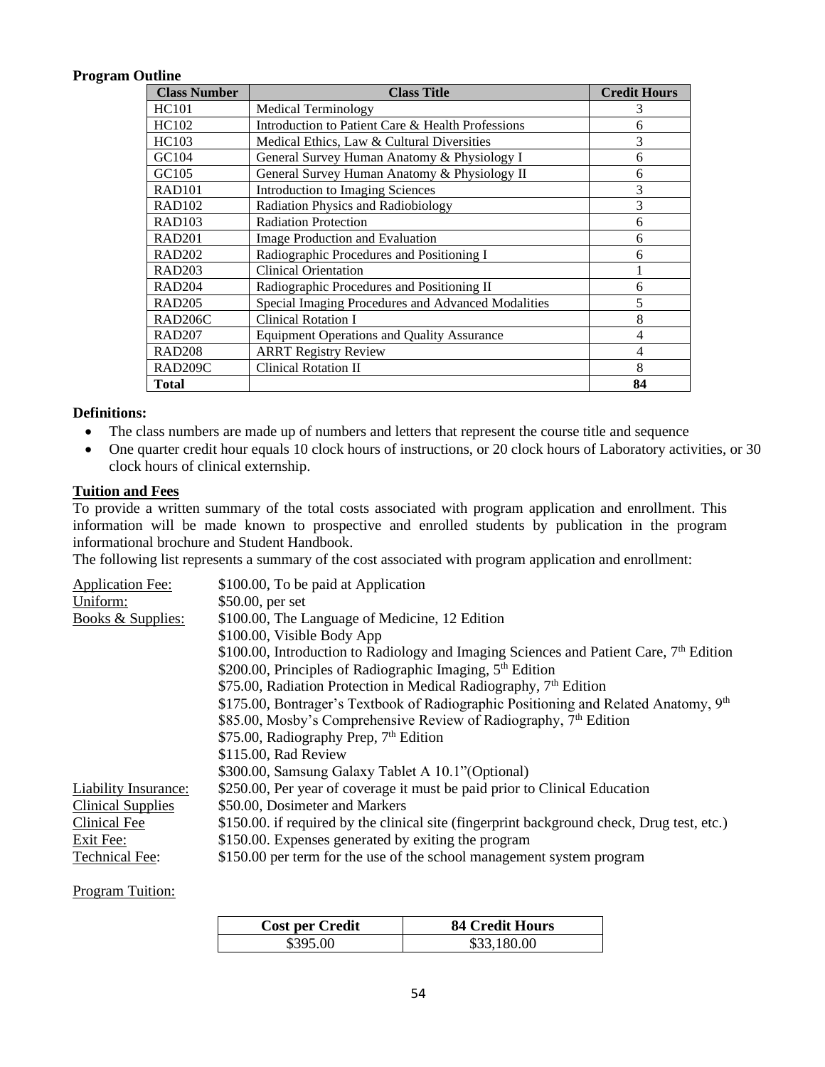**Program Outline**

| Class Number | Class Title | Credit Hours |
|---|---|---|
| HC101 | Medical Terminology | 3 |
| HC102 | Introduction to Patient Care & Health Professions | 6 |
| HC103 | Medical Ethics, Law & Cultural Diversities | 3 |
| GC104 | General Survey Human Anatomy & Physiology I | 6 |
| GC105 | General Survey Human Anatomy & Physiology II | 6 |
| RAD101 | Introduction to Imaging Sciences | 3 |
| RAD102 | Radiation Physics and Radiobiology | 3 |
| RAD103 | Radiation Protection | 6 |
| RAD201 | Image Production and Evaluation | 6 |
| RAD202 | Radiographic Procedures and Positioning I | 6 |
| RAD203 | Clinical Orientation | 1 |
| RAD204 | Radiographic Procedures and Positioning II | 6 |
| RAD205 | Special Imaging Procedures and Advanced Modalities | 5 |
| RAD206C | Clinical Rotation I | 8 |
| RAD207 | Equipment Operations and Quality Assurance | 4 |
| RAD208 | ARRT Registry Review | 4 |
| RAD209C | Clinical Rotation II | 8 |
| **Total** | | **84** |

**Definitions:**

- The class numbers are made up of numbers and letters that represent the course title and sequence
- One quarter credit hour equals 10 clock hours of instructions, or 20 clock hours of Laboratory activities, or 30 clock hours of clinical externship.

**Tuition and Fees**

To provide a written summary of the total costs associated with program application and enrollment. This information will be made known to prospective and enrolled students by publication in the program informational brochure and Student Handbook.

The following list represents a summary of the cost associated with program application and enrollment:

Application Fee: $100.00, To be paid at Application

Uniform: $50.00, per set

Books & Supplies:
- $100.00, The Language of Medicine, 12 Edition
- $100.00, Visible Body App
- $100.00, Introduction to Radiology and Imaging Sciences and Patient Care, 7th Edition
- $200.00, Principles of Radiographic Imaging, 5th Edition
- $75.00, Radiation Protection in Medical Radiography, 7th Edition
- $175.00, Bontrager's Textbook of Radiographic Positioning and Related Anatomy, 9th
- $85.00, Mosby's Comprehensive Review of Radiography, 7th Edition
- $75.00, Radiography Prep, 7th Edition
- $115.00, Rad Review
- $300.00, Samsung Galaxy Tablet A 10.1"(Optional)

Liability Insurance: $250.00, Per year of coverage it must be paid prior to Clinical Education

Clinical Supplies: $50.00, Dosimeter and Markers

Clinical Fee: $150.00. if required by the clinical site (fingerprint background check, Drug test, etc.)

Exit Fee: $150.00. Expenses generated by exiting the program

Technical Fee: $150.00 per term for the use of the school management system program

Program Tuition:

| Cost per Credit | 84 Credit Hours |
|---|---|
| $395.00 | $33,180.00 |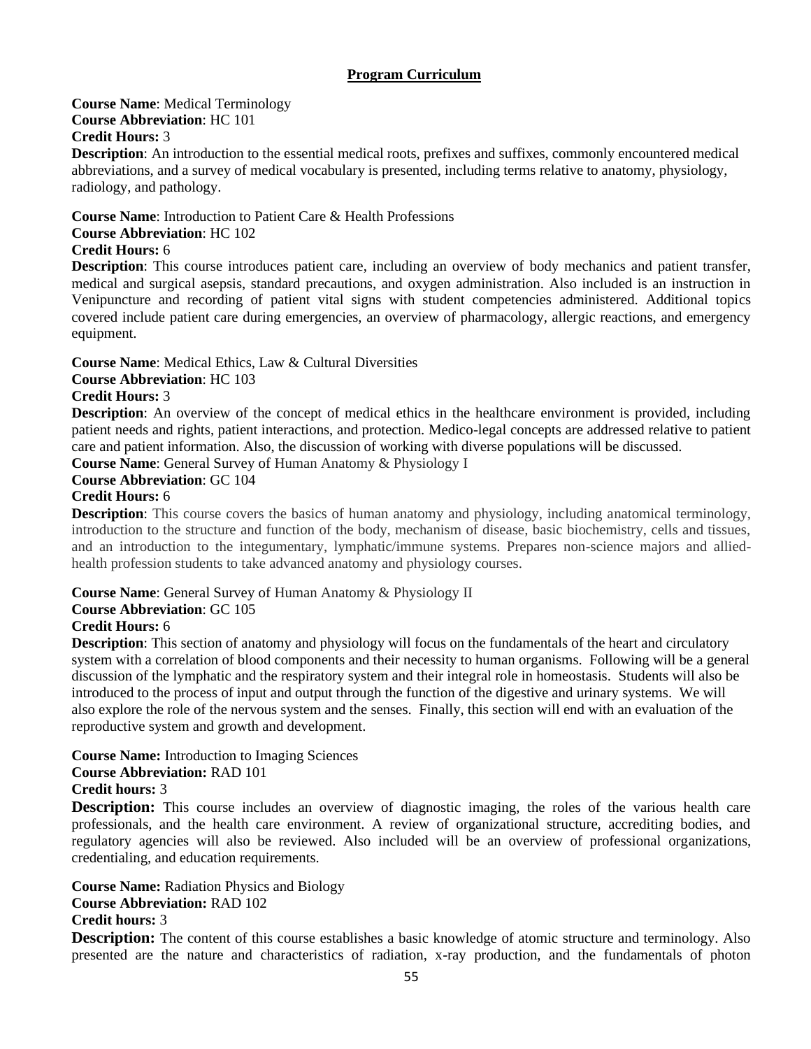## Program Curriculum

**Course Name**: Medical Terminology
**Course Abbreviation**: HC 101
**Credit Hours:** 3
**Description**: An introduction to the essential medical roots, prefixes and suffixes, commonly encountered medical abbreviations, and a survey of medical vocabulary is presented, including terms relative to anatomy, physiology, radiology, and pathology.

**Course Name**: Introduction to Patient Care & Health Professions
**Course Abbreviation**: HC 102
**Credit Hours:** 6
**Description**: This course introduces patient care, including an overview of body mechanics and patient transfer, medical and surgical asepsis, standard precautions, and oxygen administration. Also included is an instruction in Venipuncture and recording of patient vital signs with student competencies administered. Additional topics covered include patient care during emergencies, an overview of pharmacology, allergic reactions, and emergency equipment.

**Course Name**: Medical Ethics, Law & Cultural Diversities
**Course Abbreviation**: HC 103
**Credit Hours:** 3
**Description**: An overview of the concept of medical ethics in the healthcare environment is provided, including patient needs and rights, patient interactions, and protection. Medico-legal concepts are addressed relative to patient care and patient information. Also, the discussion of working with diverse populations will be discussed.

**Course Name**: General Survey of Human Anatomy & Physiology I
**Course Abbreviation**: GC 104
**Credit Hours:** 6
**Description**: This course covers the basics of human anatomy and physiology, including anatomical terminology, introduction to the structure and function of the body, mechanism of disease, basic biochemistry, cells and tissues, and an introduction to the integumentary, lymphatic/immune systems. Prepares non-science majors and allied-health profession students to take advanced anatomy and physiology courses.

**Course Name**: General Survey of Human Anatomy & Physiology II
**Course Abbreviation**: GC 105
**Credit Hours:** 6
**Description**: This section of anatomy and physiology will focus on the fundamentals of the heart and circulatory system with a correlation of blood components and their necessity to human organisms. Following will be a general discussion of the lymphatic and the respiratory system and their integral role in homeostasis. Students will also be introduced to the process of input and output through the function of the digestive and urinary systems. We will also explore the role of the nervous system and the senses. Finally, this section will end with an evaluation of the reproductive system and growth and development.

**Course Name:** Introduction to Imaging Sciences
**Course Abbreviation:** RAD 101
**Credit hours:** 3
**Description:** This course includes an overview of diagnostic imaging, the roles of the various health care professionals, and the health care environment. A review of organizational structure, accrediting bodies, and regulatory agencies will also be reviewed. Also included will be an overview of professional organizations, credentialing, and education requirements.

**Course Name:** Radiation Physics and Biology
**Course Abbreviation:** RAD 102
**Credit hours:** 3
**Description:** The content of this course establishes a basic knowledge of atomic structure and terminology. Also presented are the nature and characteristics of radiation, x-ray production, and the fundamentals of photon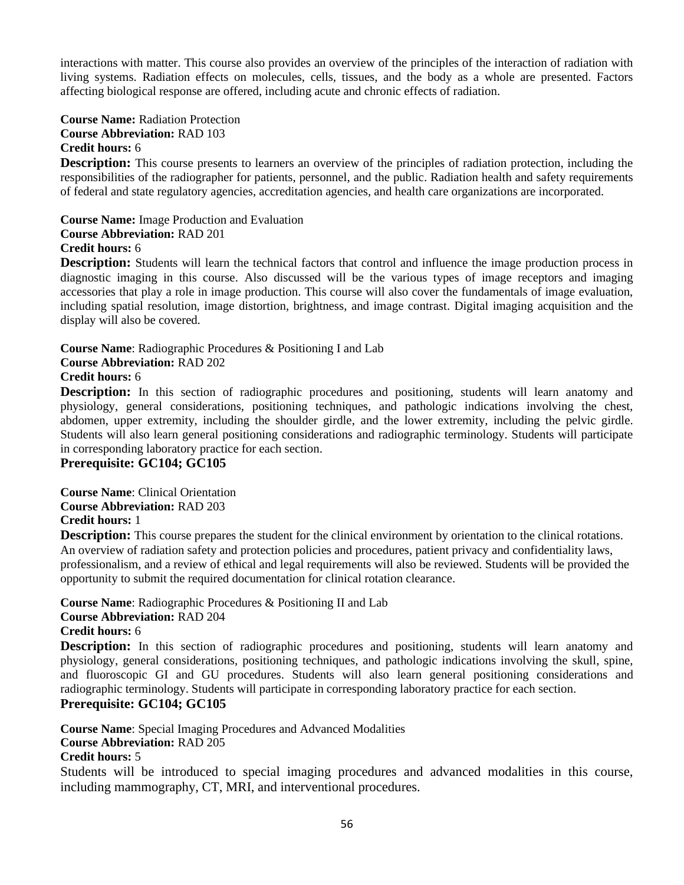interactions with matter. This course also provides an overview of the principles of the interaction of radiation with living systems. Radiation effects on molecules, cells, tissues, and the body as a whole are presented. Factors affecting biological response are offered, including acute and chronic effects of radiation.

**Course Name:** Radiation Protection
**Course Abbreviation:** RAD 103
**Credit hours:** 6
**Description:** This course presents to learners an overview of the principles of radiation protection, including the responsibilities of the radiographer for patients, personnel, and the public. Radiation health and safety requirements of federal and state regulatory agencies, accreditation agencies, and health care organizations are incorporated.

**Course Name:** Image Production and Evaluation
**Course Abbreviation:** RAD 201
**Credit hours:** 6
**Description:** Students will learn the technical factors that control and influence the image production process in diagnostic imaging in this course. Also discussed will be the various types of image receptors and imaging accessories that play a role in image production. This course will also cover the fundamentals of image evaluation, including spatial resolution, image distortion, brightness, and image contrast. Digital imaging acquisition and the display will also be covered.

**Course Name**: Radiographic Procedures & Positioning I and Lab
**Course Abbreviation:** RAD 202
**Credit hours:** 6
**Description:** In this section of radiographic procedures and positioning, students will learn anatomy and physiology, general considerations, positioning techniques, and pathologic indications involving the chest, abdomen, upper extremity, including the shoulder girdle, and the lower extremity, including the pelvic girdle. Students will also learn general positioning considerations and radiographic terminology. Students will participate in corresponding laboratory practice for each section.
**Prerequisite: GC104; GC105**

**Course Name**: Clinical Orientation
**Course Abbreviation:** RAD 203
**Credit hours:** 1
**Description:** This course prepares the student for the clinical environment by orientation to the clinical rotations. An overview of radiation safety and protection policies and procedures, patient privacy and confidentiality laws, professionalism, and a review of ethical and legal requirements will also be reviewed. Students will be provided the opportunity to submit the required documentation for clinical rotation clearance.

**Course Name**: Radiographic Procedures & Positioning II and Lab
**Course Abbreviation:** RAD 204
**Credit hours:** 6
**Description:** In this section of radiographic procedures and positioning, students will learn anatomy and physiology, general considerations, positioning techniques, and pathologic indications involving the skull, spine, and fluoroscopic GI and GU procedures. Students will also learn general positioning considerations and radiographic terminology. Students will participate in corresponding laboratory practice for each section.
**Prerequisite: GC104; GC105**

**Course Name**: Special Imaging Procedures and Advanced Modalities
**Course Abbreviation:** RAD 205
**Credit hours:** 5
Students will be introduced to special imaging procedures and advanced modalities in this course, including mammography, CT, MRI, and interventional procedures.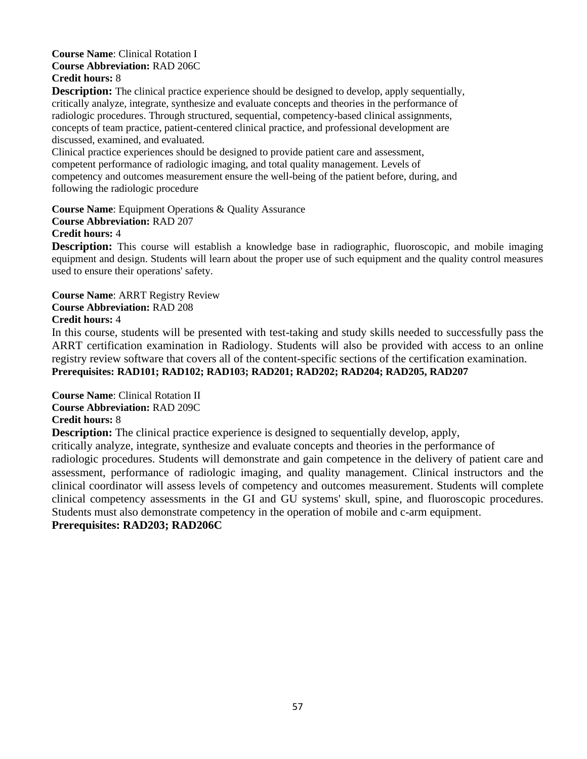**Course Name**: Clinical Rotation I
**Course Abbreviation:** RAD 206C
**Credit hours:** 8
**Description:** The clinical practice experience should be designed to develop, apply sequentially, critically analyze, integrate, synthesize and evaluate concepts and theories in the performance of radiologic procedures. Through structured, sequential, competency-based clinical assignments, concepts of team practice, patient-centered clinical practice, and professional development are discussed, examined, and evaluated.
Clinical practice experiences should be designed to provide patient care and assessment, competent performance of radiologic imaging, and total quality management. Levels of competency and outcomes measurement ensure the well-being of the patient before, during, and following the radiologic procedure

**Course Name**: Equipment Operations & Quality Assurance
**Course Abbreviation:** RAD 207
**Credit hours:** 4
**Description:** This course will establish a knowledge base in radiographic, fluoroscopic, and mobile imaging equipment and design. Students will learn about the proper use of such equipment and the quality control measures used to ensure their operations' safety.

**Course Name**: ARRT Registry Review
**Course Abbreviation:** RAD 208
**Credit hours:** 4
In this course, students will be presented with test-taking and study skills needed to successfully pass the ARRT certification examination in Radiology. Students will also be provided with access to an online registry review software that covers all of the content-specific sections of the certification examination.
**Prerequisites: RAD101; RAD102; RAD103; RAD201; RAD202; RAD204; RAD205, RAD207**

**Course Name**: Clinical Rotation II
**Course Abbreviation:** RAD 209C
**Credit hours:** 8
**Description:** The clinical practice experience is designed to sequentially develop, apply, critically analyze, integrate, synthesize and evaluate concepts and theories in the performance of radiologic procedures. Students will demonstrate and gain competence in the delivery of patient care and assessment, performance of radiologic imaging, and quality management. Clinical instructors and the clinical coordinator will assess levels of competency and outcomes measurement. Students will complete clinical competency assessments in the GI and GU systems' skull, spine, and fluoroscopic procedures. Students must also demonstrate competency in the operation of mobile and c-arm equipment.
**Prerequisites: RAD203; RAD206C**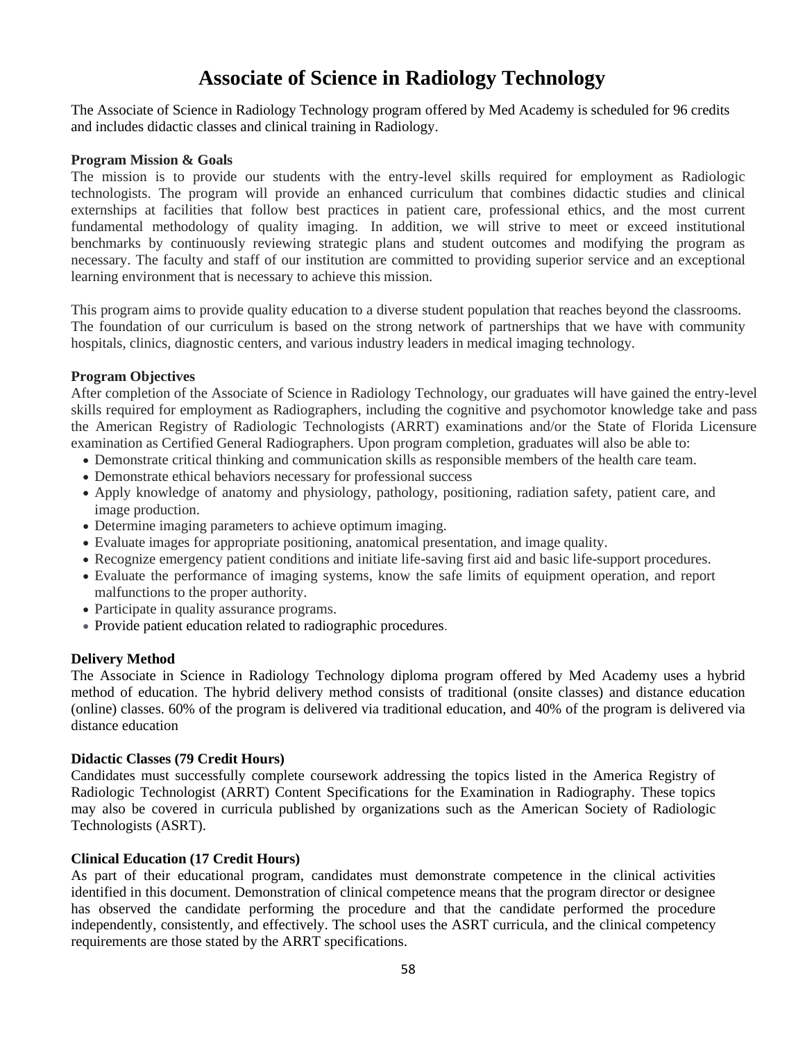# Associate of Science in Radiology Technology

The Associate of Science in Radiology Technology program offered by Med Academy is scheduled for 96 credits and includes didactic classes and clinical training in Radiology.

**Program Mission & Goals**

The mission is to provide our students with the entry-level skills required for employment as Radiologic technologists. The program will provide an enhanced curriculum that combines didactic studies and clinical externships at facilities that follow best practices in patient care, professional ethics, and the most current fundamental methodology of quality imaging. In addition, we will strive to meet or exceed institutional benchmarks by continuously reviewing strategic plans and student outcomes and modifying the program as necessary. The faculty and staff of our institution are committed to providing superior service and an exceptional learning environment that is necessary to achieve this mission.

This program aims to provide quality education to a diverse student population that reaches beyond the classrooms. The foundation of our curriculum is based on the strong network of partnerships that we have with community hospitals, clinics, diagnostic centers, and various industry leaders in medical imaging technology.

**Program Objectives**

After completion of the Associate of Science in Radiology Technology, our graduates will have gained the entry-level skills required for employment as Radiographers, including the cognitive and psychomotor knowledge take and pass the American Registry of Radiologic Technologists (ARRT) examinations and/or the State of Florida Licensure examination as Certified General Radiographers. Upon program completion, graduates will also be able to:

- Demonstrate critical thinking and communication skills as responsible members of the health care team.
- Demonstrate ethical behaviors necessary for professional success
- Apply knowledge of anatomy and physiology, pathology, positioning, radiation safety, patient care, and image production.
- Determine imaging parameters to achieve optimum imaging.
- Evaluate images for appropriate positioning, anatomical presentation, and image quality.
- Recognize emergency patient conditions and initiate life-saving first aid and basic life-support procedures.
- Evaluate the performance of imaging systems, know the safe limits of equipment operation, and report malfunctions to the proper authority.
- Participate in quality assurance programs.
- Provide patient education related to radiographic procedures.

**Delivery Method**

The Associate in Science in Radiology Technology diploma program offered by Med Academy uses a hybrid method of education. The hybrid delivery method consists of traditional (onsite classes) and distance education (online) classes. 60% of the program is delivered via traditional education, and 40% of the program is delivered via distance education

**Didactic Classes (79 Credit Hours)**

Candidates must successfully complete coursework addressing the topics listed in the America Registry of Radiologic Technologist (ARRT) Content Specifications for the Examination in Radiography. These topics may also be covered in curricula published by organizations such as the American Society of Radiologic Technologists (ASRT).

**Clinical Education (17 Credit Hours)**

As part of their educational program, candidates must demonstrate competence in the clinical activities identified in this document. Demonstration of clinical competence means that the program director or designee has observed the candidate performing the procedure and that the candidate performed the procedure independently, consistently, and effectively. The school uses the ASRT curricula, and the clinical competency requirements are those stated by the ARRT specifications.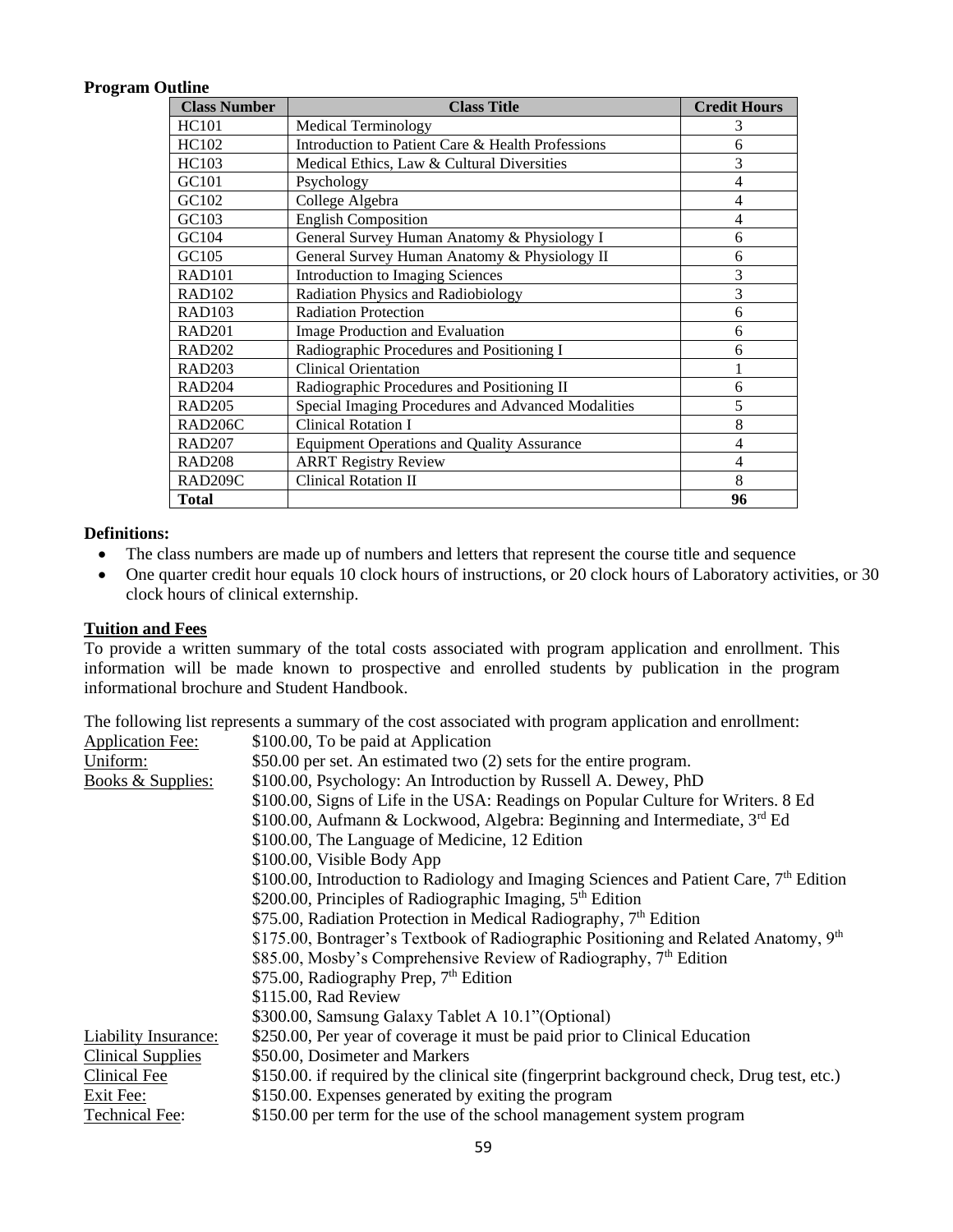**Program Outline**

| Class Number | Class Title | Credit Hours |
|---|---|---|
| HC101 | Medical Terminology | 3 |
| HC102 | Introduction to Patient Care & Health Professions | 6 |
| HC103 | Medical Ethics, Law & Cultural Diversities | 3 |
| GC101 | Psychology | 4 |
| GC102 | College Algebra | 4 |
| GC103 | English Composition | 4 |
| GC104 | General Survey Human Anatomy & Physiology I | 6 |
| GC105 | General Survey Human Anatomy & Physiology II | 6 |
| RAD101 | Introduction to Imaging Sciences | 3 |
| RAD102 | Radiation Physics and Radiobiology | 3 |
| RAD103 | Radiation Protection | 6 |
| RAD201 | Image Production and Evaluation | 6 |
| RAD202 | Radiographic Procedures and Positioning I | 6 |
| RAD203 | Clinical Orientation | 1 |
| RAD204 | Radiographic Procedures and Positioning II | 6 |
| RAD205 | Special Imaging Procedures and Advanced Modalities | 5 |
| RAD206C | Clinical Rotation I | 8 |
| RAD207 | Equipment Operations and Quality Assurance | 4 |
| RAD208 | ARRT Registry Review | 4 |
| RAD209C | Clinical Rotation II | 8 |
| **Total** | | **96** |

**Definitions:**

- The class numbers are made up of numbers and letters that represent the course title and sequence
- One quarter credit hour equals 10 clock hours of instructions, or 20 clock hours of Laboratory activities, or 30 clock hours of clinical externship.

**Tuition and Fees**

To provide a written summary of the total costs associated with program application and enrollment. This information will be made known to prospective and enrolled students by publication in the program informational brochure and Student Handbook.

The following list represents a summary of the cost associated with program application and enrollment:

Application Fee: $100.00, To be paid at Application

Uniform: $50.00 per set. An estimated two (2) sets for the entire program.

Books & Supplies:
- $100.00, Psychology: An Introduction by Russell A. Dewey, PhD
- $100.00, Signs of Life in the USA: Readings on Popular Culture for Writers. 8 Ed
- $100.00, Aufmann & Lockwood, Algebra: Beginning and Intermediate, 3rd Ed
- $100.00, The Language of Medicine, 12 Edition
- $100.00, Visible Body App
- $100.00, Introduction to Radiology and Imaging Sciences and Patient Care, 7th Edition
- $200.00, Principles of Radiographic Imaging, 5th Edition
- $75.00, Radiation Protection in Medical Radiography, 7th Edition
- $175.00, Bontrager's Textbook of Radiographic Positioning and Related Anatomy, 9th
- $85.00, Mosby's Comprehensive Review of Radiography, 7th Edition
- $75.00, Radiography Prep, 7th Edition
- $115.00, Rad Review
- $300.00, Samsung Galaxy Tablet A 10.1"(Optional)

Liability Insurance: $250.00, Per year of coverage it must be paid prior to Clinical Education

Clinical Supplies: $50.00, Dosimeter and Markers

Clinical Fee: $150.00. if required by the clinical site (fingerprint background check, Drug test, etc.)

Exit Fee: $150.00. Expenses generated by exiting the program

Technical Fee: $150.00 per term for the use of the school management system program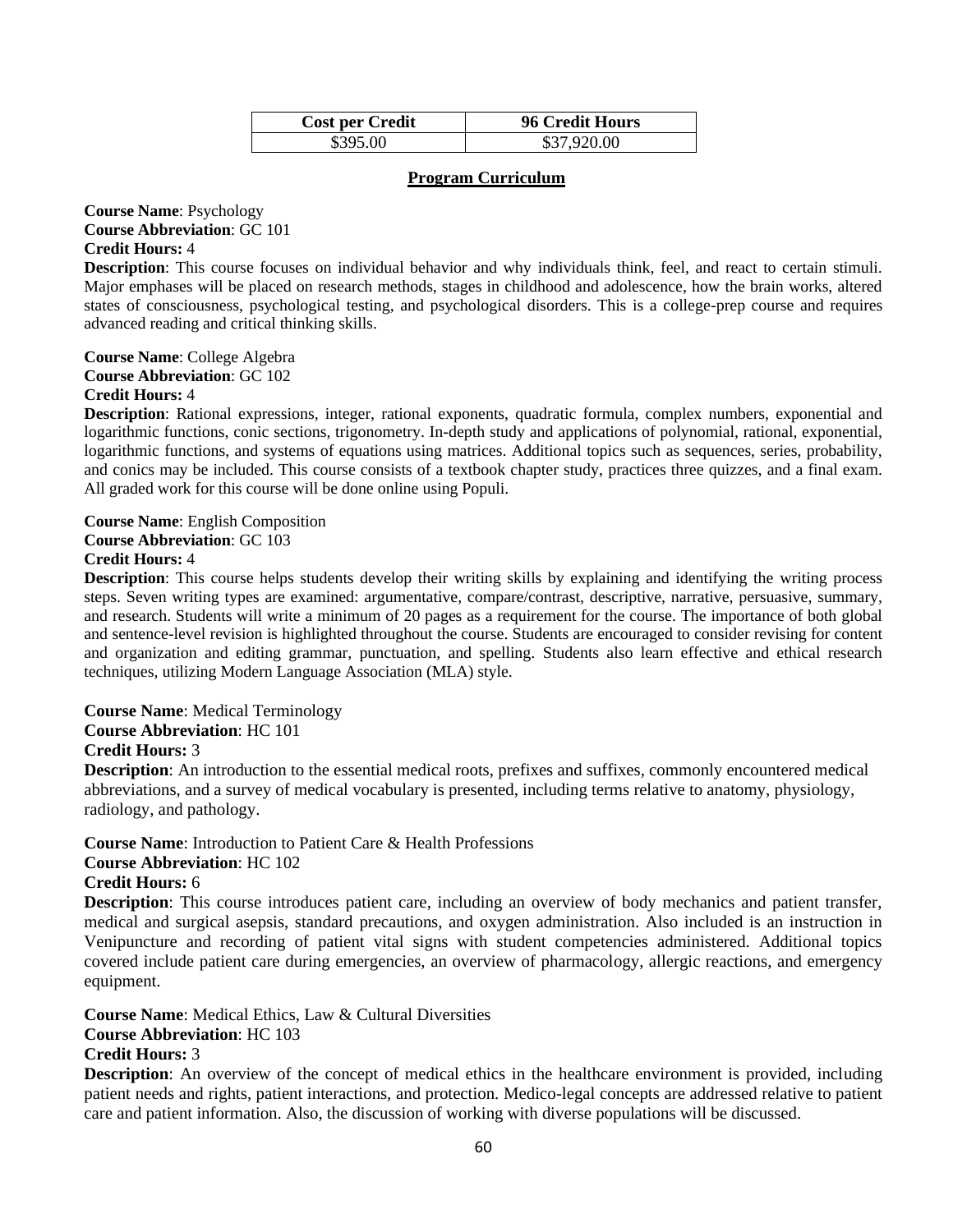| Cost per Credit | 96 Credit Hours |
|---|---|
| $395.00 | $37,920.00 |

## Program Curriculum

**Course Name**: Psychology
**Course Abbreviation**: GC 101
**Credit Hours:** 4
**Description**: This course focuses on individual behavior and why individuals think, feel, and react to certain stimuli. Major emphases will be placed on research methods, stages in childhood and adolescence, how the brain works, altered states of consciousness, psychological testing, and psychological disorders. This is a college-prep course and requires advanced reading and critical thinking skills.

**Course Name**: College Algebra
**Course Abbreviation**: GC 102
**Credit Hours:** 4
**Description**: Rational expressions, integer, rational exponents, quadratic formula, complex numbers, exponential and logarithmic functions, conic sections, trigonometry. In-depth study and applications of polynomial, rational, exponential, logarithmic functions, and systems of equations using matrices. Additional topics such as sequences, series, probability, and conics may be included. This course consists of a textbook chapter study, practices three quizzes, and a final exam. All graded work for this course will be done online using Populi.

**Course Name**: English Composition
**Course Abbreviation**: GC 103
**Credit Hours:** 4
**Description**: This course helps students develop their writing skills by explaining and identifying the writing process steps. Seven writing types are examined: argumentative, compare/contrast, descriptive, narrative, persuasive, summary, and research. Students will write a minimum of 20 pages as a requirement for the course. The importance of both global and sentence-level revision is highlighted throughout the course. Students are encouraged to consider revising for content and organization and editing grammar, punctuation, and spelling. Students also learn effective and ethical research techniques, utilizing Modern Language Association (MLA) style.

**Course Name**: Medical Terminology
**Course Abbreviation**: HC 101
**Credit Hours:** 3
**Description**: An introduction to the essential medical roots, prefixes and suffixes, commonly encountered medical abbreviations, and a survey of medical vocabulary is presented, including terms relative to anatomy, physiology, radiology, and pathology.

**Course Name**: Introduction to Patient Care & Health Professions
**Course Abbreviation**: HC 102
**Credit Hours:** 6
**Description**: This course introduces patient care, including an overview of body mechanics and patient transfer, medical and surgical asepsis, standard precautions, and oxygen administration. Also included is an instruction in Venipuncture and recording of patient vital signs with student competencies administered. Additional topics covered include patient care during emergencies, an overview of pharmacology, allergic reactions, and emergency equipment.

**Course Name**: Medical Ethics, Law & Cultural Diversities
**Course Abbreviation**: HC 103
**Credit Hours:** 3
**Description**: An overview of the concept of medical ethics in the healthcare environment is provided, including patient needs and rights, patient interactions, and protection. Medico-legal concepts are addressed relative to patient care and patient information. Also, the discussion of working with diverse populations will be discussed.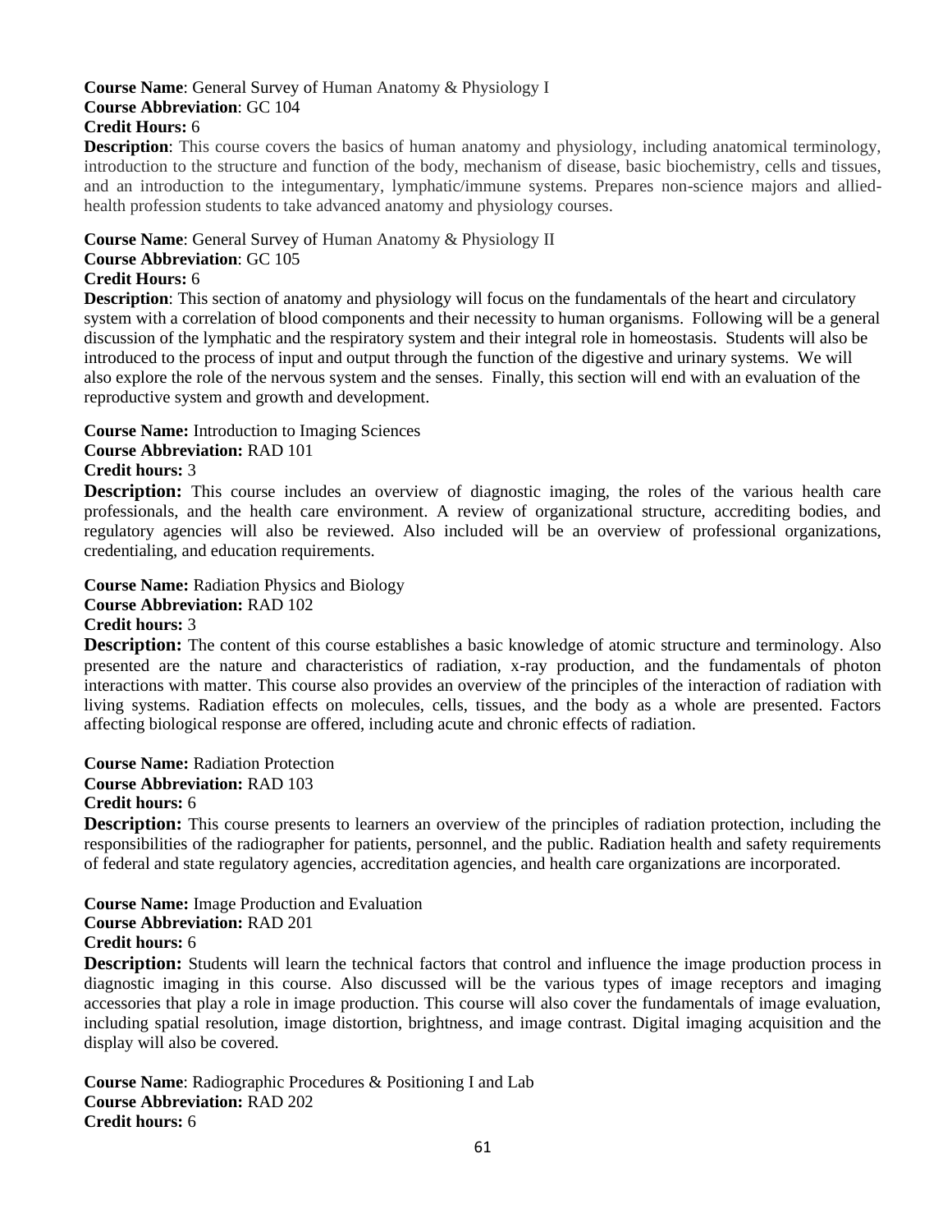**Course Name**: General Survey of Human Anatomy & Physiology I
**Course Abbreviation**: GC 104
**Credit Hours:** 6
**Description**: This course covers the basics of human anatomy and physiology, including anatomical terminology, introduction to the structure and function of the body, mechanism of disease, basic biochemistry, cells and tissues, and an introduction to the integumentary, lymphatic/immune systems. Prepares non-science majors and allied-health profession students to take advanced anatomy and physiology courses.

**Course Name**: General Survey of Human Anatomy & Physiology II
**Course Abbreviation**: GC 105
**Credit Hours:** 6
**Description**: This section of anatomy and physiology will focus on the fundamentals of the heart and circulatory system with a correlation of blood components and their necessity to human organisms. Following will be a general discussion of the lymphatic and the respiratory system and their integral role in homeostasis. Students will also be introduced to the process of input and output through the function of the digestive and urinary systems. We will also explore the role of the nervous system and the senses. Finally, this section will end with an evaluation of the reproductive system and growth and development.

**Course Name:** Introduction to Imaging Sciences
**Course Abbreviation:** RAD 101
**Credit hours:** 3
**Description:** This course includes an overview of diagnostic imaging, the roles of the various health care professionals, and the health care environment. A review of organizational structure, accrediting bodies, and regulatory agencies will also be reviewed. Also included will be an overview of professional organizations, credentialing, and education requirements.

**Course Name:** Radiation Physics and Biology
**Course Abbreviation:** RAD 102
**Credit hours:** 3
**Description:** The content of this course establishes a basic knowledge of atomic structure and terminology. Also presented are the nature and characteristics of radiation, x-ray production, and the fundamentals of photon interactions with matter. This course also provides an overview of the principles of the interaction of radiation with living systems. Radiation effects on molecules, cells, tissues, and the body as a whole are presented. Factors affecting biological response are offered, including acute and chronic effects of radiation.

**Course Name:** Radiation Protection
**Course Abbreviation:** RAD 103
**Credit hours:** 6
**Description:** This course presents to learners an overview of the principles of radiation protection, including the responsibilities of the radiographer for patients, personnel, and the public. Radiation health and safety requirements of federal and state regulatory agencies, accreditation agencies, and health care organizations are incorporated.

**Course Name:** Image Production and Evaluation
**Course Abbreviation:** RAD 201
**Credit hours:** 6
**Description:** Students will learn the technical factors that control and influence the image production process in diagnostic imaging in this course. Also discussed will be the various types of image receptors and imaging accessories that play a role in image production. This course will also cover the fundamentals of image evaluation, including spatial resolution, image distortion, brightness, and image contrast. Digital imaging acquisition and the display will also be covered.

**Course Name**: Radiographic Procedures & Positioning I and Lab
**Course Abbreviation:** RAD 202
**Credit hours:** 6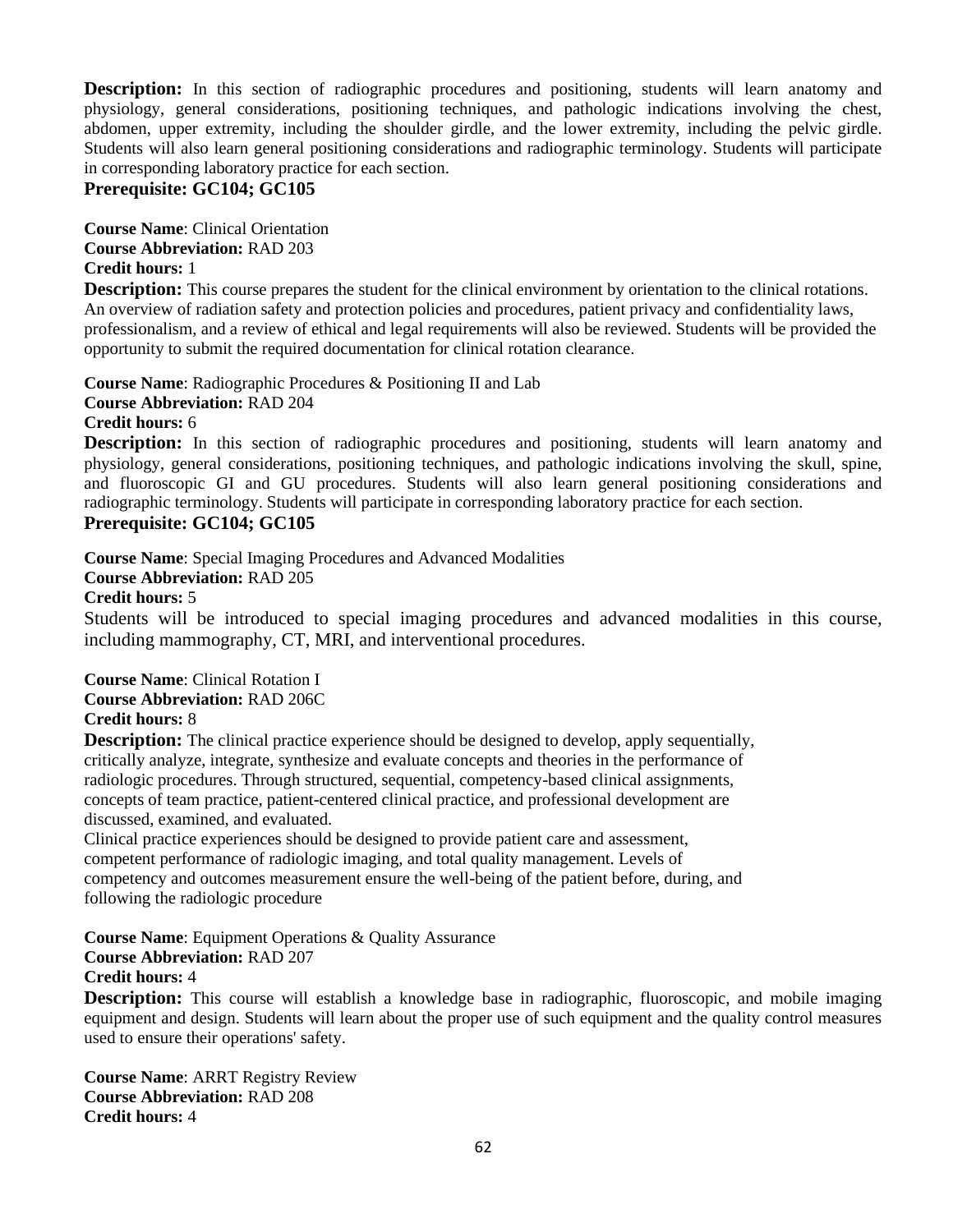**Description:** In this section of radiographic procedures and positioning, students will learn anatomy and physiology, general considerations, positioning techniques, and pathologic indications involving the chest, abdomen, upper extremity, including the shoulder girdle, and the lower extremity, including the pelvic girdle. Students will also learn general positioning considerations and radiographic terminology. Students will participate in corresponding laboratory practice for each section.

**Prerequisite: GC104; GC105**

**Course Name**: Clinical Orientation
**Course Abbreviation:** RAD 203
**Credit hours:** 1
**Description:** This course prepares the student for the clinical environment by orientation to the clinical rotations. An overview of radiation safety and protection policies and procedures, patient privacy and confidentiality laws, professionalism, and a review of ethical and legal requirements will also be reviewed. Students will be provided the opportunity to submit the required documentation for clinical rotation clearance.

**Course Name**: Radiographic Procedures & Positioning II and Lab
**Course Abbreviation:** RAD 204
**Credit hours:** 6
**Description:** In this section of radiographic procedures and positioning, students will learn anatomy and physiology, general considerations, positioning techniques, and pathologic indications involving the skull, spine, and fluoroscopic GI and GU procedures. Students will also learn general positioning considerations and radiographic terminology. Students will participate in corresponding laboratory practice for each section.

**Prerequisite: GC104; GC105**

**Course Name**: Special Imaging Procedures and Advanced Modalities
**Course Abbreviation:** RAD 205
**Credit hours:** 5
Students will be introduced to special imaging procedures and advanced modalities in this course, including mammography, CT, MRI, and interventional procedures.

**Course Name**: Clinical Rotation I
**Course Abbreviation:** RAD 206C
**Credit hours:** 8
**Description:** The clinical practice experience should be designed to develop, apply sequentially, critically analyze, integrate, synthesize and evaluate concepts and theories in the performance of radiologic procedures. Through structured, sequential, competency-based clinical assignments, concepts of team practice, patient-centered clinical practice, and professional development are discussed, examined, and evaluated.
Clinical practice experiences should be designed to provide patient care and assessment, competent performance of radiologic imaging, and total quality management. Levels of competency and outcomes measurement ensure the well-being of the patient before, during, and following the radiologic procedure

**Course Name**: Equipment Operations & Quality Assurance
**Course Abbreviation:** RAD 207
**Credit hours:** 4
**Description:** This course will establish a knowledge base in radiographic, fluoroscopic, and mobile imaging equipment and design. Students will learn about the proper use of such equipment and the quality control measures used to ensure their operations' safety.

**Course Name**: ARRT Registry Review
**Course Abbreviation:** RAD 208
**Credit hours:** 4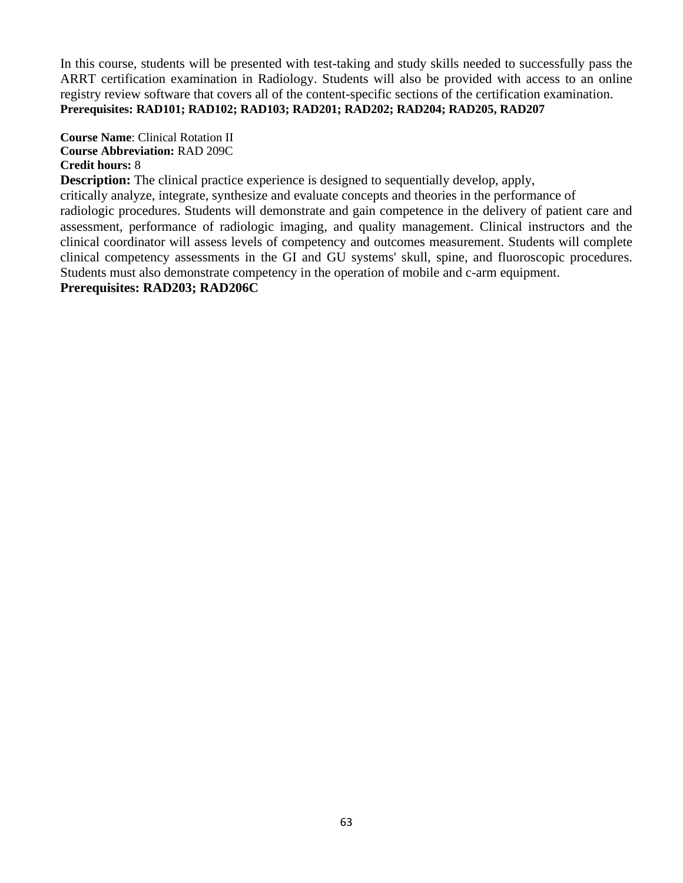In this course, students will be presented with test-taking and study skills needed to successfully pass the ARRT certification examination in Radiology. Students will also be provided with access to an online registry review software that covers all of the content-specific sections of the certification examination.
**Prerequisites: RAD101; RAD102; RAD103; RAD201; RAD202; RAD204; RAD205, RAD207**

**Course Name**: Clinical Rotation II
**Course Abbreviation:** RAD 209C
**Credit hours:** 8
**Description:** The clinical practice experience is designed to sequentially develop, apply, critically analyze, integrate, synthesize and evaluate concepts and theories in the performance of radiologic procedures. Students will demonstrate and gain competence in the delivery of patient care and assessment, performance of radiologic imaging, and quality management. Clinical instructors and the clinical coordinator will assess levels of competency and outcomes measurement. Students will complete clinical competency assessments in the GI and GU systems' skull, spine, and fluoroscopic procedures. Students must also demonstrate competency in the operation of mobile and c-arm equipment.
**Prerequisites: RAD203; RAD206C**